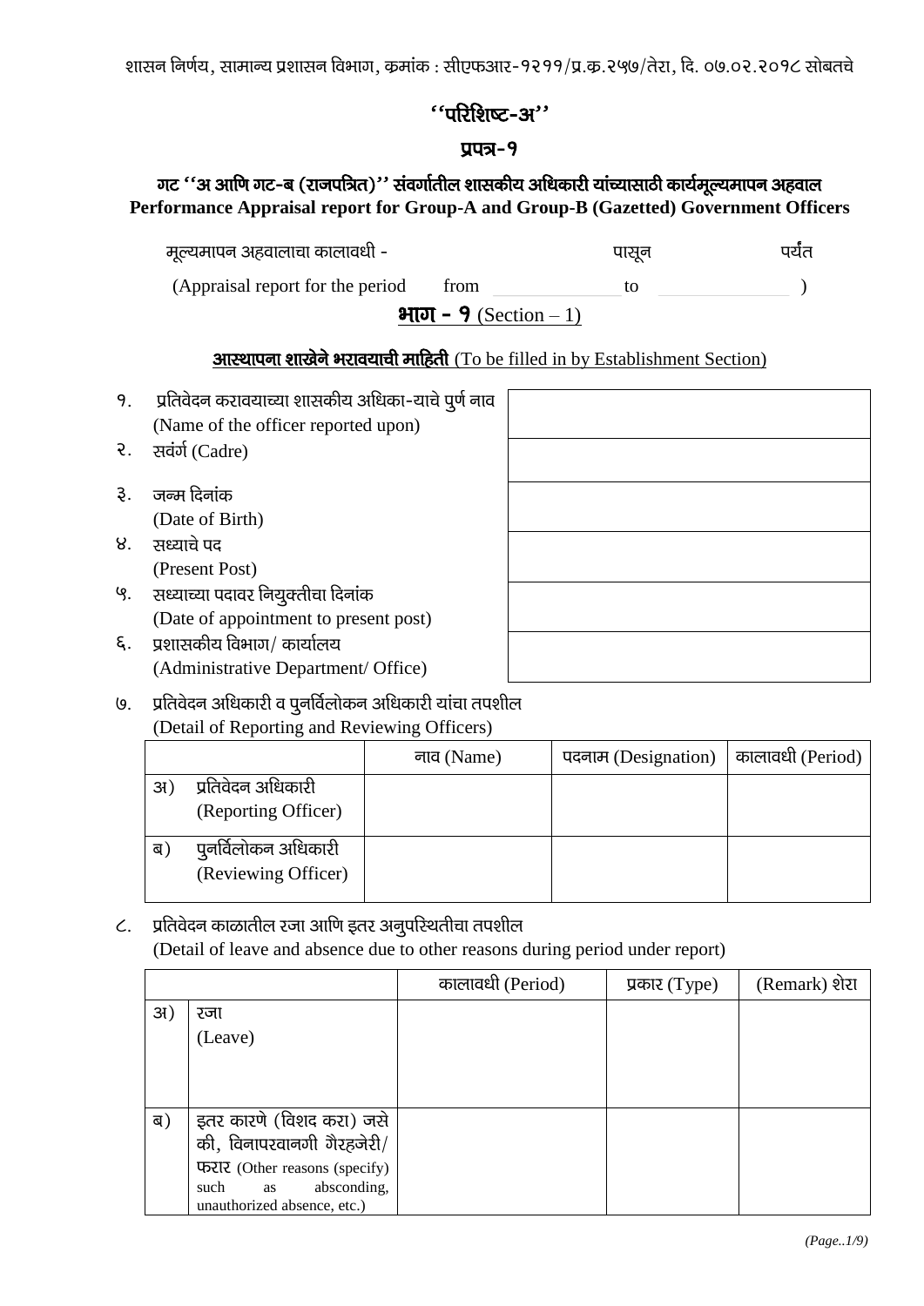शासन निर्णय, सामान्य प्रशासन विभाग, क्रमांक : सीएफआर-१२११/प्र.क्र.२५७/तेरा, दि. ०७.०२.२०१८ सोबतचे

## ''परिशिष्ट-अ''

## प्रपत्र-१

### गट ''अ आणि गट-ब (राजपत्रित)'' संवर्गातील शासकीय अधिकारी यांच्यासाठी कार्यमूल्यमापन अहवाल
### Performance Appraisal report for Group-A and Group-B (Gazetted) Government Officers

मूल्यमापन अहवालाचा कालावधी - पासून पर्यंत

(Appraisal report for the period from ______ to ______ )

## भाग - १ (Section – 1)

**आस्थापना शाखेने भरावयाची माहिती** (To be filled in by Establishment Section)

| | | |
|---|---|---|
| १. | प्रतिवेदन करावयाच्या शासकीय अधिका-याचे पुर्ण नाव (Name of the officer reported upon) | |
| २. | सवंर्ग (Cadre) | |
| ३. | जन्म दिनांक (Date of Birth) | |
| ४. | सध्याचे पद (Present Post) | |
| ५. | सध्याच्या पदावर नियुक्तीचा दिनांक (Date of appointment to present post) | |
| ६. | प्रशासकीय विभाग/ कार्यालय (Administrative Department/ Office) | |

७. प्रतिवेदन अधिकारी व पुनर्विलोकन अधिकारी यांचा तपशील
(Detail of Reporting and Reviewing Officers)

| | नाव (Name) | पदनाम (Designation) | कालावधी (Period) |
|---|---|---|---|
| अ) प्रतिवेदन अधिकारी (Reporting Officer) | | | |
| ब) पुनर्विलोकन अधिकारी (Reviewing Officer) | | | |

८. प्रतिवेदन काळातील रजा आणि इतर अनुपस्थितीचा तपशील
(Detail of leave and absence due to other reasons during period under report)

| | | कालावधी (Period) | प्रकार (Type) | (Remark) शेरा |
|---|---|---|---|---|
| अ) | रजा (Leave) | | | |
| ब) | इतर कारणे (विशद करा) जसे की, विनापरवानगी गैरहजेरी/ फरार (Other reasons (specify) such as absconding, unauthorized absence, etc.) | | | |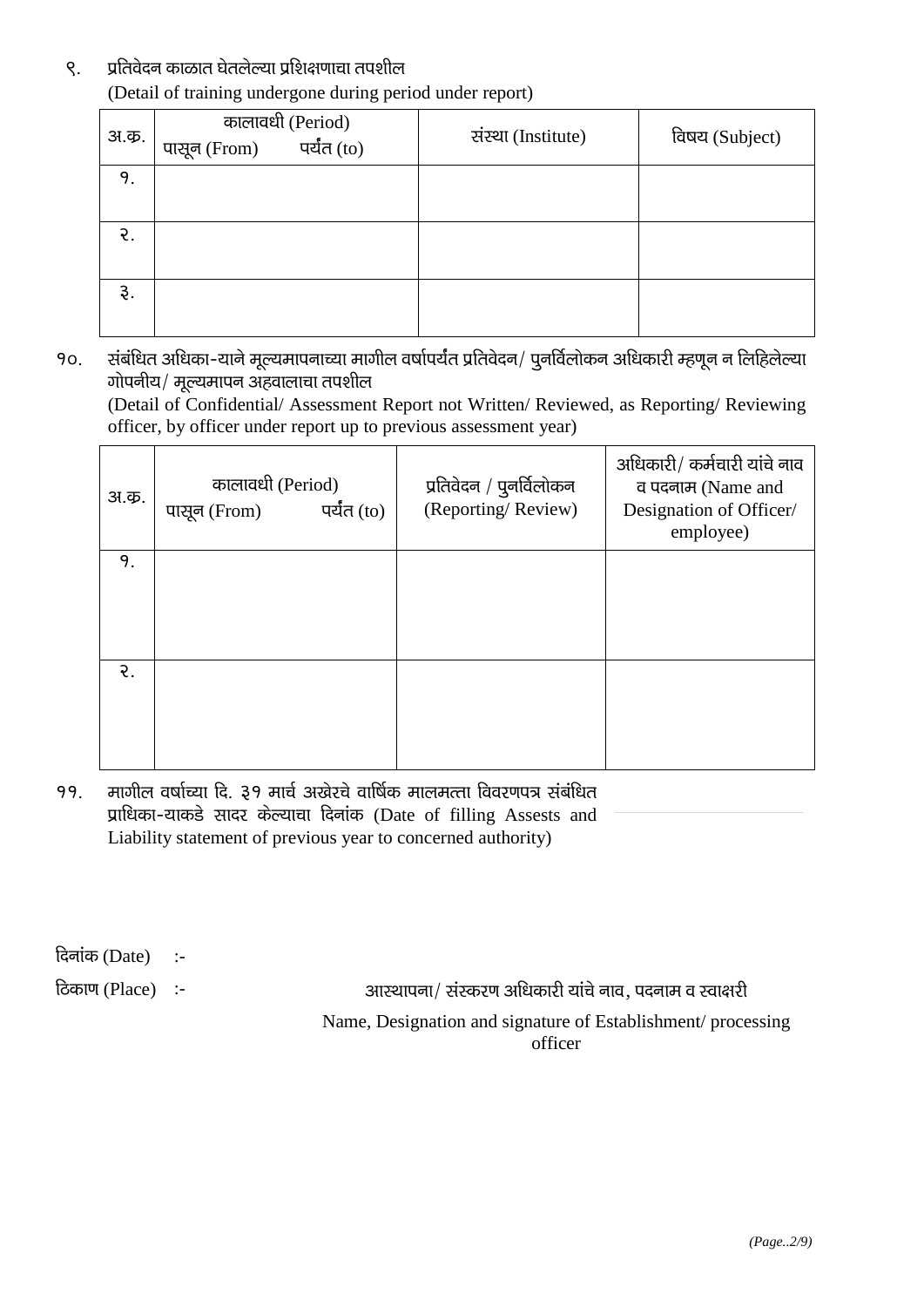९. प्रतिवेदन काळात घेतलेल्या प्रशिक्षणाचा तपशील
(Detail of training undergone during period under report)

| अ.क्र. | कालावधी (Period) | | संस्था (Institute) | विषय (Subject) |
|---|---|---|---|---|
| | पासून (From) | पर्यंत (to) | | |
| १. | | | | |
| २. | | | | |
| ३. | | | | |

१०. संबंधित अधिका-याने मूल्यमापनाच्या मागील वर्षापर्यंत प्रतिवेदन/ पुनर्विलोकन अधिकारी म्हणून न लिहिलेल्या गोपनीय/ मूल्यमापन अहवालाचा तपशील
(Detail of Confidential/ Assessment Report not Written/ Reviewed, as Reporting/ Reviewing officer, by officer under report up to previous assessment year)

| अ.क्र. | कालावधी (Period) | | प्रतिवेदन / पुनर्विलोकन (Reporting/ Review) | अधिकारी/ कर्मचारी यांचे नाव व पदनाम (Name and Designation of Officer/ employee) |
|---|---|---|---|---|
| | पासून (From) | पर्यंत (to) | | |
| १. | | | | |
| २. | | | | |

११. मागील वर्षाच्या दि. ३१ मार्च अखेरचे वार्षिक मालमत्ता विवरणपत्र संबंधित प्राधिका-याकडे सादर केल्याचा दिनांक (Date of filling Assests and Liability statement of previous year to concerned authority)

दिनांक (Date) :-

ठिकाण (Place) :-

आस्थापना/ संस्करण अधिकारी यांचे नाव, पदनाम व स्वाक्षरी

Name, Designation and signature of Establishment/ processing officer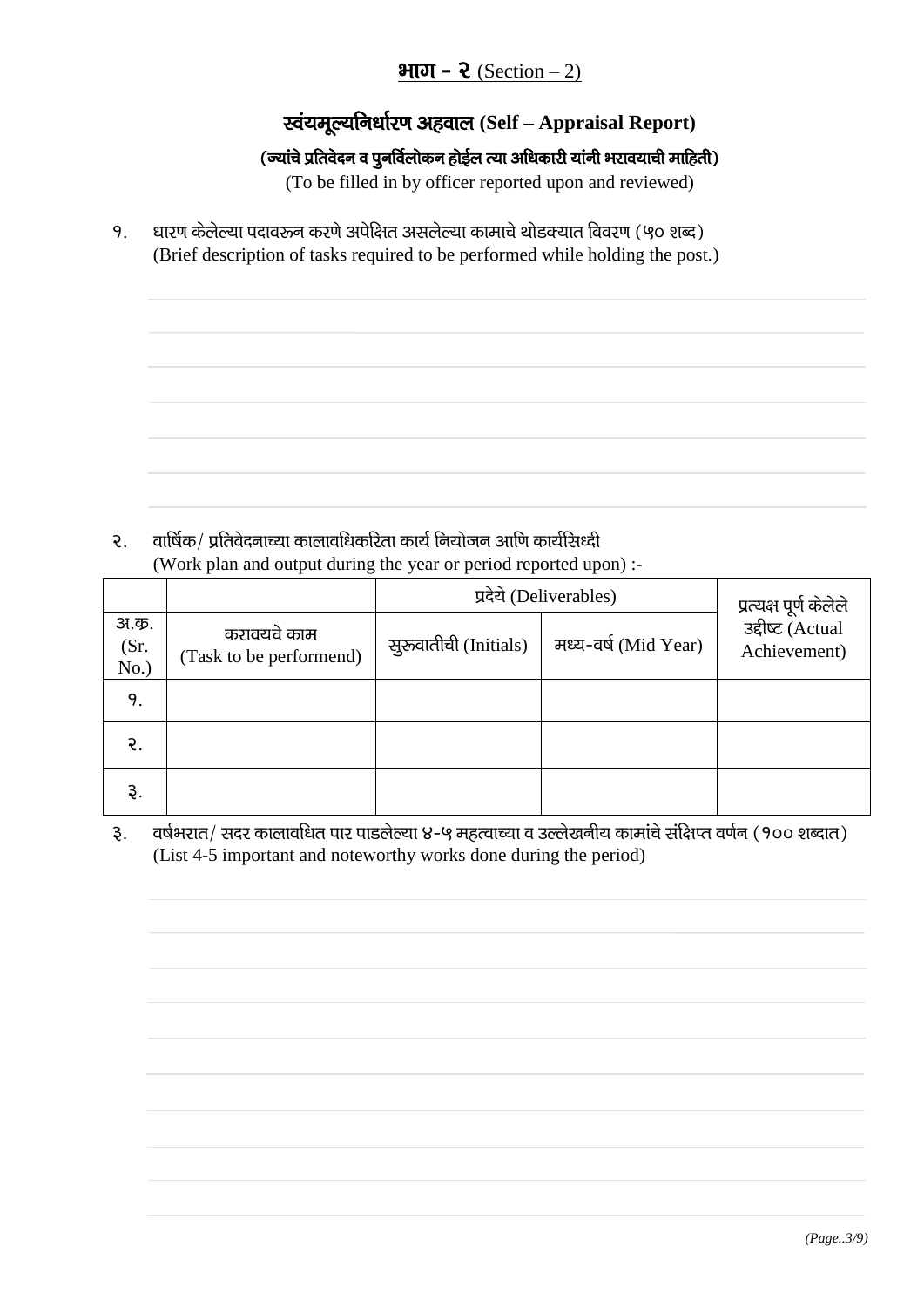## **भाग - २** (Section – 2)

### स्वंयमूल्यनिर्धारण अहवाल (Self – Appraisal Report)

**(ज्यांचे प्रतिवेदन व पुनर्विलोकन होईल त्या अधिकारी यांनी भरावयाची माहिती)**

(To be filled in by officer reported upon and reviewed)

१. धारण केलेल्या पदावरुन करणे अपेक्षित असलेल्या कामाचे थोडक्यात विवरण (५० शब्द)
(Brief description of tasks required to be performed while holding the post.)

२. वार्षिक/ प्रतिवेदनाच्या कालावधिकरिता कार्य नियोजन आणि कार्यसिध्दी
(Work plan and output during the year or period reported upon) :-

| | | प्रदेये (Deliverables) | | प्रत्यक्ष पूर्ण केलेले उद्दीष्ट (Actual Achievement) |
|---|---|---|---|---|
| अ.क्र. (Sr. No.) | करावयचे काम (Task to be performend) | सुरुवातीची (Initials) | मध्य-वर्ष (Mid Year) | |
| १. | | | | |
| २. | | | | |
| ३. | | | | |

३. वर्षभरात/ सदर कालावधित पार पाडलेल्या ४-५ महत्वाच्या व उल्लेखनीय कामांचे संक्षिप्त वर्णन (१०० शब्दात)
(List 4-5 important and noteworthy works done during the period)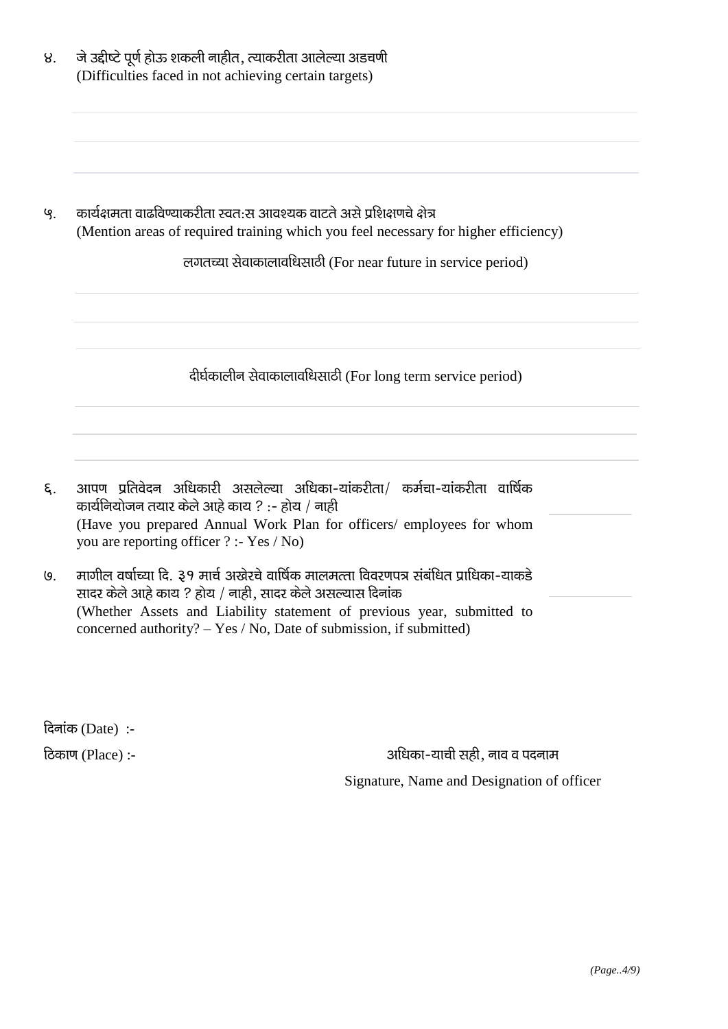४. जे उद्दीष्टे पूर्ण होऊ शकली नाहीत, त्याकरीता आलेल्या अडचणी
(Difficulties faced in not achieving certain targets)

५. कार्यक्षमता वाढविण्याकरीता स्वत:स आवश्यक वाटते असे प्रशिक्षणचे क्षेत्र
(Mention areas of required training which you feel necessary for higher efficiency)

लगतच्या सेवाकालावधिसाठी (For near future in service period)

दीर्घकालीन सेवाकालावधिसाठी (For long term service period)

६. आपण प्रतिवेदन अधिकारी असलेल्या अधिका-यांकरीता/ कर्मचा-यांकरीता वार्षिक कार्यनियोजन तयार केले आहे काय ? :- होय / नाही
(Have you prepared Annual Work Plan for officers/ employees for whom you are reporting officer ? :- Yes / No)

७. मागील वर्षाच्या दि. ३१ मार्च अखेरचे वार्षिक मालमत्ता विवरणपत्र संबंधित प्राधिका-याकडे सादर केले आहे काय ? होय / नाही, सादर केले असल्यास दिनांक
(Whether Assets and Liability statement of previous year, submitted to concerned authority? – Yes / No, Date of submission, if submitted)

दिनांक (Date) :-

ठिकाण (Place) :-

अधिका-याची सही, नाव व पदनाम

Signature, Name and Designation of officer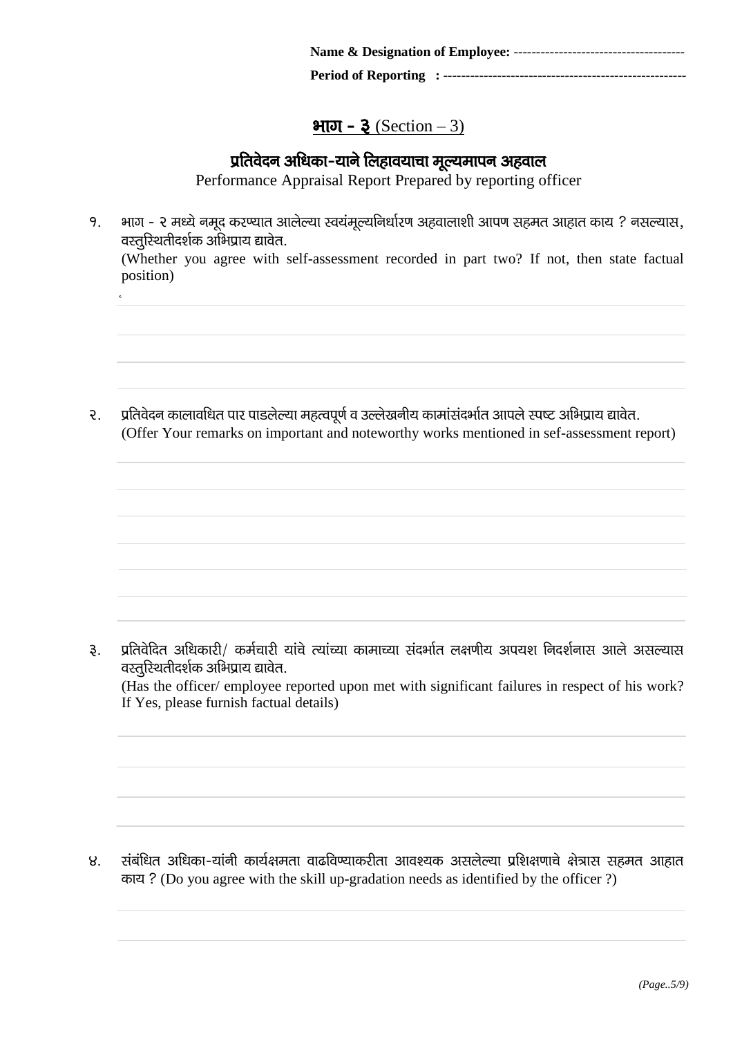**Name & Designation of Employee:** -------------------------------------

**Period of Reporting :** -----------------------------------------------------

## **भाग - ३** (Section – 3)

### **प्रतिवेदन अधिका-याने लिहावयाचा मूल्यमापन अहवाल**

Performance Appraisal Report Prepared by reporting officer

१. भाग - २ मध्ये नमूद करण्यात आलेल्या स्वयंमूल्यनिर्धारण अहवालाशी आपण सहमत आहात काय ? नसल्यास, वस्तुस्थितीदर्शक अभिप्राय द्यावेत.
(Whether you agree with self-assessment recorded in part two? If not, then state factual position)

२. प्रतिवेदन कालावधित पार पाडलेल्या महत्वपूर्ण व उल्लेखनीय कामांसंदर्भात आपले स्पष्ट अभिप्राय द्यावेत.
(Offer Your remarks on important and noteworthy works mentioned in sef-assessment report)

३. प्रतिवेदित अधिकारी/ कर्मचारी यांचे त्यांच्या कामाच्या संदर्भात लक्षणीय अपयश निदर्शनास आले असल्यास वस्तुस्थितीदर्शक अभिप्राय द्यावेत.
(Has the officer/ employee reported upon met with significant failures in respect of his work? If Yes, please furnish factual details)

४. संबंधित अधिका-यांनी कार्यक्षमता वाढविण्याकरीता आवश्यक असलेल्या प्रशिक्षणाचे क्षेत्रास सहमत आहात काय ? (Do you agree with the skill up-gradation needs as identified by the officer ?)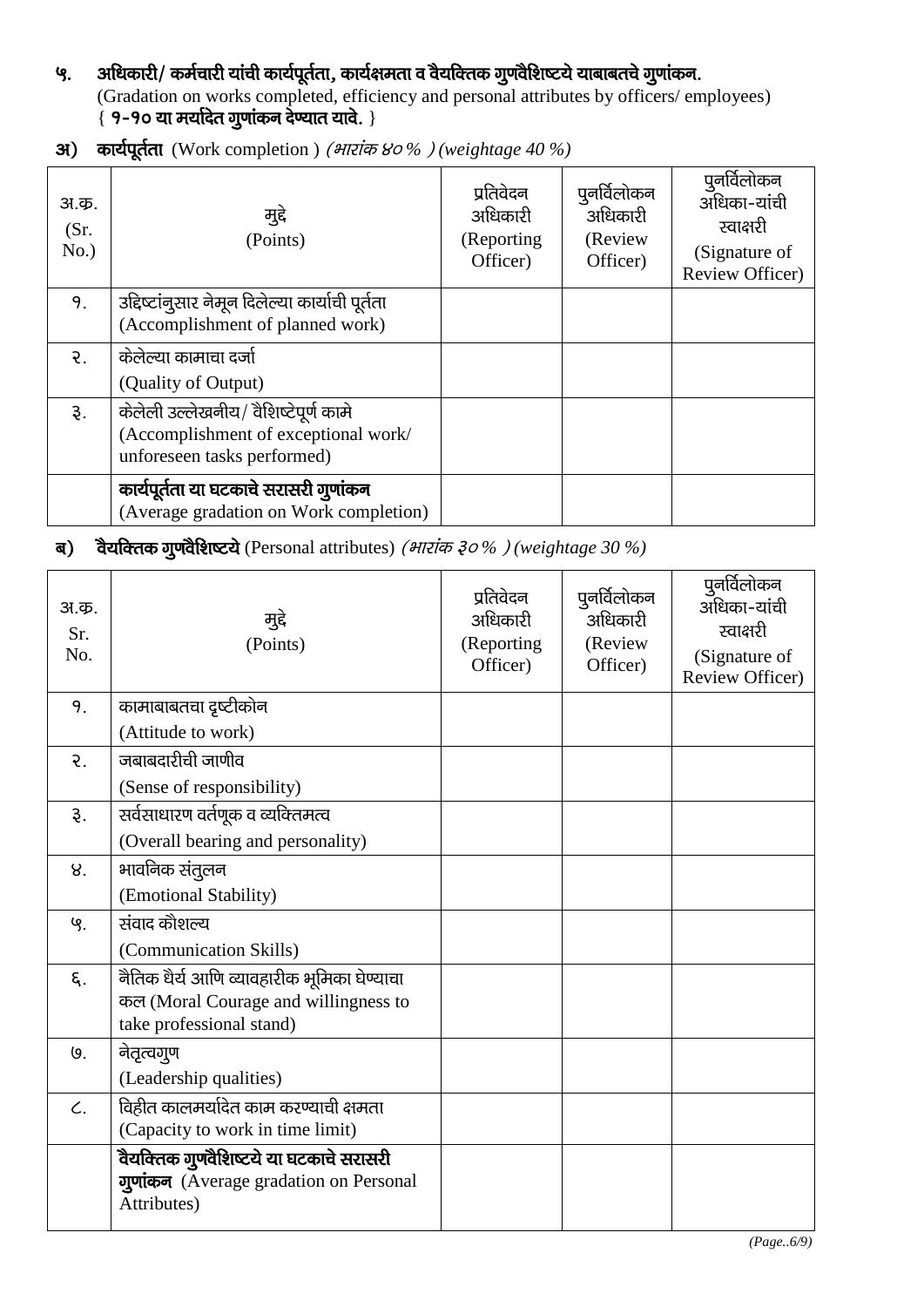## ५. अधिकारी/ कर्मचारी यांची कार्यपूर्तता, कार्यक्षमता व वैयक्तिक गुणवैशिष्टये याबाबतचे गुणांकन.

(Gradation on works completed, efficiency and personal attributes by officers/ employees)

{ **१-१० या मर्यादित गुणांकन देण्यात यावे.** }

### अ) **कार्यपूर्तता** (Work completion ) *(भारांक ४० % ) (weightage 40 %)*

| अ.क्र. (Sr. No.) | मुद्दे (Points) | प्रतिवेदन अधिकारी (Reporting Officer) | पुनर्विलोकन अधिकारी (Review Officer) | पुनर्विलोकन अधिका-यांची स्वाक्षरी (Signature of Review Officer) |
|---|---|---|---|---|
| १. | उद्दिष्टांनुसार नेमून दिलेल्या कार्याची पूर्तता (Accomplishment of planned work) | | | |
| २. | केलेल्या कामाचा दर्जा (Quality of Output) | | | |
| ३. | केलेली उल्लेखनीय/ वैशिष्टेपूर्ण कामे (Accomplishment of exceptional work/ unforeseen tasks performed) | | | |
| | **कार्यपूर्तता या घटकाचे सरासरी गुणांकन** (Average gradation on Work completion) | | | |

### ब) **वैयक्तिक गुणवैशिष्टये** (Personal attributes) *(भारांक ३० % ) (weightage 30 %)*

| अ.क्र. Sr. No. | मुद्दे (Points) | प्रतिवेदन अधिकारी (Reporting Officer) | पुनर्विलोकन अधिकारी (Review Officer) | पुनर्विलोकन अधिका-यांची स्वाक्षरी (Signature of Review Officer) |
|---|---|---|---|---|
| १. | कामाबाबतचा दृष्टीकोन (Attitude to work) | | | |
| २. | जबाबदारीची जाणीव (Sense of responsibility) | | | |
| ३. | सर्वसाधारण वर्तणूक व व्यक्तिमत्व (Overall bearing and personality) | | | |
| ४. | भावनिक संतुलन (Emotional Stability) | | | |
| ५. | संवाद कौशल्य (Communication Skills) | | | |
| ६. | नैतिक धैर्य आणि व्यावहारीक भूमिका घेण्याचा कल (Moral Courage and willingness to take professional stand) | | | |
| ७. | नेतृत्वगुण (Leadership qualities) | | | |
| ८. | विहीत कालमर्यादेत काम करण्याची क्षमता (Capacity to work in time limit) | | | |
| | **वैयक्तिक गुणवैशिष्टये या घटकाचे सरासरी गुणांकन** (Average gradation on Personal Attributes) | | | |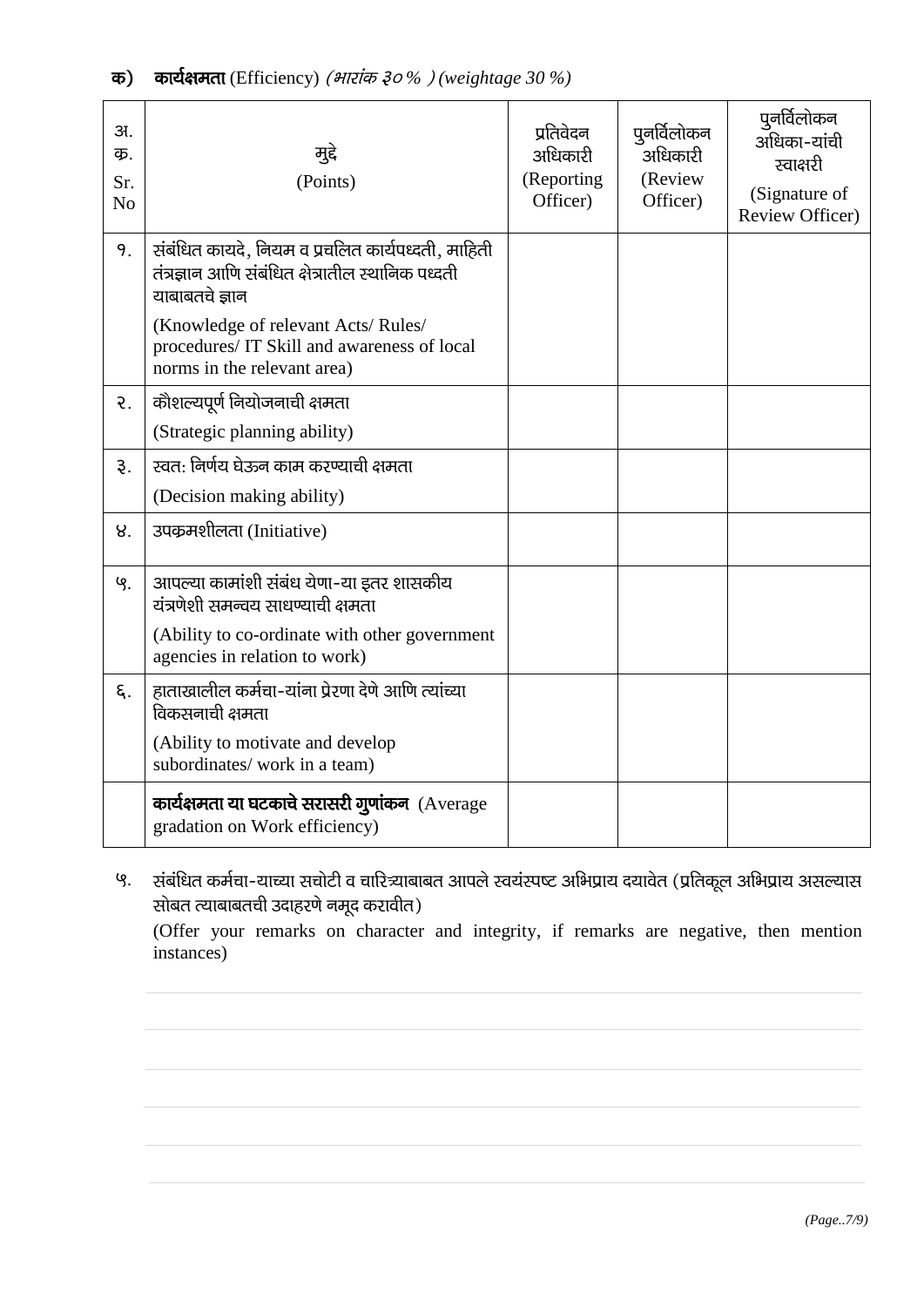**क) कार्यक्षमता** (Efficiency) *(भारांक ३० % ) (weightage 30 %)*

| अ. क्र. Sr. No | मुद्दे (Points) | प्रतिवेदन अधिकारी (Reporting Officer) | पुनर्विलोकन अधिकारी (Review Officer) | पुनर्विलोकन अधिका-यांची स्वाक्षरी (Signature of Review Officer) |
|---|---|---|---|---|
| १. | संबंधित कायदे, नियम व प्रचलित कार्यपध्दती, माहिती तंत्रज्ञान आणि संबंधित क्षेत्रातील स्थानिक पध्दती याबाबतचे ज्ञान (Knowledge of relevant Acts/ Rules/ procedures/ IT Skill and awareness of local norms in the relevant area) | | | |
| २. | कौशल्यपूर्ण नियोजनाची क्षमता (Strategic planning ability) | | | |
| ३. | स्वत: निर्णय घेऊन काम करण्याची क्षमता (Decision making ability) | | | |
| ४. | उपक्रमशीलता (Initiative) | | | |
| ५. | आपल्या कामांशी संबंध येणा-या इतर शासकीय यंत्रणेशी समन्वय साधण्याची क्षमता (Ability to co-ordinate with other government agencies in relation to work) | | | |
| ६. | हाताखालील कर्मचा-यांना प्रेरणा देणे आणि त्यांच्या विकसनाची क्षमता (Ability to motivate and develop subordinates/ work in a team) | | | |
| | **कार्यक्षमता या घटकाचे सरासरी गुणांकन** (Average gradation on Work efficiency) | | | |

५. संबंधित कर्मचा-याच्या सचोटी व चारित्र्याबाबत आपले स्वयंस्पष्ट अभिप्राय दयावेत (प्रतिकूल अभिप्राय असल्यास सोबत त्याबाबतची उदाहरणे नमूद करावीत)
(Offer your remarks on character and integrity, if remarks are negative, then mention instances)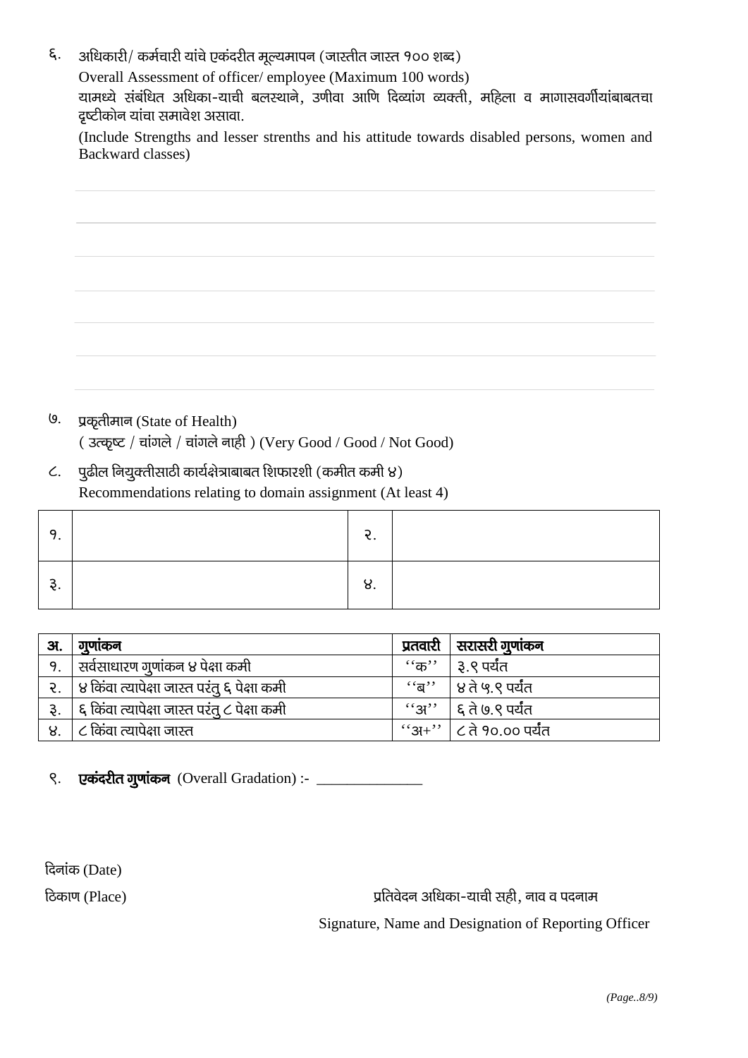६. अधिकारी/ कर्मचारी यांचे एकंदरीत मूल्यमापन (जास्तीत जास्त १०० शब्द)

Overall Assessment of officer/ employee (Maximum 100 words)

यामध्ये संबंधित अधिका-याची बलस्थाने, उणीवा आणि दिव्यांग व्यक्ती, महिला व मागासवर्गीयांबाबतचा दृष्टीकोन यांचा समावेश असावा.

(Include Strengths and lesser strenths and his attitude towards disabled persons, women and Backward classes)

७. प्रकृतीमान (State of Health)

( उत्कृष्ट / चांगले / चांगले नाही ) (Very Good / Good / Not Good)

८. पुढील नियुक्तीसाठी कार्यक्षेत्राबाबत शिफारशी (कमीत कमी ४)

Recommendations relating to domain assignment (At least 4)

| १. | | २. | |
|---|---|---|---|
| ३. | | ४. | |

| अ. | गुणांकन | प्रतवारी | सरासरी गुणांकन |
|---|---|---|---|
| १. | सर्वसाधारण गुणांकन ४ पेक्षा कमी | ''क'' | ३.९ पर्यंत |
| २. | ४ किंवा त्यापेक्षा जास्त परंतु ६ पेक्षा कमी | ''ब'' | ४ ते ५.९ पर्यंत |
| ३. | ६ किंवा त्यापेक्षा जास्त परंतु ८ पेक्षा कमी | ''अ'' | ६ ते ७.९ पर्यंत |
| ४. | ८ किंवा त्यापेक्षा जास्त | ''अ+'' | ८ ते १०.०० पर्यंत |

९. **एकंदरीत गुणांकन** (Overall Gradation) :- ______________

दिनांक (Date)

ठिकाण (Place)

प्रतिवेदन अधिका-याची सही, नाव व पदनाम

Signature, Name and Designation of Reporting Officer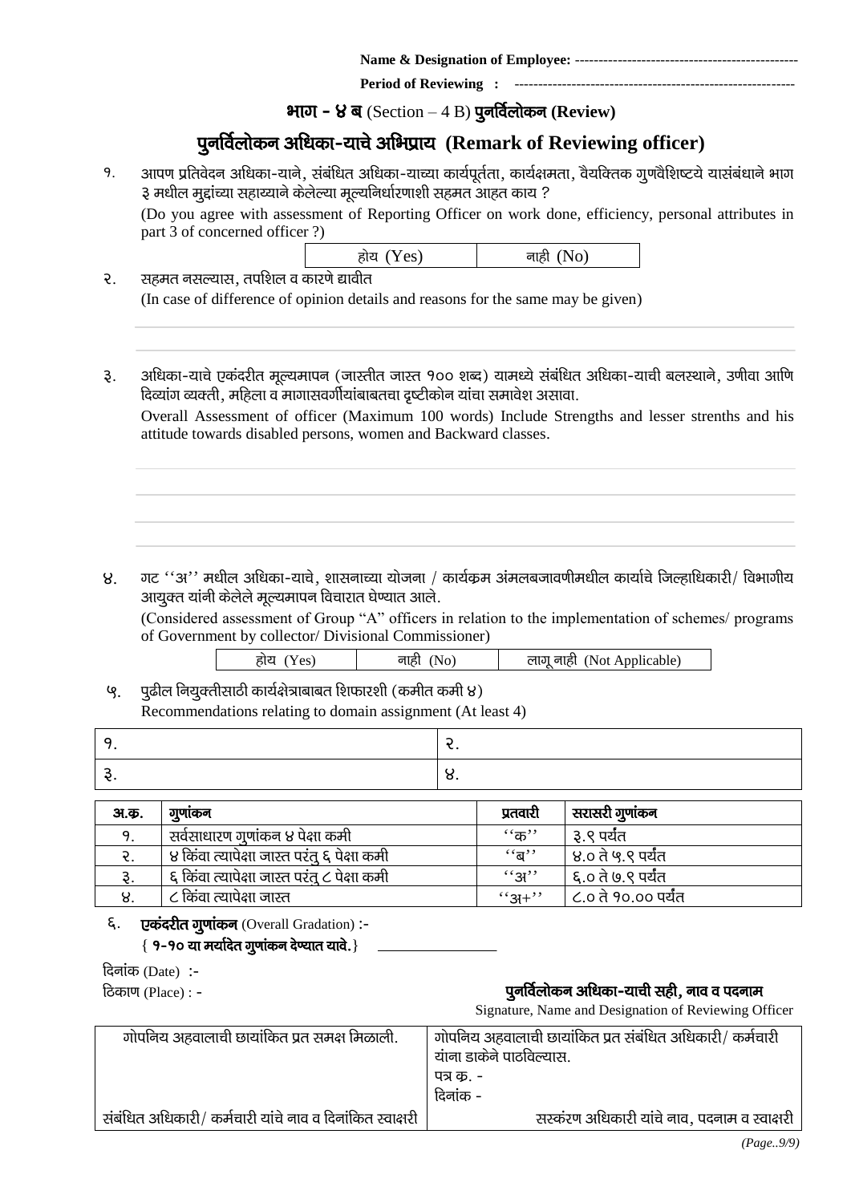**Name & Designation of Employee:** ----------------------------------------------

**Period of Reviewing :** ----------------------------------------------------------

## भाग - ४ ब (Section – 4 B) पुनर्विलोकन (Review)

# पुनर्विलोकन अधिका-याचे अभिप्राय (Remark of Reviewing officer)

१. आपण प्रतिवेदन अधिका-याने, संबंधित अधिका-याच्या कार्यपूर्तता, कार्यक्षमता, वैयक्तिक गुणवैशिष्टये यासंबंधाने भाग ३ मधील मुद्दांच्या सहाय्याने केलेल्या मूल्यनिर्धारणाशी सहमत आहत काय ?

(Do you agree with assessment of Reporting Officer on work done, efficiency, personal attributes in part 3 of concerned officer ?)

| होय (Yes) | नाही (No) |
|---|---|

२. सहमत नसल्यास, तपशिल व कारणे द्यावीत

(In case of difference of opinion details and reasons for the same may be given)

३. अधिका-याचे एकंदरीत मूल्यमापन (जास्तीत जास्त १०० शब्द) यामध्ये संबंधित अधिका-याची बलस्थाने, उणीवा आणि दिव्यांग व्यक्ती, महिला व मागासवर्गीयांबाबतचा दृष्टीकोन यांचा समावेश असावा.

Overall Assessment of officer (Maximum 100 words) Include Strengths and lesser strenths and his attitude towards disabled persons, women and Backward classes.

४. गट ''अ'' मधील अधिका-याचे, शासनाच्या योजना / कार्यक्रम अंमलबजावणीमधील कार्याचे जिल्हाधिकारी/ विभागीय आयुक्त यांनी केलेले मूल्यमापन विचारात घेण्यात आले.

(Considered assessment of Group "A" officers in relation to the implementation of schemes/ programs of Government by collector/ Divisional Commissioner)

| होय (Yes) | नाही (No) | लागू नाही (Not Applicable) |
|---|---|---|

५. पुढील नियुक्तीसाठी कार्यक्षेत्राबाबत शिफारशी (कमीत कमी ४)

Recommendations relating to domain assignment (At least 4)

| १. | २. |
|---|---|
| ३. | ४. |

| अ.क्र. | गुणांकन | प्रतवारी | सरासरी गुणांकन |
|---|---|---|---|
| १. | सर्वसाधारण गुणांकन ४ पेक्षा कमी | ''क'' | ३.९ पर्यंत |
| २. | ४ किंवा त्यापेक्षा जास्त परंतु ६ पेक्षा कमी | ''ब'' | ४.० ते ५.९ पर्यंत |
| ३. | ६ किंवा त्यापेक्षा जास्त परंतु ८ पेक्षा कमी | ''अ'' | ६.० ते ७.९ पर्यंत |
| ४. | ८ किंवा त्यापेक्षा जास्त | ''अ+'' | ८.० ते १०.०० पर्यंत |

६. **एकंदरीत गुणांकन** (Overall Gradation) :-
{ **१-१० या मर्यादेत गुणांकन देण्यात यावे.**} ________________

दिनांक (Date) :-

ठिकाण (Place) : -

**पुनर्विलोकन अधिका-याची सही, नाव व पदनाम**

Signature, Name and Designation of Reviewing Officer

| गोपनिय अहवालाची छायांकित प्रत समक्ष मिळाली. | गोपनिय अहवालाची छायांकित प्रत संबंधित अधिकारी/ कर्मचारी यांना डाकेने पाठविल्यास. पत्र क्र. - दिनांक - |
|---|---|
| संबंधित अधिकारी/ कर्मचारी यांचे नाव व दिनांकित स्वाक्षरी | सस्कंरण अधिकारी यांचे नाव, पदनाम व स्वाक्षरी |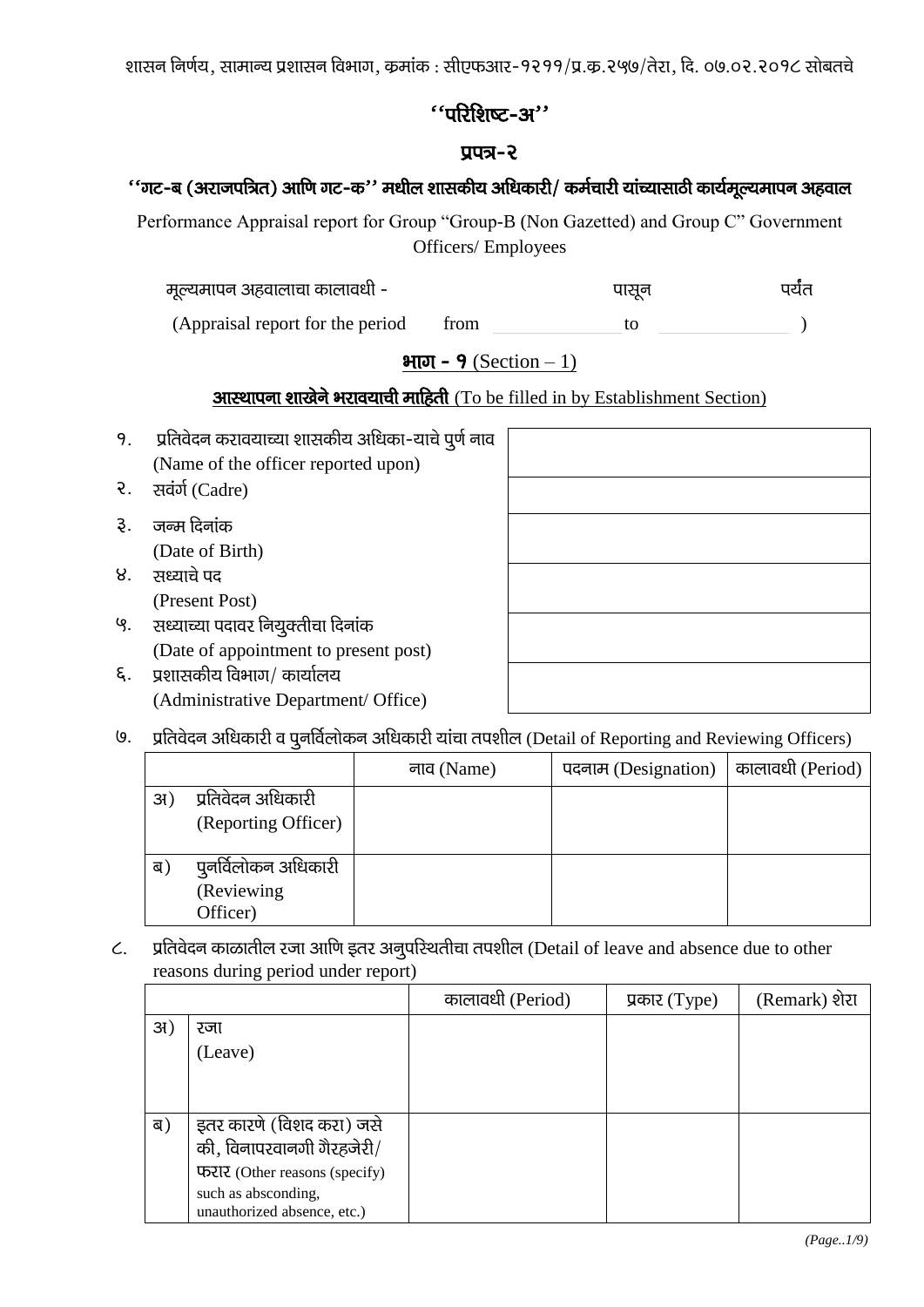शासन निर्णय, सामान्य प्रशासन विभाग, क्रमांक : सीएफआर-१२११/प्र.क्र.२५७/तेरा, दि. ०७.०२.२०१८ सोबतचे

## ''परिशिष्ट-अ''

## प्रपत्र-२

### ''गट-ब (अराजपत्रित) आणि गट-क'' मधील शासकीय अधिकारी/ कर्मचारी यांच्यासाठी कार्यमूल्यमापन अहवाल

Performance Appraisal report for Group "Group-B (Non Gazetted) and Group C" Government Officers/ Employees

मूल्यमापन अहवालाचा कालावधी - पासून पर्यंत

(Appraisal report for the period from ______ to ______ )

## भाग - १ (Section – 1)

**आस्थापना शाखेने भरावयाची माहिती** (To be filled in by Establishment Section)

| | |
|---|---|
| १. प्रतिवेदन करावयाच्या शासकीय अधिका-याचे पुर्ण नाव (Name of the officer reported upon) | |
| २. सवंर्ग (Cadre) | |
| ३. जन्म दिनांक (Date of Birth) | |
| ४. सध्याचे पद (Present Post) | |
| ५. सध्याच्या पदावर नियुक्तीचा दिनांक (Date of appointment to present post) | |
| ६. प्रशासकीय विभाग/ कार्यालय (Administrative Department/ Office) | |

७. प्रतिवेदन अधिकारी व पुनर्विलोकन अधिकारी यांचा तपशील (Detail of Reporting and Reviewing Officers)

| | नाव (Name) | पदनाम (Designation) | कालावधी (Period) |
|---|---|---|---|
| अ) प्रतिवेदन अधिकारी (Reporting Officer) | | | |
| ब) पुनर्विलोकन अधिकारी (Reviewing Officer) | | | |

८. प्रतिवेदन काळातील रजा आणि इतर अनुपस्थितीचा तपशील (Detail of leave and absence due to other reasons during period under report)

| | कालावधी (Period) | प्रकार (Type) | (Remark) शेरा |
|---|---|---|---|
| अ) रजा (Leave) | | | |
| ब) इतर कारणे (विशद करा) जसे की, विनापरवानगी गैरहजेरी/ फरार (Other reasons (specify) such as absconding, unauthorized absence, etc.) | | | |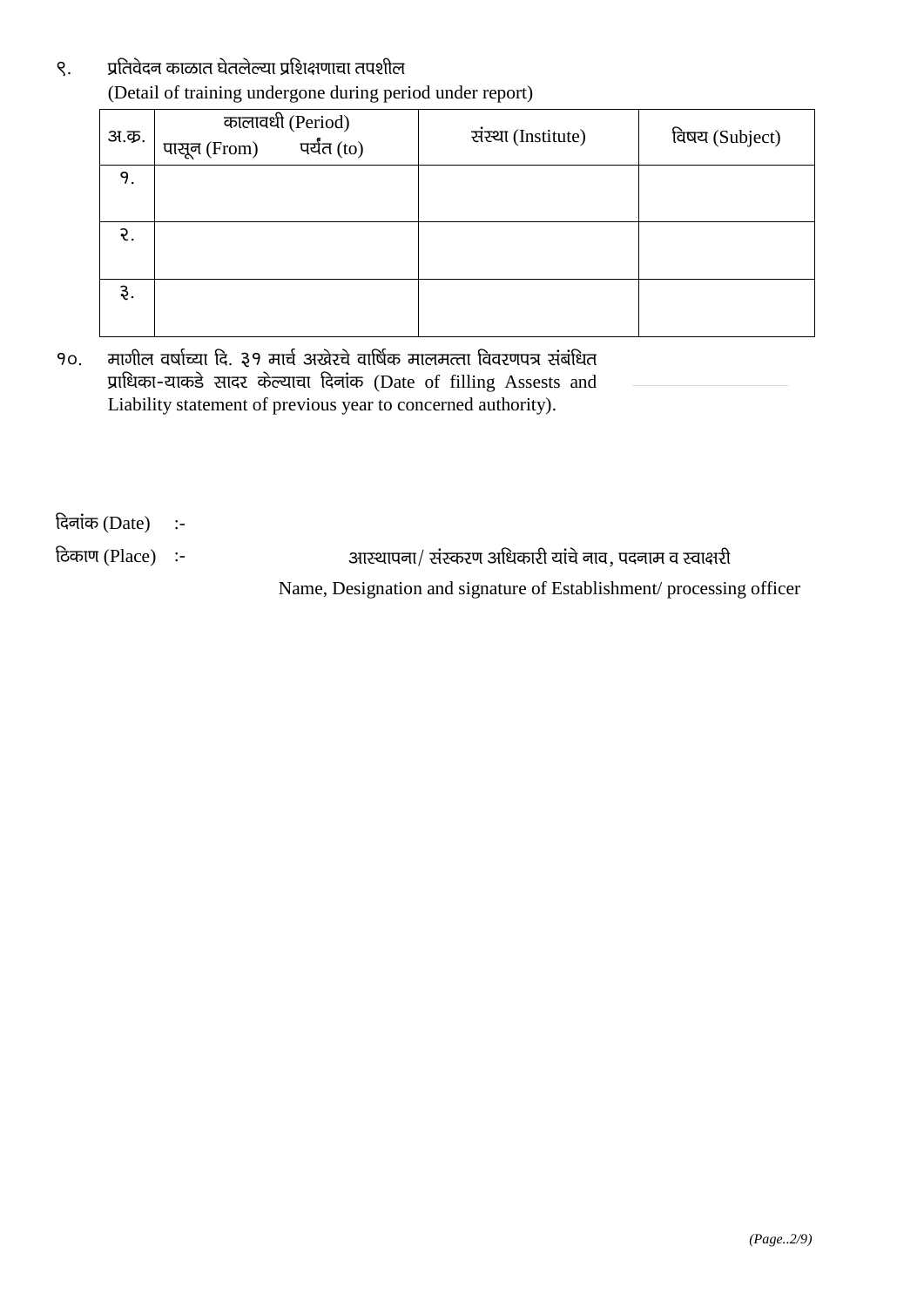९. प्रतिवेदन काळात घेतलेल्या प्रशिक्षणाचा तपशील
(Detail of training undergone during period under report)

| अ.क्र. | कालावधी (Period) | | संस्था (Institute) | विषय (Subject) |
|---|---|---|---|---|
| | पासून (From) | पर्यंत (to) | | |
| १. | | | | |
| २. | | | | |
| ३. | | | | |

१०. मागील वर्षाच्या दि. ३१ मार्च अखेरचे वार्षिक मालमत्ता विवरणपत्र संबंधित प्राधिका-याकडे सादर केल्याचा दिनांक (Date of filling Assests and Liability statement of previous year to concerned authority).

दिनांक (Date) :-

ठिकाण (Place) :-

आस्थापना/ संस्करण अधिकारी यांचे नाव, पदनाम व स्वाक्षरी
Name, Designation and signature of Establishment/ processing officer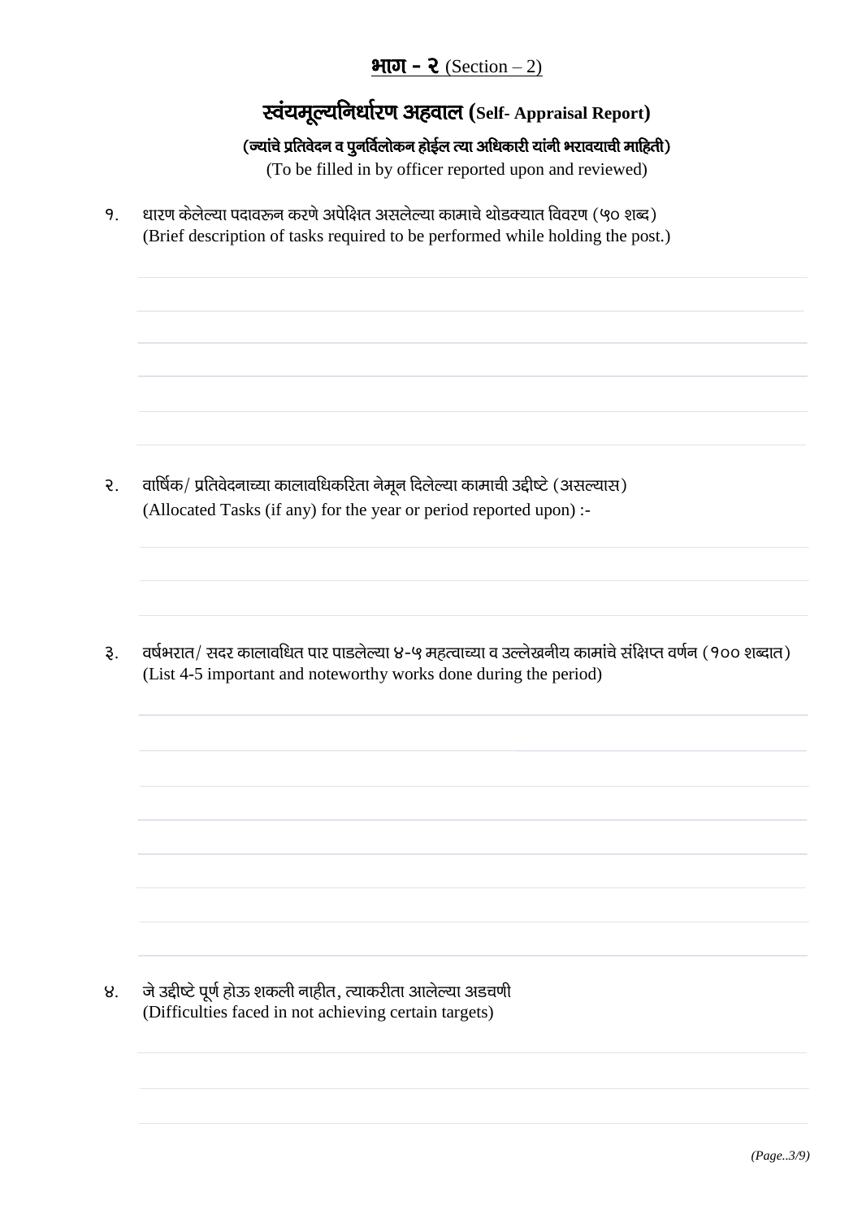## **भाग - २** (Section – 2)

# स्वंयमूल्यनिर्धारण अहवाल (Self- Appraisal Report)

**(ज्यांचे प्रतिवेदन व पुनर्विलोकन होईल त्या अधिकारी यांनी भरावयाची माहिती)**

(To be filled in by officer reported upon and reviewed)

१. धारण केलेल्या पदावरून करणे अपेक्षित असलेल्या कामाचे थोडक्यात विवरण (५० शब्द)
(Brief description of tasks required to be performed while holding the post.)

२. वार्षिक/ प्रतिवेदनाच्या कालावधिकरिता नेमून दिलेल्या कामाची उद्दीष्टे (असल्यास)
(Allocated Tasks (if any) for the year or period reported upon) :-

३. वर्षभरात/ सदर कालावधित पार पाडलेल्या ४-५ महत्वाच्या व उल्लेखनीय कामांचे संक्षिप्त वर्णन (१०० शब्दात)
(List 4-5 important and noteworthy works done during the period)

४. जे उद्दीष्टे पूर्ण होऊ शकली नाहीत, त्याकरीता आलेल्या अडचणी
(Difficulties faced in not achieving certain targets)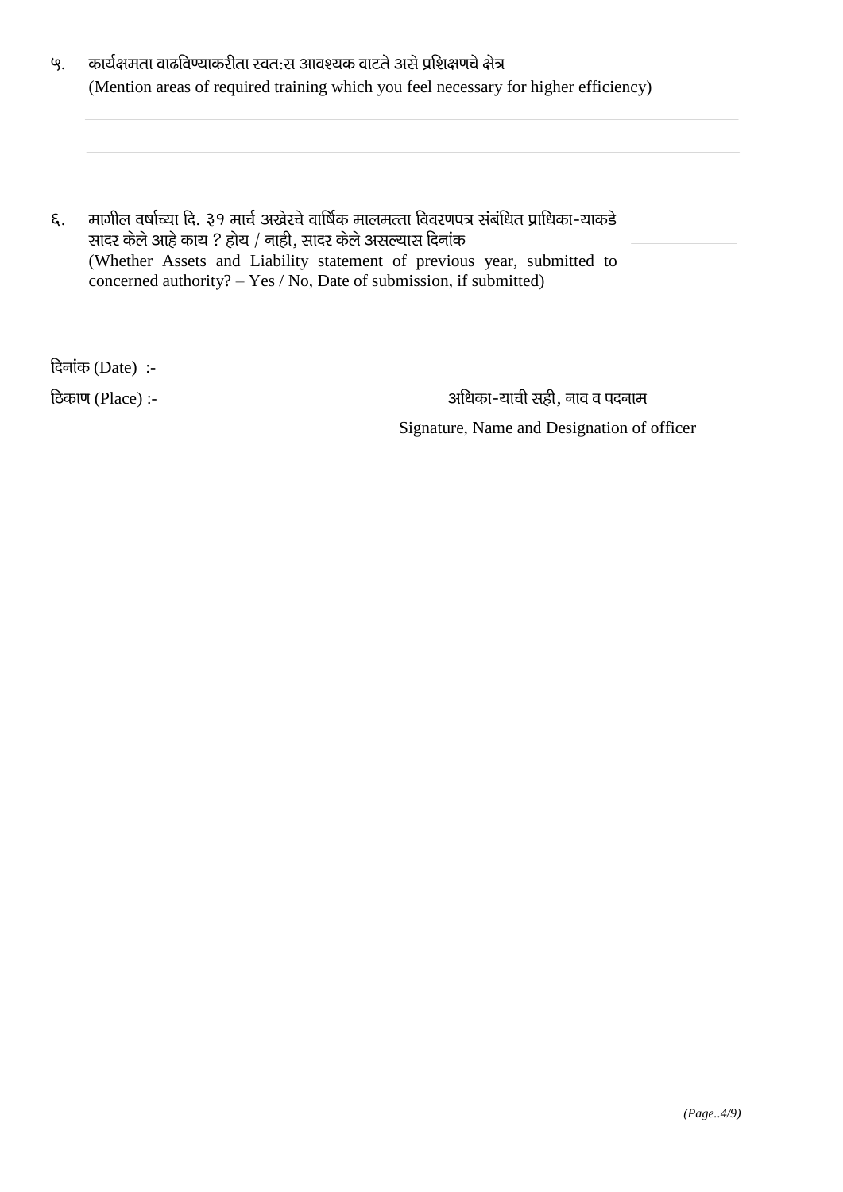५. कार्यक्षमता वाढविण्याकरीता स्वत:स आवश्यक वाटते असे प्रशिक्षणचे क्षेत्र
(Mention areas of required training which you feel necessary for higher efficiency)

६. मागील वर्षाच्या दि. ३१ मार्च अखेरचे वार्षिक मालमत्ता विवरणपत्र संबंधित प्राधिका-याकडे सादर केले आहे काय ? होय / नाही, सादर केले असल्यास दिनांक
(Whether Assets and Liability statement of previous year, submitted to concerned authority? – Yes / No, Date of submission, if submitted)

दिनांक (Date) :-

ठिकाण (Place) :-

अधिका-याची सही, नाव व पदनाम
Signature, Name and Designation of officer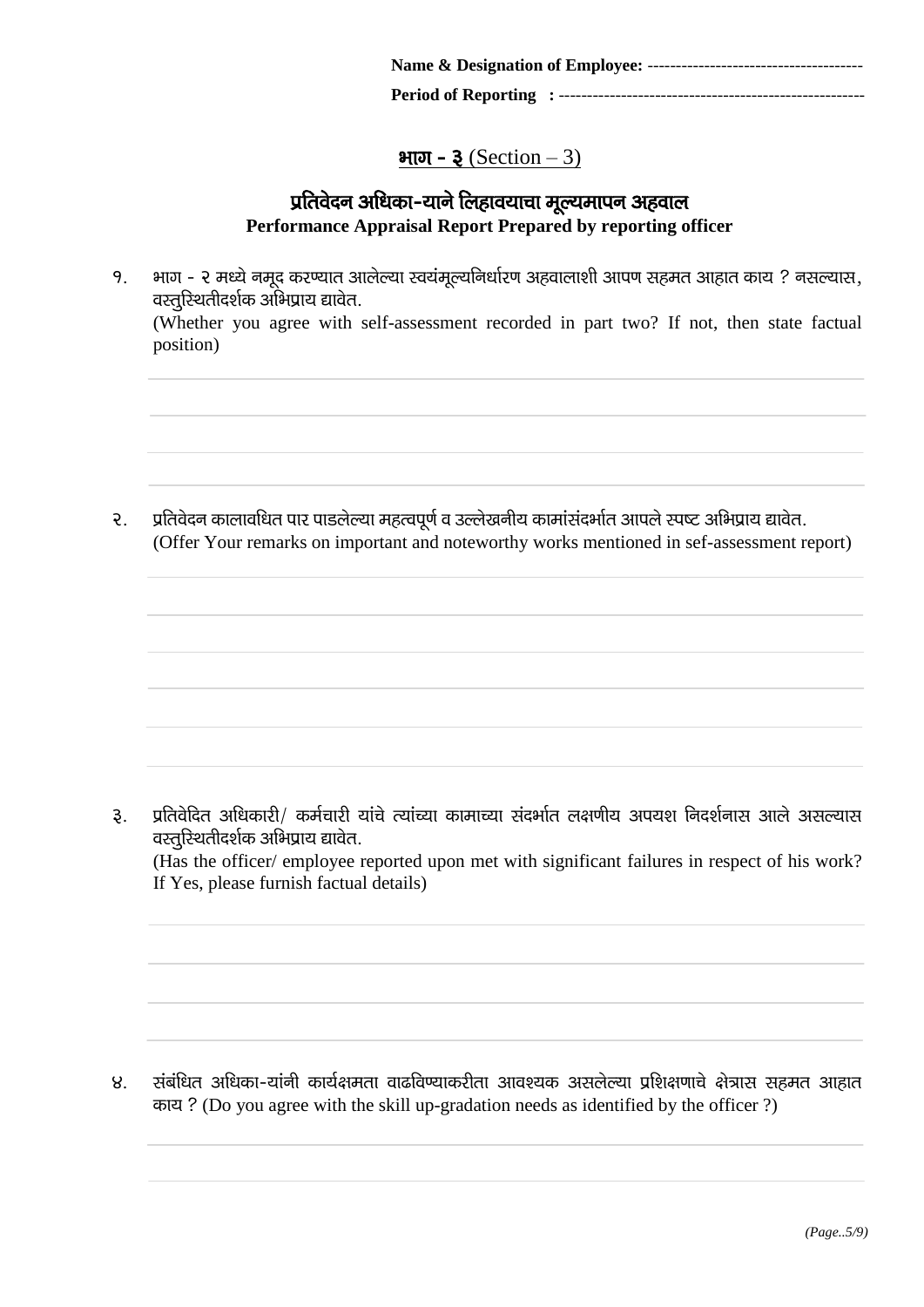**Name & Designation of Employee:** -------------------------------------

**Period of Reporting :** -----------------------------------------------------

## भाग - ३ (Section – 3)

## प्रतिवेदन अधिका-याने लिहावयाचा मूल्यमापन अहवाल
**Performance Appraisal Report Prepared by reporting officer**

१. भाग - २ मध्ये नमूद करण्यात आलेल्या स्वयंमूल्यनिर्धारण अहवालाशी आपण सहमत आहात काय ? नसल्यास, वस्तुस्थितीदर्शक अभिप्राय द्यावेत.
(Whether you agree with self-assessment recorded in part two? If not, then state factual position)

२. प्रतिवेदन कालावधित पार पाडलेल्या महत्वपूर्ण व उल्लेखनीय कामांसंदर्भात आपले स्पष्ट अभिप्राय द्यावेत.
(Offer Your remarks on important and noteworthy works mentioned in sef-assessment report)

३. प्रतिवेदित अधिकारी/ कर्मचारी यांचे त्यांच्या कामाच्या संदर्भात लक्षणीय अपयश निदर्शनास आले असल्यास वस्तुस्थितीदर्शक अभिप्राय द्यावेत.
(Has the officer/ employee reported upon met with significant failures in respect of his work? If Yes, please furnish factual details)

४. संबंधित अधिका-यांनी कार्यक्षमता वाढविण्याकरीता आवश्यक असलेल्या प्रशिक्षणाचे क्षेत्रास सहमत आहात काय ? (Do you agree with the skill up-gradation needs as identified by the officer ?)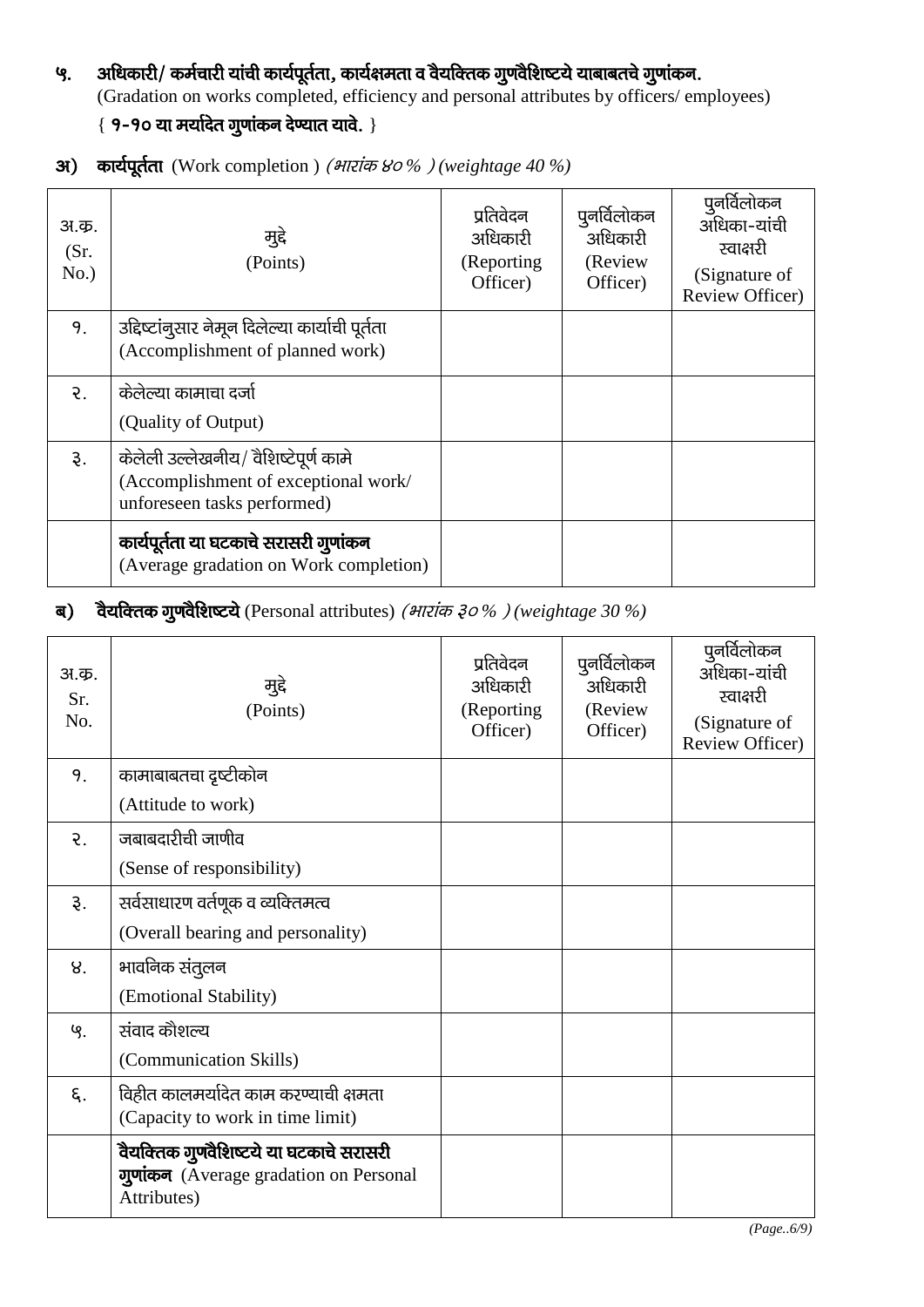## ५. अधिकारी/ कर्मचारी यांची कार्यपूर्तता, कार्यक्षमता व वैयक्तिक गुणवैशिष्टये याबाबतचे गुणांकन.

(Gradation on works completed, efficiency and personal attributes by officers/ employees)

{ **१-१० या मर्यादेत गुणांकन देण्यात यावे.** }

### अ) **कार्यपूर्तता** (Work completion ) *(भारांक ४०% ) (weightage 40 %)*

| अ.क्र. (Sr. No.) | मुद्दे (Points) | प्रतिवेदन अधिकारी (Reporting Officer) | पुनर्विलोकन अधिकारी (Review Officer) | पुनर्विलोकन अधिका-यांची स्वाक्षरी (Signature of Review Officer) |
|---|---|---|---|---|
| १. | उद्दिष्टांनुसार नेमून दिलेल्या कार्याची पूर्तता (Accomplishment of planned work) | | | |
| २. | केलेल्या कामाचा दर्जा (Quality of Output) | | | |
| ३. | केलेली उल्लेखनीय/ वैशिष्टेपूर्ण कामे (Accomplishment of exceptional work/ unforeseen tasks performed) | | | |
| | **कार्यपूर्तता या घटकाचे सरासरी गुणांकन** (Average gradation on Work completion) | | | |

### ब) **वैयक्तिक गुणवैशिष्टये** (Personal attributes) *(भारांक ३०% ) (weightage 30 %)*

| अ.क्र. Sr. No. | मुद्दे (Points) | प्रतिवेदन अधिकारी (Reporting Officer) | पुनर्विलोकन अधिकारी (Review Officer) | पुनर्विलोकन अधिका-यांची स्वाक्षरी (Signature of Review Officer) |
|---|---|---|---|---|
| १. | कामाबाबतचा दृष्टीकोन (Attitude to work) | | | |
| २. | जबाबदारीची जाणीव (Sense of responsibility) | | | |
| ३. | सर्वसाधारण वर्तणूक व व्यक्तिमत्व (Overall bearing and personality) | | | |
| ४. | भावनिक संतुलन (Emotional Stability) | | | |
| ५. | संवाद कौशल्य (Communication Skills) | | | |
| ६. | विहीत कालमर्यादेत काम करण्याची क्षमता (Capacity to work in time limit) | | | |
| | **वैयक्तिक गुणवैशिष्टये या घटकाचे सरासरी गुणांकन** (Average gradation on Personal Attributes) | | | |

*(Page..6/9)*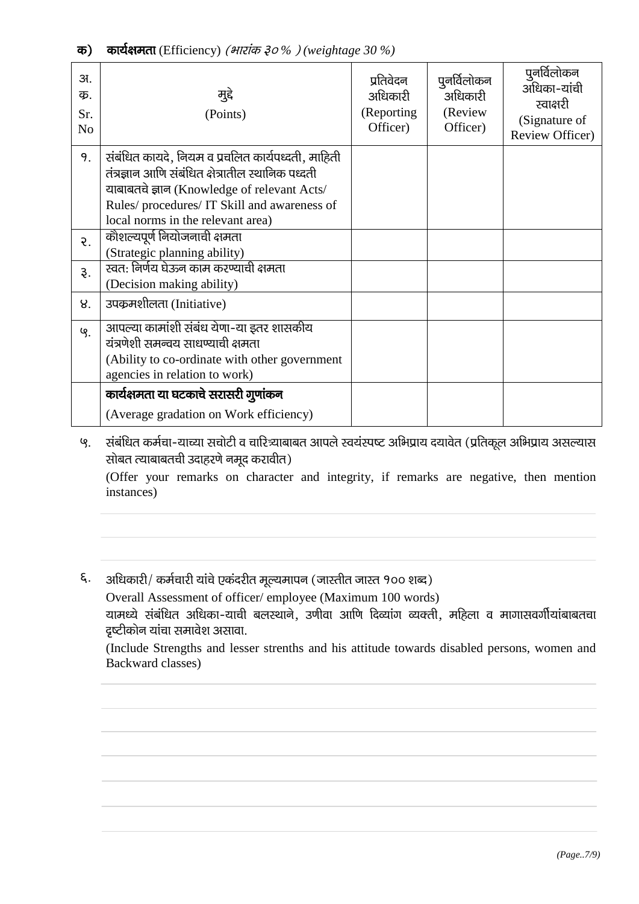**क) कार्यक्षमता** (Efficiency) *(भारांक ३० % ) (weightage 30 %)*

| अ. क्र. Sr. No | मुद्दे (Points) | प्रतिवेदन अधिकारी (Reporting Officer) | पुनर्विलोकन अधिकारी (Review Officer) | पुनर्विलोकन अधिका-यांची स्वाक्षरी (Signature of Review Officer) |
|---|---|---|---|---|
| १. | संबंधित कायदे, नियम व प्रचलित कार्यपध्दती, माहिती तंत्रज्ञान आणि संबंधित क्षेत्रातील स्थानिक पध्दती याबाबतचे ज्ञान (Knowledge of relevant Acts/ Rules/ procedures/ IT Skill and awareness of local norms in the relevant area) | | | |
| २. | कौशल्यपूर्ण नियोजनाची क्षमता (Strategic planning ability) | | | |
| ३. | स्वत: निर्णय घेऊन काम करण्याची क्षमता (Decision making ability) | | | |
| ४. | उपक्रमशीलता (Initiative) | | | |
| ५. | आपल्या कामांशी संबंध येणा-या इतर शासकीय यंत्रणेशी समन्वय साधण्याची क्षमता (Ability to co-ordinate with other government agencies in relation to work) | | | |
| | **कार्यक्षमता या घटकाचे सरासरी गुणांकन** (Average gradation on Work efficiency) | | | |

५. संबंधित कर्मचा-याच्या सचोटी व चारित्र्याबाबत आपले स्वयंस्पष्ट अभिप्राय दयावेत (प्रतिकूल अभिप्राय असल्यास सोबत त्याबाबतची उदाहरणे नमूद करावीत)

(Offer your remarks on character and integrity, if remarks are negative, then mention instances)

६. अधिकारी/ कर्मचारी यांचे एकंदरीत मूल्यमापन (जास्तीत जास्त १०० शब्द)

Overall Assessment of officer/ employee (Maximum 100 words)

यामध्ये संबंधित अधिका-याची बलस्थाने, उणीवा आणि दिव्यांग व्यक्ती, महिला व मागासवर्गीयांबाबतचा दृष्टीकोन यांचा समावेश असावा.

(Include Strengths and lesser strenths and his attitude towards disabled persons, women and Backward classes)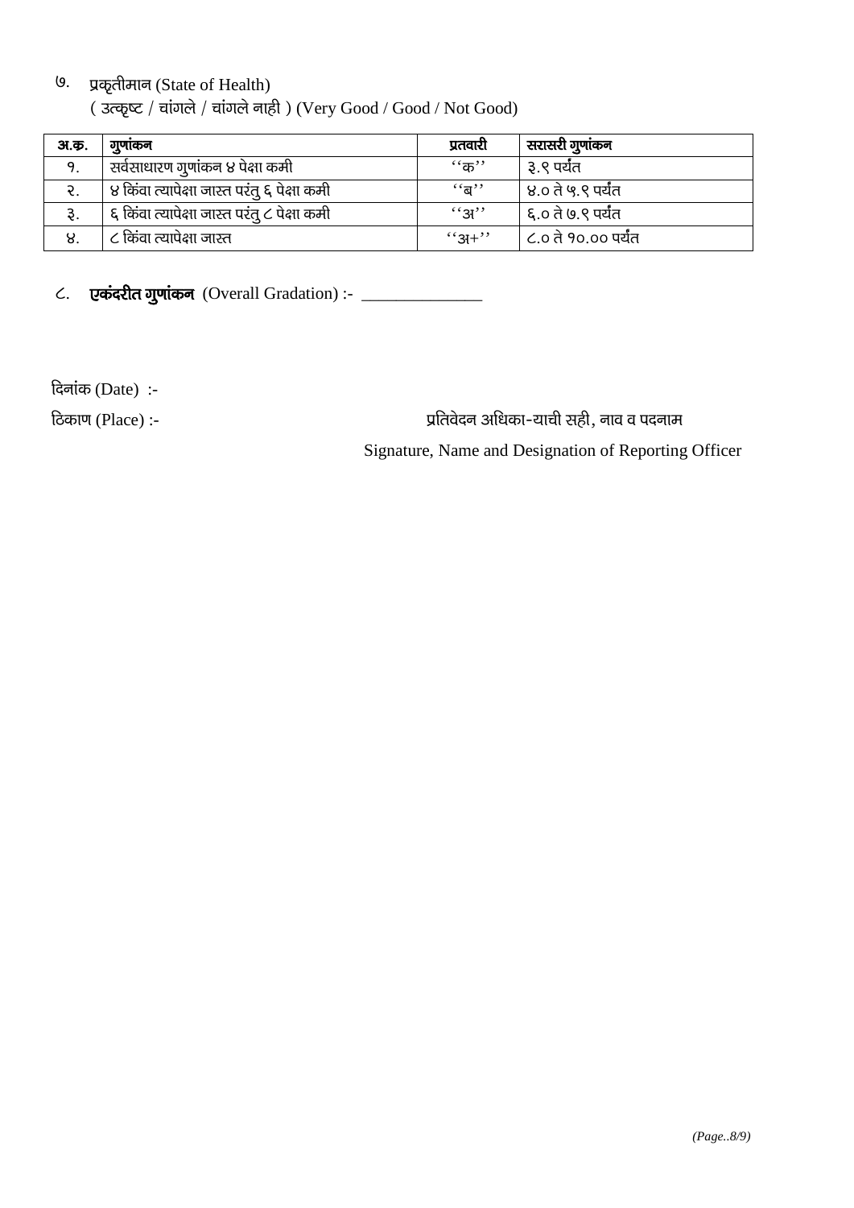७. प्रकृतीमान (State of Health)

( उत्कृष्ट / चांगले / चांगले नाही ) (Very Good / Good / Not Good)

| अ.क्र. | गुणांकन | प्रतवारी | सरासरी गुणांकन |
|---|---|---|---|
| १. | सर्वसाधारण गुणांकन ४ पेक्षा कमी | ''क'' | ३.९ पर्यंत |
| २. | ४ किंवा त्यापेक्षा जास्त परंतु ६ पेक्षा कमी | ''ब'' | ४.० ते ५.९ पर्यंत |
| ३. | ६ किंवा त्यापेक्षा जास्त परंतु ८ पेक्षा कमी | ''अ'' | ६.० ते ७.९ पर्यंत |
| ४. | ८ किंवा त्यापेक्षा जास्त | ''अ+'' | ८.० ते १०.०० पर्यंत |

८. **एकंदरीत गुणांकन** (Overall Gradation) :- ______________

दिनांक (Date) :-

ठिकाण (Place) :-

प्रतिवेदन अधिका-याची सही, नाव व पदनाम

Signature, Name and Designation of Reporting Officer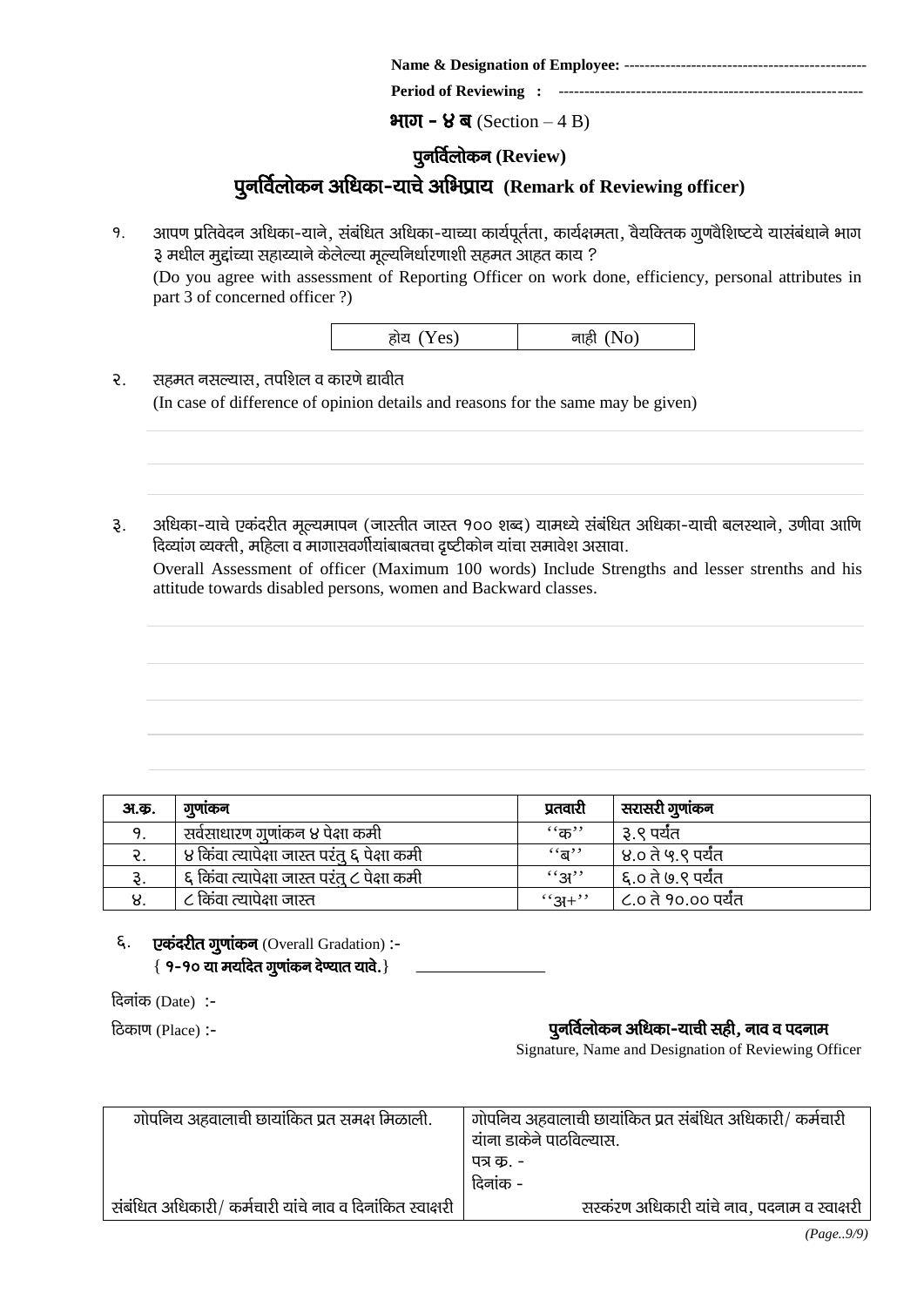**Name & Designation of Employee:** -----------------------------------------------

**Period of Reviewing :** ----------------------------------------------------------

**भाग - ४ ब** (Section – 4 B)

## पुनर्विलोकन (Review)

## पुनर्विलोकन अधिका-याचे अभिप्राय (Remark of Reviewing officer)

१. आपण प्रतिवेदन अधिका-याने, संबंधित अधिका-याच्या कार्यपूर्तता, कार्यक्षमता, वैयक्तिक गुणवैशिष्टये यासंबंधाने भाग ३ मधील मुद्दांच्या सहाय्याने केलेल्या मूल्यनिर्धारणाशी सहमत आहत काय ?
(Do you agree with assessment of Reporting Officer on work done, efficiency, personal attributes in part 3 of concerned officer ?)

| होय (Yes) | नाही (No) |
|---|---|

२. सहमत नसल्यास, तपशिल व कारणे द्यावीत
(In case of difference of opinion details and reasons for the same may be given)

३. अधिका-याचे एकंदरीत मूल्यमापन (जास्तीत जास्त १०० शब्द) यामध्ये संबंधित अधिका-याची बलस्थाने, उणीवा आणि दिव्यांग व्यक्ती, महिला व मागासवर्गीयांबाबतचा दृष्टीकोन यांचा समावेश असावा.
Overall Assessment of officer (Maximum 100 words) Include Strengths and lesser strenths and his attitude towards disabled persons, women and Backward classes.

| अ.क्र. | गुणांकन | प्रतवारी | सरासरी गुणांकन |
|---|---|---|---|
| १. | सर्वसाधारण गुणांकन ४ पेक्षा कमी | ''क'' | ३.९ पर्यंत |
| २. | ४ किंवा त्यापेक्षा जास्त परंतु ६ पेक्षा कमी | ''ब'' | ४.० ते ५.९ पर्यंत |
| ३. | ६ किंवा त्यापेक्षा जास्त परंतु ८ पेक्षा कमी | ''अ'' | ६.० ते ७.९ पर्यंत |
| ४. | ८ किंवा त्यापेक्षा जास्त | ''अ+'' | ८.० ते १०.०० पर्यंत |

६. **एकंदरीत गुणांकन** (Overall Gradation) :-
{ **१-१० या मर्यादेत गुणांकन देण्यात यावे.**} ________________

दिनांक (Date) :-

ठिकाण (Place) :-

**पुनर्विलोकन अधिका-याची सही, नाव व पदनाम**
Signature, Name and Designation of Reviewing Officer

| गोपनिय अहवालाची छायांकित प्रत समक्ष मिळाली.<br><br><br><br>संबंधित अधिकारी/ कर्मचारी यांचे नाव व दिनांकित स्वाक्षरी | गोपनिय अहवालाची छायांकित प्रत संबंधित अधिकारी/ कर्मचारी यांना डाकेने पाठविल्यास.<br>पत्र क्र. -<br>दिनांक -<br>सस्करण अधिकारी यांचे नाव, पदनाम व स्वाक्षरी |
|---|---|

*(Page..9/9)*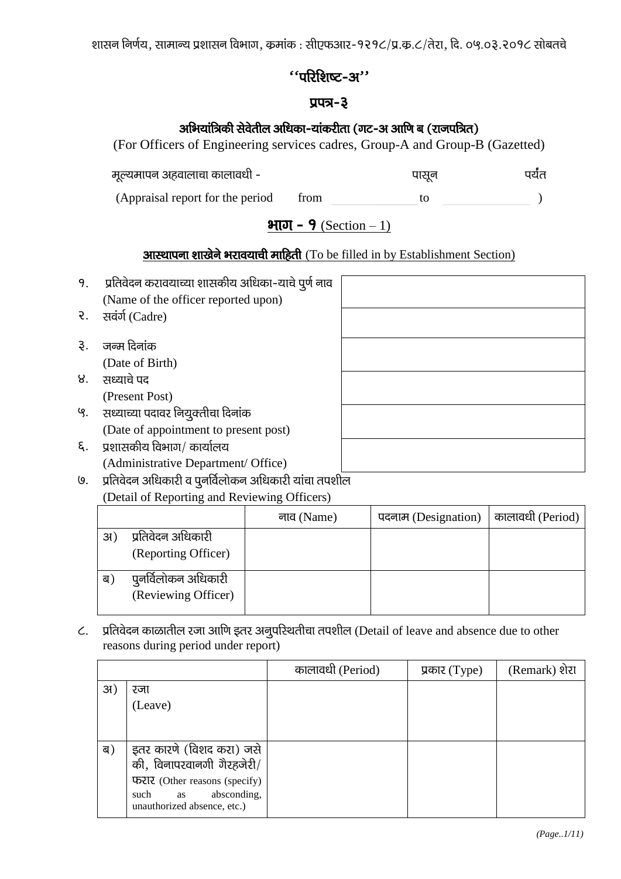शासन निर्णय, सामान्य प्रशासन विभाग, क्रमांक : सीएफआर-१२१८/प्र.क्र.८/तेरा, दि. ०५.०३.२०१८ सोबतचे

## ''परिशिष्ट-अ''

## प्रपत्र-३

### अभियांत्रिकी सेवेतील अधिका-यांकरीता (गट-अ आणि ब (राजपत्रित)

(For Officers of Engineering services cadres, Group-A and Group-B (Gazetted)

मूल्यमापन अहवालाचा कालावधी - पासून पर्यंत

(Appraisal report for the period from ______ to ______ )

## भाग - १ (Section – 1)

### आस्थापना शाखेने भरावयाची माहिती (To be filled in by Establishment Section)

| | |
|---|---|
| १. प्रतिवेदन करावयाच्या शासकीय अधिका-याचे पुर्ण नाव (Name of the officer reported upon) | |
| २. सवंर्ग (Cadre) | |
| ३. जन्म दिनांक (Date of Birth) | |
| ४. सध्याचे पद (Present Post) | |
| ५. सध्याच्या पदावर नियुक्तीचा दिनांक (Date of appointment to present post) | |
| ६. प्रशासकीय विभाग/ कार्यालय (Administrative Department/ Office) | |

७. प्रतिवेदन अधिकारी व पुनर्विलोकन अधिकारी यांचा तपशील (Detail of Reporting and Reviewing Officers)

| | नाव (Name) | पदनाम (Designation) | कालावधी (Period) |
|---|---|---|---|
| अ) प्रतिवेदन अधिकारी (Reporting Officer) | | | |
| ब) पुनर्विलोकन अधिकारी (Reviewing Officer) | | | |

८. प्रतिवेदन काळातील रजा आणि इतर अनुपस्थितीचा तपशील (Detail of leave and absence due to other reasons during period under report)

| | कालावधी (Period) | प्रकार (Type) | (Remark) शेरा |
|---|---|---|---|
| अ) रजा (Leave) | | | |
| ब) इतर कारणे (विशद करा) जसे की, विनापरवानगी गैरहजेरी/ फरार (Other reasons (specify) such as absconding, unauthorized absence, etc.) | | | |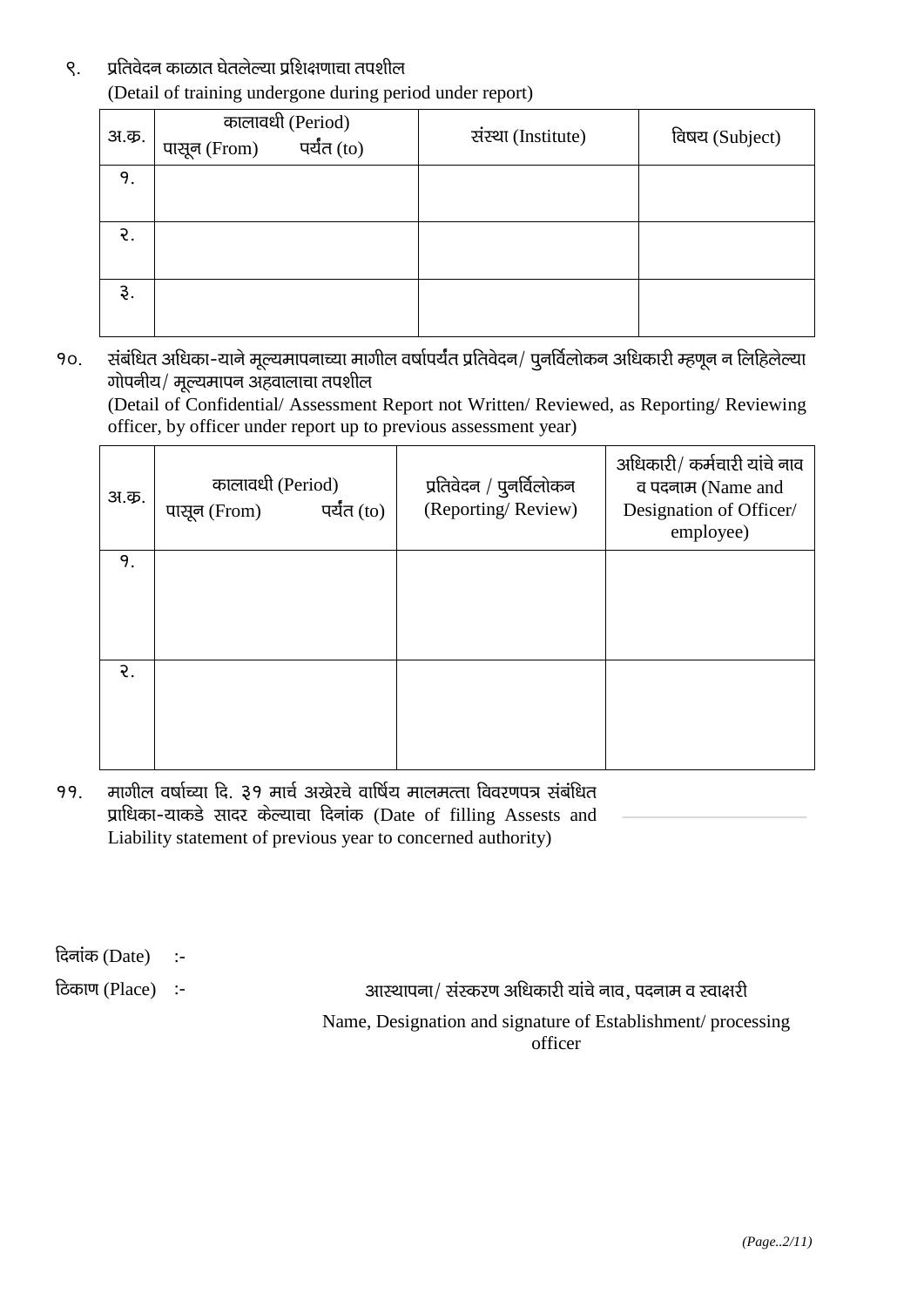९. प्रतिवेदन काळात घेतलेल्या प्रशिक्षणाचा तपशील
(Detail of training undergone during period under report)

| अ.क्र. | कालावधी (Period) पासून (From) | पर्यंत (to) | संस्था (Institute) | विषय (Subject) |
|---|---|---|---|---|
| १. | | | | |
| २. | | | | |
| ३. | | | | |

१०. संबंधित अधिका-याने मूल्यमापनाच्या मागील वर्षापर्यंत प्रतिवेदन/ पुनर्विलोकन अधिकारी म्हणून न लिहिलेल्या गोपनीय/ मूल्यमापन अहवालाचा तपशील
(Detail of Confidential/ Assessment Report not Written/ Reviewed, as Reporting/ Reviewing officer, by officer under report up to previous assessment year)

| अ.क्र. | कालावधी (Period) पासून (From) | पर्यंत (to) | प्रतिवेदन / पुनर्विलोकन (Reporting/ Review) | अधिकारी/ कर्मचारी यांचे नाव व पदनाम (Name and Designation of Officer/ employee) |
|---|---|---|---|---|
| १. | | | | |
| २. | | | | |

११. मागील वर्षाच्या दि. ३१ मार्च अखेरचे वार्षिय मालमत्ता विवरणपत्र संबंधित प्राधिका-याकडे सादर केल्याचा दिनांक (Date of filling Assests and Liability statement of previous year to concerned authority) ____________

दिनांक (Date) :-

ठिकाण (Place) :-

आस्थापना/ संस्करण अधिकारी यांचे नाव, पदनाम व स्वाक्षरी

Name, Designation and signature of Establishment/ processing officer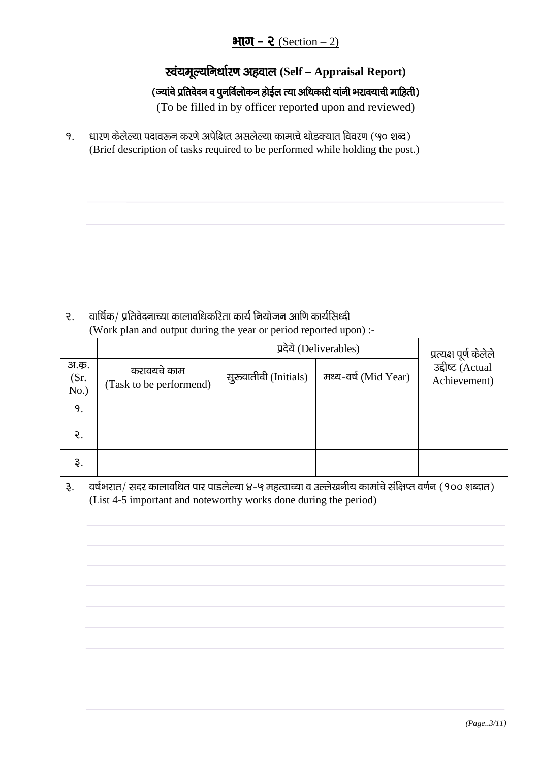## **भाग - २** (Section – 2)

### स्वंयमूल्यनिर्धारण अहवाल (Self – Appraisal Report)

**(ज्यांचे प्रतिवेदन व पुनर्विलोकन होईल त्या अधिकारी यांनी भरावयाची माहिती)**

(To be filled in by officer reported upon and reviewed)

१. धारण केलेल्या पदावरून करणे अपेक्षित असलेल्या कामाचे थोडक्यात विवरण (५० शब्द)
(Brief description of tasks required to be performed while holding the post.)

२. वार्षिक/ प्रतिवेदनाच्या कालावधिकरिता कार्य नियोजन आणि कार्यसिध्दी
(Work plan and output during the year or period reported upon) :-

| | | प्रदेये (Deliverables) | | प्रत्यक्ष पूर्ण केलेले उद्दीष्ट (Actual Achievement) |
|---|---|---|---|---|
| अ.क्र. (Sr. No.) | करावयचे काम (Task to be performend) | सुरुवातीची (Initials) | मध्य-वर्ष (Mid Year) | |
| १. | | | | |
| २. | | | | |
| ३. | | | | |

३. वर्षभरात/ सदर कालावधित पार पाडलेल्या ४-५ महत्वाच्या व उल्लेखनीय कामांचे संक्षिप्त वर्णन (१०० शब्दात)
(List 4-5 important and noteworthy works done during the period)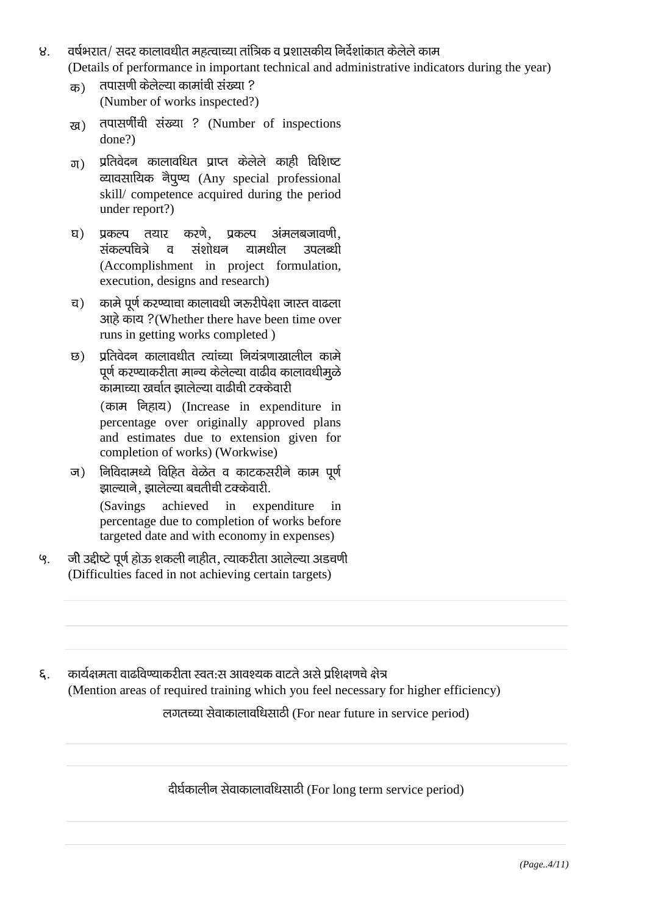४. वर्षभरात/ सदर कालावधीत महत्वाच्या तांत्रिक व प्रशासकीय निर्देशांकात केलेले काम
(Details of performance in important technical and administrative indicators during the year)

क) तपासणी केलेल्या कामांची संख्या ?
(Number of works inspected?)

ख) तपासणींची संख्या ? (Number of inspections done?)

ग) प्रतिवेदन कालावधित प्राप्त केलेले काही विशिष्ट व्यावसायिक नैपुण्य (Any special professional skill/ competence acquired during the period under report?)

घ) प्रकल्प तयार करणे, प्रकल्प अंमलबजावणी, संकल्पचित्रे व संशोधन यामधील उपलब्धी (Accomplishment in project formulation, execution, designs and research)

च) कामे पूर्ण करण्याचा कालावधी जरूरीपेक्षा जास्त वाढला आहे काय ?(Whether there have been time over runs in getting works completed )

छ) प्रतिवेदन कालावधीत त्यांच्या नियंत्रणाखालील कामे पूर्ण करण्याकरीता मान्य केलेल्या वाढीव कालावधीमुळे कामाच्या खर्चात झालेल्या वाढीची टक्केवारी
(काम निहाय) (Increase in expenditure in percentage over originally approved plans and estimates due to extension given for completion of works) (Workwise)

ज) निविदामध्ये विहित वेळेत व काटकसरीने काम पूर्ण झाल्याने, झालेल्या बचतीची टक्केवारी.
(Savings achieved in expenditure in percentage due to completion of works before targeted date and with economy in expenses)

५. जी उद्दीष्टे पूर्ण होऊ शकली नाहीत, त्याकरीता आलेल्या अडचणी
(Difficulties faced in not achieving certain targets)

६. कार्यक्षमता वाढविण्याकरीता स्वत:स आवश्यक वाटते असे प्रशिक्षणचे क्षेत्र
(Mention areas of required training which you feel necessary for higher efficiency)

लगतच्या सेवाकालावधिसाठी (For near future in service period)

दीर्घकालीन सेवाकालावधिसाठी (For long term service period)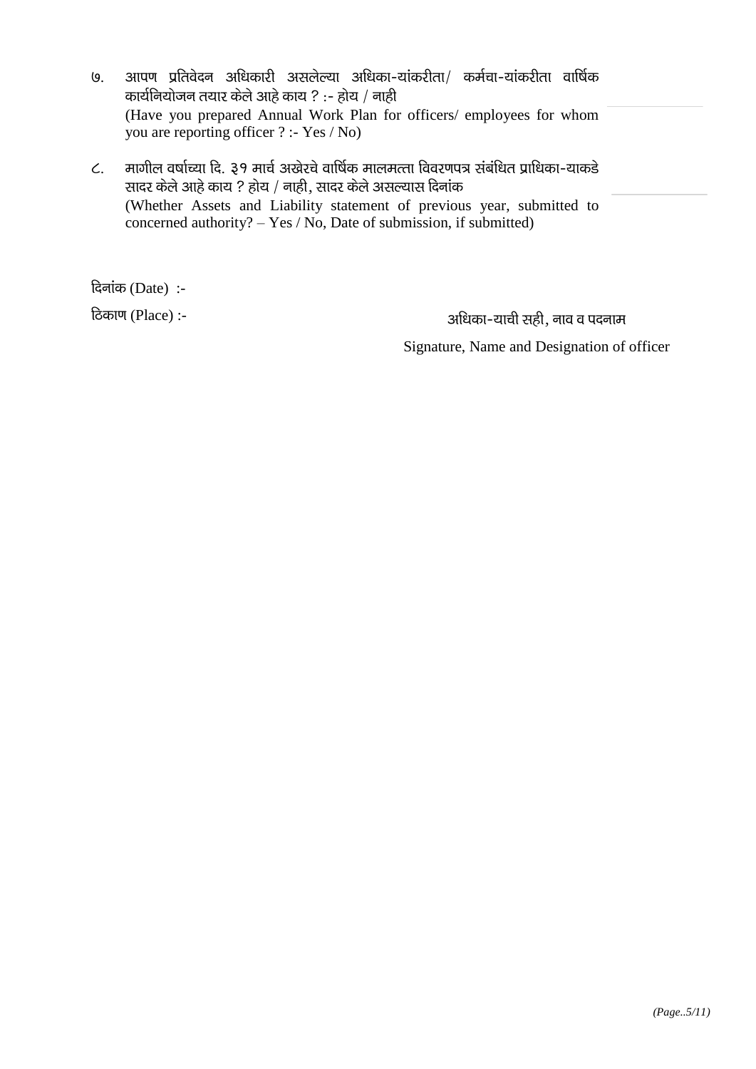७. आपण प्रतिवेदन अधिकारी असलेल्या अधिका-यांकरीता/ कर्मचा-यांकरीता वार्षिक कार्यनियोजन तयार केले आहे काय ? :- होय / नाही
(Have you prepared Annual Work Plan for officers/ employees for whom you are reporting officer ? :- Yes / No)

८. मागील वर्षाच्या दि. ३१ मार्च अखेरचे वार्षिक मालमत्ता विवरणपत्र संबंधित प्राधिका-याकडे सादर केले आहे काय ? होय / नाही, सादर केले असल्यास दिनांक
(Whether Assets and Liability statement of previous year, submitted to concerned authority? – Yes / No, Date of submission, if submitted)

दिनांक (Date) :-

ठिकाण (Place) :-

अधिका-याची सही, नाव व पदनाम

Signature, Name and Designation of officer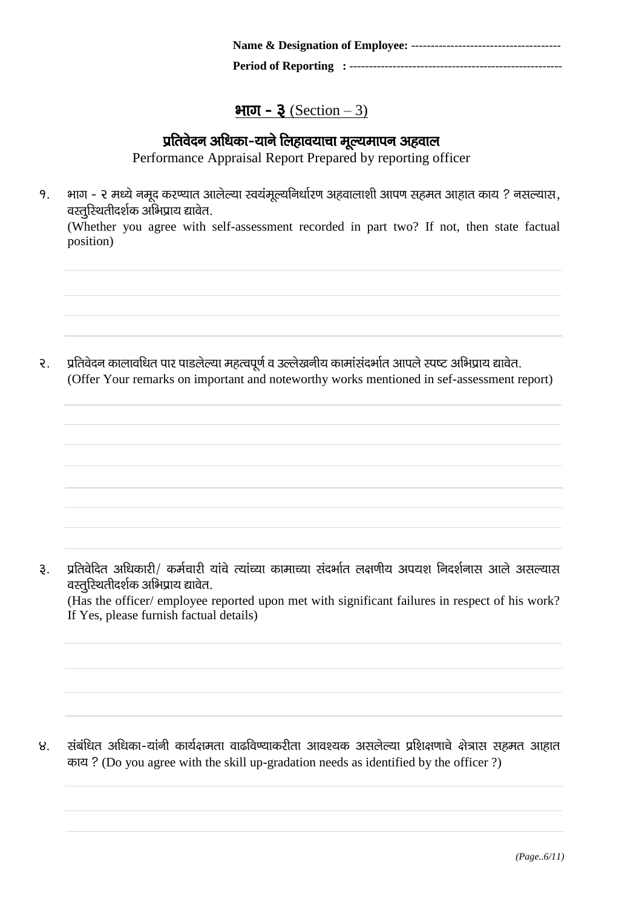**Name & Designation of Employee:** --------------------------------------

**Period of Reporting :** ------------------------------------------------------

## **भाग - ३** (Section – 3)

### **प्रतिवेदन अधिका-याने लिहावयाचा मूल्यमापन अहवाल**

Performance Appraisal Report Prepared by reporting officer

१. भाग - २ मध्ये नमूद करण्यात आलेल्या स्वयंमूल्यनिर्धारण अहवालाशी आपण सहमत आहात काय ? नसल्यास, वस्तुस्थितीदर्शक अभिप्राय द्यावेत.
(Whether you agree with self-assessment recorded in part two? If not, then state factual position)

२. प्रतिवेदन कालावधित पार पाडलेल्या महत्वपूर्ण व उल्लेखनीय कामांसंदर्भात आपले स्पष्ट अभिप्राय द्यावेत.
(Offer Your remarks on important and noteworthy works mentioned in sef-assessment report)

३. प्रतिवेदित अधिकारी/ कर्मचारी यांचे त्यांच्या कामाच्या संदर्भात लक्षणीय अपयश निदर्शनास आले असल्यास वस्तुस्थितीदर्शक अभिप्राय द्यावेत.
(Has the officer/ employee reported upon met with significant failures in respect of his work? If Yes, please furnish factual details)

४. संबंधित अधिका-यांनी कार्यक्षमता वाढविण्याकरीता आवश्यक असलेल्या प्रशिक्षणाचे क्षेत्रास सहमत आहात काय ? (Do you agree with the skill up-gradation needs as identified by the officer ?)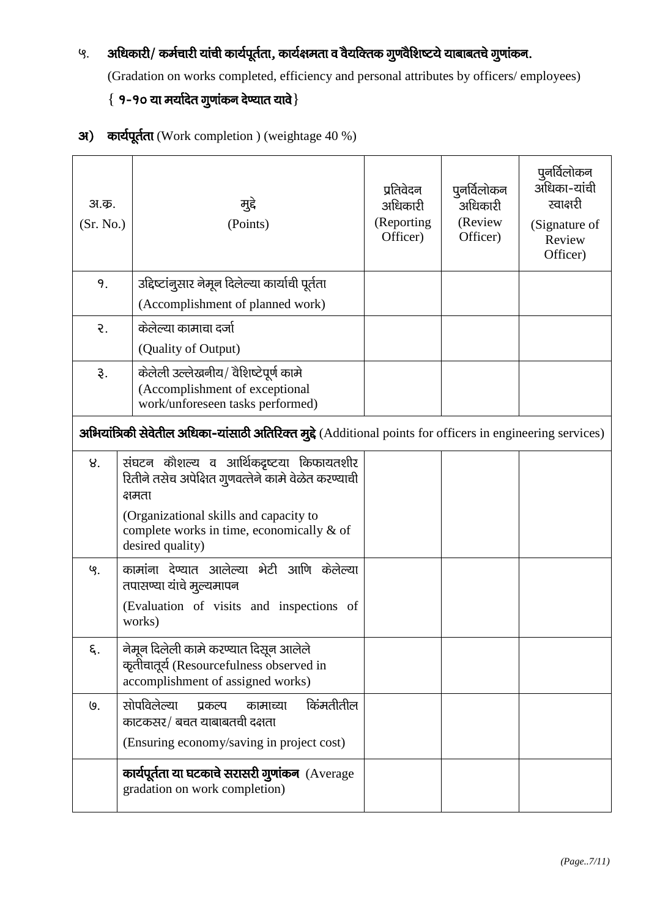## ९. अधिकारी/ कर्मचारी यांची कार्यपूर्तता, कार्यक्षमता व वैयक्तिक गुणवैशिष्टये याबाबतचे गुणांकन.

(Gradation on works completed, efficiency and personal attributes by officers/ employees)

**{ १-१० या मर्यादेत गुणांकन देण्यात यावे }**

### अ) कार्यपूर्तता (Work completion ) (weightage 40 %)

| अ.क्र. (Sr. No.) | मुद्दे (Points) | प्रतिवेदन अधिकारी (Reporting Officer) | पुनर्विलोकन अधिकारी (Review Officer) | पुनर्विलोकन अधिका-यांची स्वाक्षरी (Signature of Review Officer) |
|---|---|---|---|---|
| १. | उद्दिष्टांनुसार नेमून दिलेल्या कार्याची पूर्तता (Accomplishment of planned work) | | | |
| २. | केलेल्या कामाचा दर्जा (Quality of Output) | | | |
| ३. | केलेली उल्लेखनीय/ वैशिष्टेपूर्ण कामे (Accomplishment of exceptional work/unforeseen tasks performed) | | | |
| | **अभियांत्रिकी सेवेतील अधिका-यांसाठी अतिरिक्त मुद्दे** (Additional points for officers in engineering services) | | | |
| ४. | संघटन कौशल्य व आर्थिकदृष्टया किफायतशीर रितीने तसेच अपेक्षित गुणवत्तेने कामे वेळेत करण्याची क्षमता (Organizational skills and capacity to complete works in time, economically & of desired quality) | | | |
| ५. | कामांना देण्यात आलेल्या भेटी आणि केलेल्या तपासण्या यांचे मुल्यमापन (Evaluation of visits and inspections of works) | | | |
| ६. | नेमून दिलेली कामे करण्यात दिसून आलेले कृतीचातूर्य (Resourcefulness observed in accomplishment of assigned works) | | | |
| ७. | सोपविलेल्या प्रकल्प कामाच्या किंमतीतील काटकसर/ बचत याबाबतची दक्षता (Ensuring economy/saving in project cost) | | | |
| | **कार्यपूर्तता या घटकाचे सरासरी गुणांकन** (Average gradation on work completion) | | | |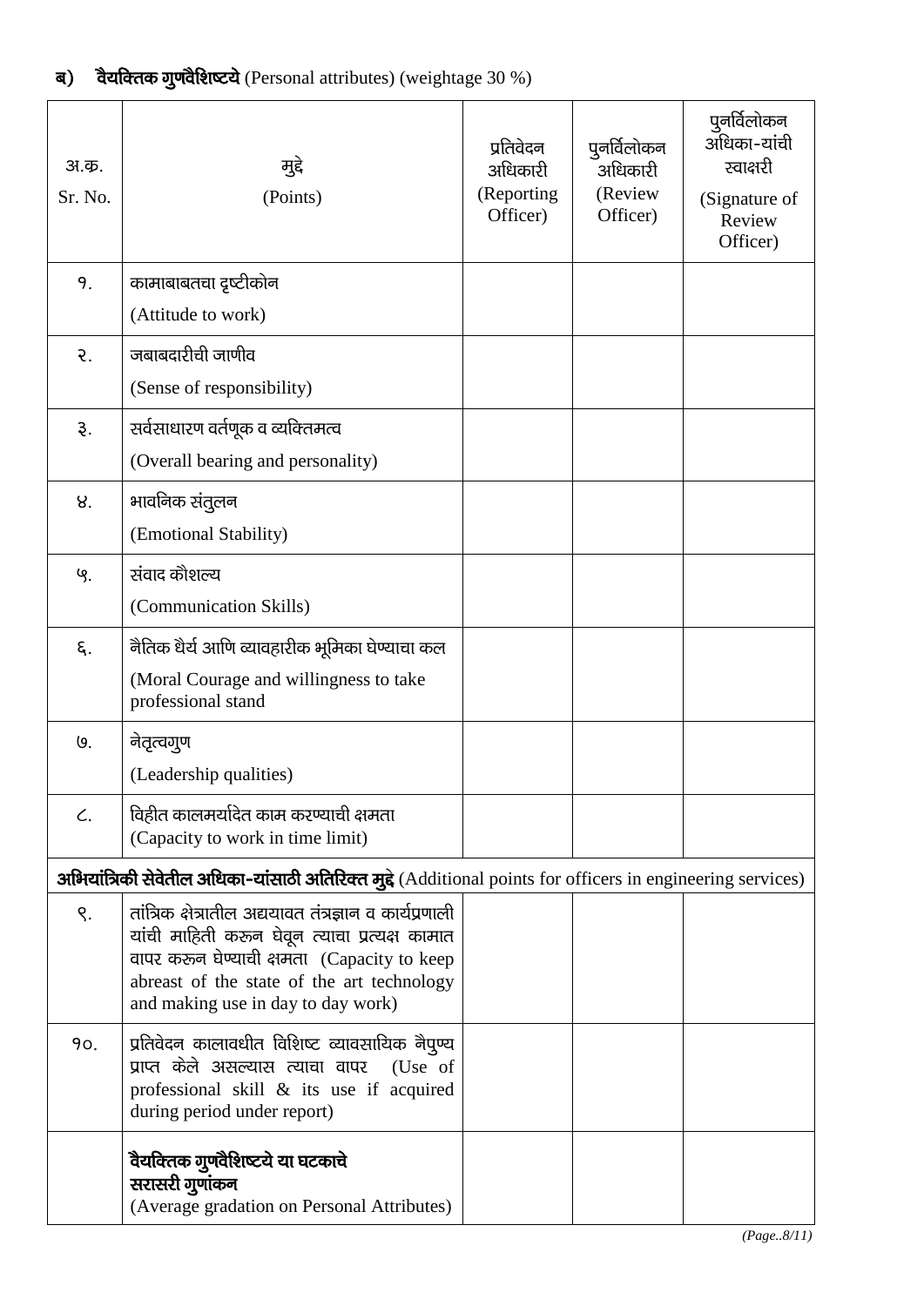## ब) वैयक्तिक गुणवैशिष्टये (Personal attributes) (weightage 30 %)

| अ.क्र. Sr. No. | मुद्दे (Points) | प्रतिवेदन अधिकारी (Reporting Officer) | पुनर्विलोकन अधिकारी (Review Officer) | पुनर्विलोकन अधिका-यांची स्वाक्षरी (Signature of Review Officer) |
|---|---|---|---|---|
| १. | कामाबाबतचा दृष्टीकोन (Attitude to work) | | | |
| २. | जबाबदारीची जाणीव (Sense of responsibility) | | | |
| ३. | सर्वसाधारण वर्तणूक व व्यक्तिमत्व (Overall bearing and personality) | | | |
| ४. | भावनिक संतुलन (Emotional Stability) | | | |
| ५. | संवाद कौशल्य (Communication Skills) | | | |
| ६. | नैतिक धैर्य आणि व्यावहारीक भूमिका घेण्याचा कल (Moral Courage and willingness to take professional stand | | | |
| ७. | नेतृत्वगुण (Leadership qualities) | | | |
| ८. | विहीत कालमर्यादेत काम करण्याची क्षमता (Capacity to work in time limit) | | | |
| **अभियांत्रिकी सेवेतील अधिका-यांसाठी अतिरिक्त मुद्दे** (Additional points for officers in engineering services) | | | | |
| ९. | तांत्रिक क्षेत्रातील अद्ययावत तंत्रज्ञान व कार्यप्रणाली यांची माहिती करुन घेवून त्याचा प्रत्यक्ष कामात वापर करुन घेण्याची क्षमता (Capacity to keep abreast of the state of the art technology and making use in day to day work) | | | |
| १०. | प्रतिवेदन कालावधीत विशिष्ट व्यावसायिक नैपुण्य प्राप्त केले असल्यास त्याचा वापर (Use of professional skill & its use if acquired during period under report) | | | |
| | **वैयक्तिक गुणवैशिष्टये या घटकाचे सरासरी गुणांकन** (Average gradation on Personal Attributes) | | | |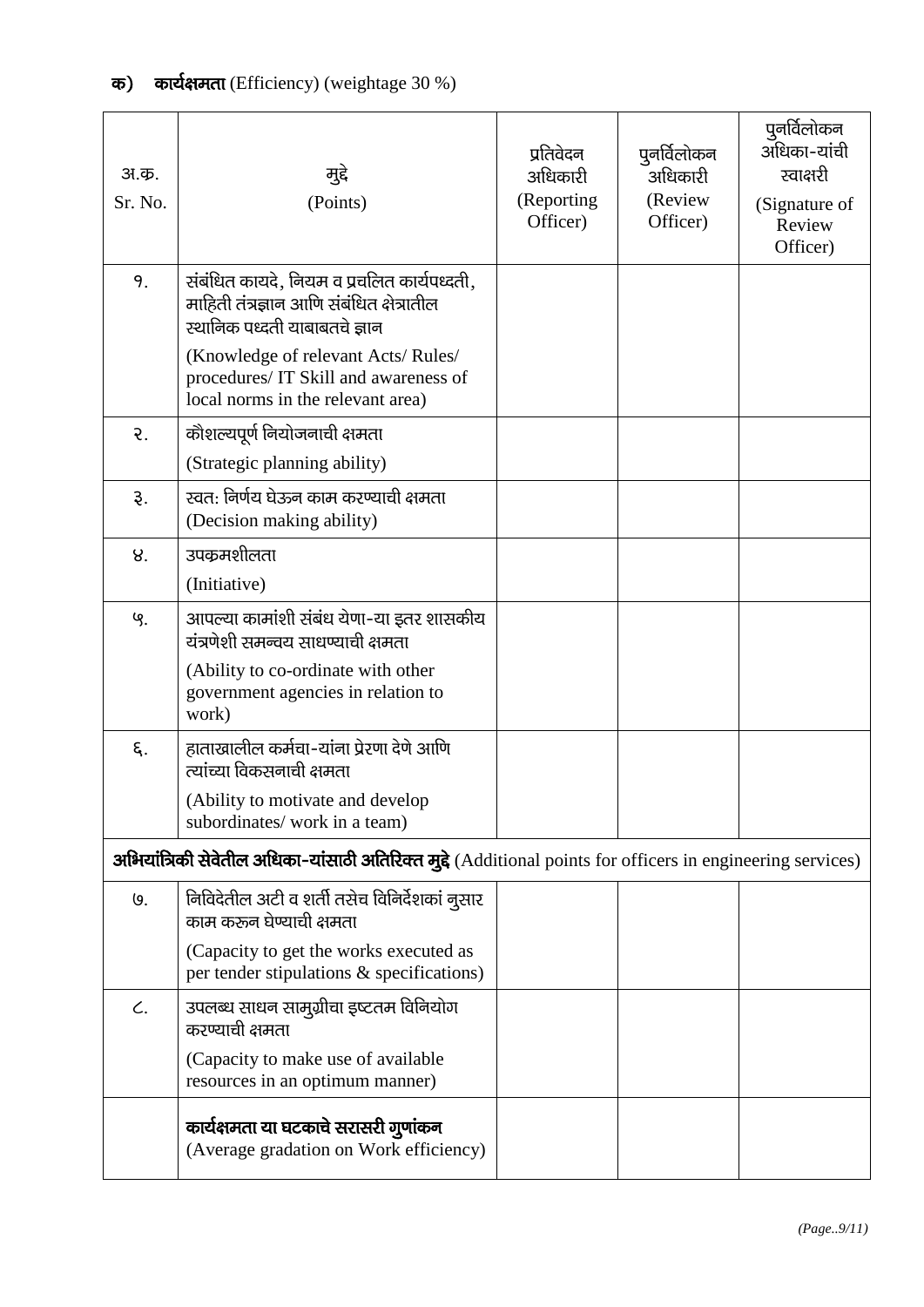### क) **कार्यक्षमता** (Efficiency) (weightage 30 %)

| अ.क्र. Sr. No. | मुद्दे (Points) | प्रतिवेदन अधिकारी (Reporting Officer) | पुनर्विलोकन अधिकारी (Review Officer) | पुनर्विलोकन अधिका-यांची स्वाक्षरी (Signature of Review Officer) |
|---|---|---|---|---|
| १. | संबंधित कायदे, नियम व प्रचलित कार्यपध्दती, माहिती तंत्रज्ञान आणि संबंधित क्षेत्रातील स्थानिक पध्दती याबाबतचे ज्ञान (Knowledge of relevant Acts/ Rules/ procedures/ IT Skill and awareness of local norms in the relevant area) | | | |
| २. | कौशल्यपूर्ण नियोजनाची क्षमता (Strategic planning ability) | | | |
| ३. | स्वत: निर्णय घेऊन काम करण्याची क्षमता (Decision making ability) | | | |
| ४. | उपक्रमशीलता (Initiative) | | | |
| ५. | आपल्या कामांशी संबंध येणा-या इतर शासकीय यंत्रणेशी समन्वय साधण्याची क्षमता (Ability to co-ordinate with other government agencies in relation to work) | | | |
| ६. | हाताखालील कर्मचा-यांना प्रेरणा देणे आणि त्यांच्या विकसनाची क्षमता (Ability to motivate and develop subordinates/ work in a team) | | | |
| **अभियांत्रिकी सेवेतील अधिका-यांसाठी अतिरिक्त मुद्दे** (Additional points for officers in engineering services) | | | | |
| ७. | निविदेतील अटी व शर्ती तसेच विनिर्देशकां नुसार काम करुन घेण्याची क्षमता (Capacity to get the works executed as per tender stipulations & specifications) | | | |
| ८. | उपलब्ध साधन सामुग्रीचा इष्टतम विनियोग करण्याची क्षमता (Capacity to make use of available resources in an optimum manner) | | | |
| | **कार्यक्षमता या घटकाचे सरासरी गुणांकन** (Average gradation on Work efficiency) | | | |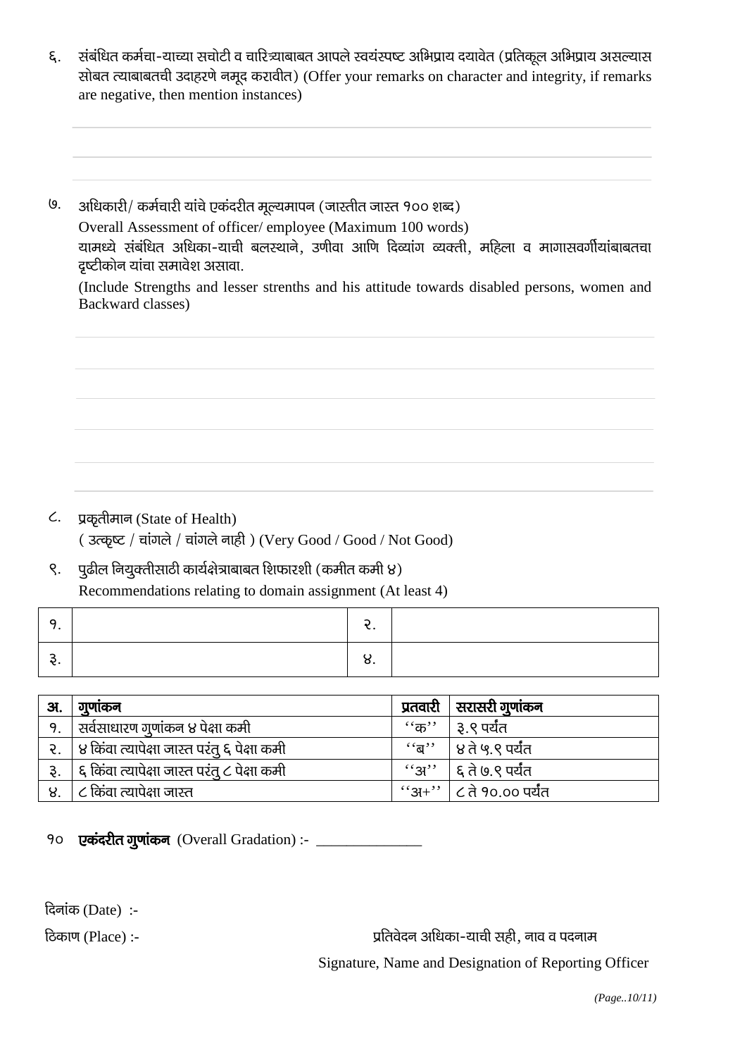६. संबंधित कर्मचा-याच्या सचोटी व चारित्र्याबाबत आपले स्वयंस्पष्ट अभिप्राय दयावेत (प्रतिकूल अभिप्राय असल्यास सोबत त्याबाबतची उदाहरणे नमूद करावीत) (Offer your remarks on character and integrity, if remarks are negative, then mention instances)

---

---

७. अधिकारी/ कर्मचारी यांचे एकंदरीत मूल्यमापन (जास्तीत जास्त १०० शब्द)
Overall Assessment of officer/ employee (Maximum 100 words)
यामध्ये संबंधित अधिका-याची बलस्थाने, उणीवा आणि दिव्यांग व्यक्ती, महिला व मागासवर्गीयांबाबतचा दृष्टीकोन यांचा समावेश असावा.
(Include Strengths and lesser strenths and his attitude towards disabled persons, women and Backward classes)

---

---

---

---

---

---

८. प्रकृतीमान (State of Health)
( उत्कृष्ट / चांगले / चांगले नाही ) (Very Good / Good / Not Good)

९. पुढील नियुक्तीसाठी कार्यक्षेत्राबाबत शिफारशी (कमीत कमी ४)
Recommendations relating to domain assignment (At least 4)

| १. | | २. | |
|---|---|---|---|
| ३. | | ४. | |

| अ. | गुणांकन | प्रतवारी | सरासरी गुणांकन |
|---|---|---|---|
| १. | सर्वसाधारण गुणांकन ४ पेक्षा कमी | ''क'' | ३.९ पर्यंत |
| २. | ४ किंवा त्यापेक्षा जास्त परंतु ६ पेक्षा कमी | ''ब'' | ४ ते ५.९ पर्यंत |
| ३. | ६ किंवा त्यापेक्षा जास्त परंतु ८ पेक्षा कमी | ''अ'' | ६ ते ७.९ पर्यंत |
| ४. | ८ किंवा त्यापेक्षा जास्त | ''अ+'' | ८ ते १०.०० पर्यंत |

१० **एकंदरीत गुणांकन** (Overall Gradation) :- ______________

दिनांक (Date) :-

ठिकाण (Place) :-

प्रतिवेदन अधिका-याची सही, नाव व पदनाम
Signature, Name and Designation of Reporting Officer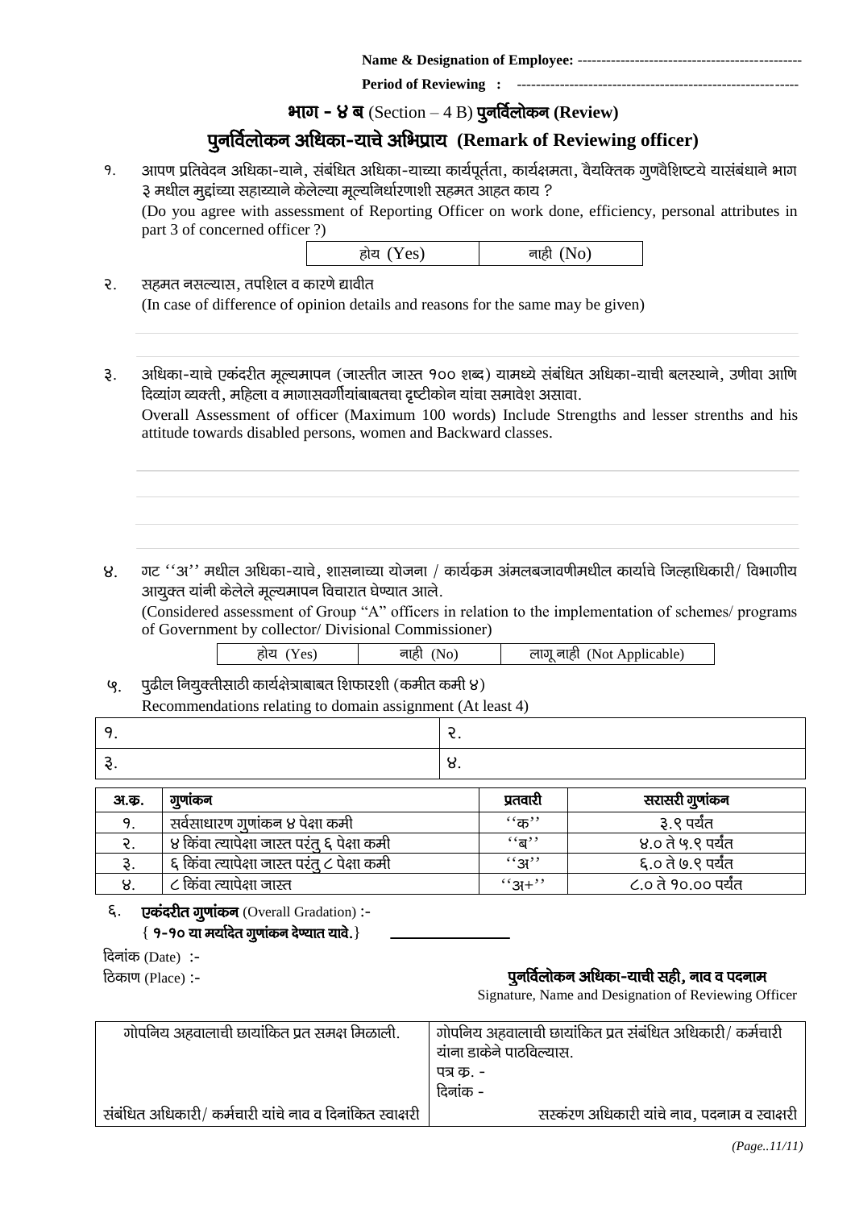**Name & Designation of Employee:** -----------------------------------------------

**Period of Reviewing :** ----------------------------------------------------------

## भाग - ४ ब (Section – 4 B) पुनर्विलोकन (Review)

## पुनर्विलोकन अधिका-याचे अभिप्राय (Remark of Reviewing officer)

१. आपण प्रतिवेदन अधिका-याने, संबंधित अधिका-याच्या कार्यपूर्तता, कार्यक्षमता, वैयक्तिक गुणवैशिष्टये यासंबंधाने भाग ३ मधील मुद्दांच्या सहाय्याने केलेल्या मूल्यनिर्धारणाशी सहमत आहत काय ?
(Do you agree with assessment of Reporting Officer on work done, efficiency, personal attributes in part 3 of concerned officer ?)

| होय (Yes) | नाही (No) |
|---|---|

२. सहमत नसल्यास, तपशिल व कारणे द्यावीत
(In case of difference of opinion details and reasons for the same may be given)

३. अधिका-याचे एकंदरीत मूल्यमापन (जास्तीत जास्त १०० शब्द) यामध्ये संबंधित अधिका-याची बलस्थाने, उणीवा आणि दिव्यांग व्यक्ती, महिला व मागासवर्गीयांबाबतचा दृष्टीकोन यांचा समावेश असावा.
Overall Assessment of officer (Maximum 100 words) Include Strengths and lesser strenths and his attitude towards disabled persons, women and Backward classes.

४. गट ''अ'' मधील अधिका-याचे, शासनाच्या योजना / कार्यक्रम अंमलबजावणीमधील कार्याचे जिल्हाधिकारी/ विभागीय आयुक्त यांनी केलेले मूल्यमापन विचारात घेण्यात आले.
(Considered assessment of Group "A" officers in relation to the implementation of schemes/ programs of Government by collector/ Divisional Commissioner)

| होय (Yes) | नाही (No) | लागू नाही (Not Applicable) |
|---|---|---|

५. पुढील नियुक्तीसाठी कार्यक्षेत्राबाबत शिफारशी (कमीत कमी ४)
Recommendations relating to domain assignment (At least 4)

| १. | २. |
|---|---|
| ३. | ४. |

| अ.क्र. | गुणांकन | प्रतवारी | सरासरी गुणांकन |
|---|---|---|---|
| १. | सर्वसाधारण गुणांकन ४ पेक्षा कमी | ''क'' | ३.९ पर्यंत |
| २. | ४ किंवा त्यापेक्षा जास्त परंतु ६ पेक्षा कमी | ''ब'' | ४.० ते ५.९ पर्यंत |
| ३. | ६ किंवा त्यापेक्षा जास्त परंतु ८ पेक्षा कमी | ''अ'' | ६.० ते ७.९ पर्यंत |
| ४. | ८ किंवा त्यापेक्षा जास्त | ''अ+'' | ८.० ते १०.०० पर्यंत |

६. **एकंदरीत गुणांकन** (Overall Gradation) :-
**{ १-१० या मर्यादेत गुणांकन देण्यात यावे.}** ________________

दिनांक (Date) :-

ठिकाण (Place) :-

**पुनर्विलोकन अधिका-याची सही, नाव व पदनाम**
Signature, Name and Designation of Reviewing Officer

| गोपनिय अहवालाची छायांकित प्रत समक्ष मिळाली. | गोपनिय अहवालाची छायांकित प्रत संबंधित अधिकारी/ कर्मचारी यांना डाकेने पाठविल्यास.<br>पत्र क्र. -<br>दिनांक - |
|---|---|
| संबंधित अधिकारी/ कर्मचारी यांचे नाव व दिनांकित स्वाक्षरी | सस्कंरण अधिकारी यांचे नाव, पदनाम व स्वाक्षरी |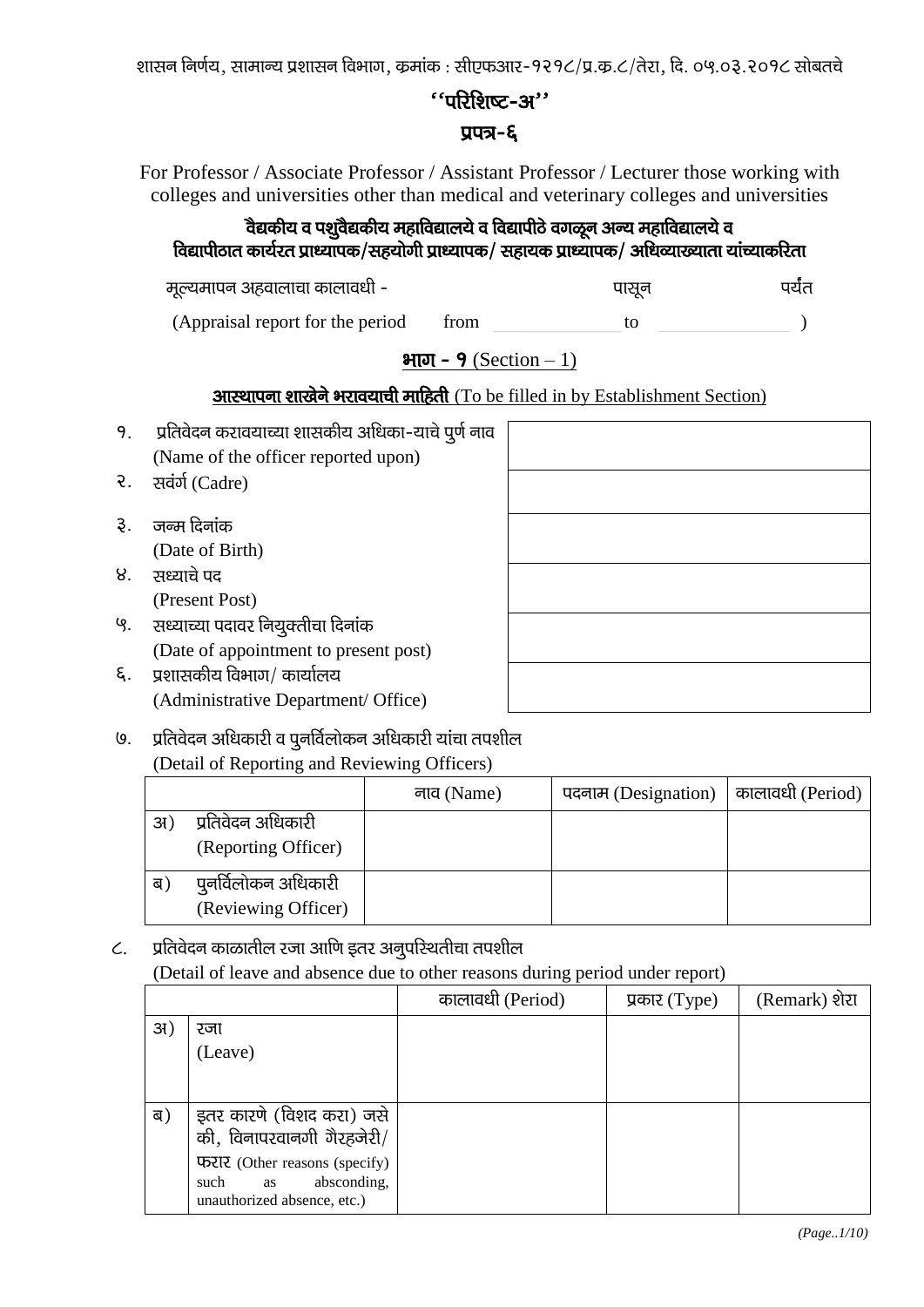शासन निर्णय, सामान्य प्रशासन विभाग, क्रमांक : सीएफआर-१२१८/प्र.क्र.८/तेरा, दि. ०५.०३.२०१८ सोबतचे

## ''परिशिष्ट-अ''

## प्रपत्र-६

For Professor / Associate Professor / Assistant Professor / Lecturer those working with colleges and universities other than medical and veterinary colleges and universities

**वैद्यकीय व पशुवैद्यकीय महाविद्यालये व विद्यापीठे वगळून अन्य महाविद्यालये व विद्यापीठात कार्यरत प्राध्यापक/सहयोगी प्राध्यापक/ सहायक प्राध्यापक/ अधिव्याख्याता यांच्याकरिता**

मूल्यमापन अहवालाचा कालावधी - पासून पर्यंत

(Appraisal report for the period from ______ to ______ )

### भाग - १ (Section – 1)

**आस्थापना शाखेने भरावयाची माहिती** (To be filled in by Establishment Section)

| | | |
|---|---|---|
| १. | प्रतिवेदन करावयाच्या शासकीय अधिका-याचे पुर्ण नाव (Name of the officer reported upon) | |
| २. | सवंर्ग (Cadre) | |
| ३. | जन्म दिनांक (Date of Birth) | |
| ४. | सध्याचे पद (Present Post) | |
| ५. | सध्याच्या पदावर नियुक्तीचा दिनांक (Date of appointment to present post) | |
| ६. | प्रशासकीय विभाग/ कार्यालय (Administrative Department/ Office) | |

७. प्रतिवेदन अधिकारी व पुनर्विलोकन अधिकारी यांचा तपशील
(Detail of Reporting and Reviewing Officers)

| | | नाव (Name) | पदनाम (Designation) | कालावधी (Period) |
|---|---|---|---|---|
| अ) | प्रतिवेदन अधिकारी (Reporting Officer) | | | |
| ब) | पुनर्विलोकन अधिकारी (Reviewing Officer) | | | |

८. प्रतिवेदन काळातील रजा आणि इतर अनुपस्थितीचा तपशील
(Detail of leave and absence due to other reasons during period under report)

| | | कालावधी (Period) | प्रकार (Type) | (Remark) शेरा |
|---|---|---|---|---|
| अ) | रजा (Leave) | | | |
| ब) | इतर कारणे (विशद करा) जसे की, विनापरवानगी गैरहजेरी/ फरार (Other reasons (specify) such as absconding, unauthorized absence, etc.) | | | |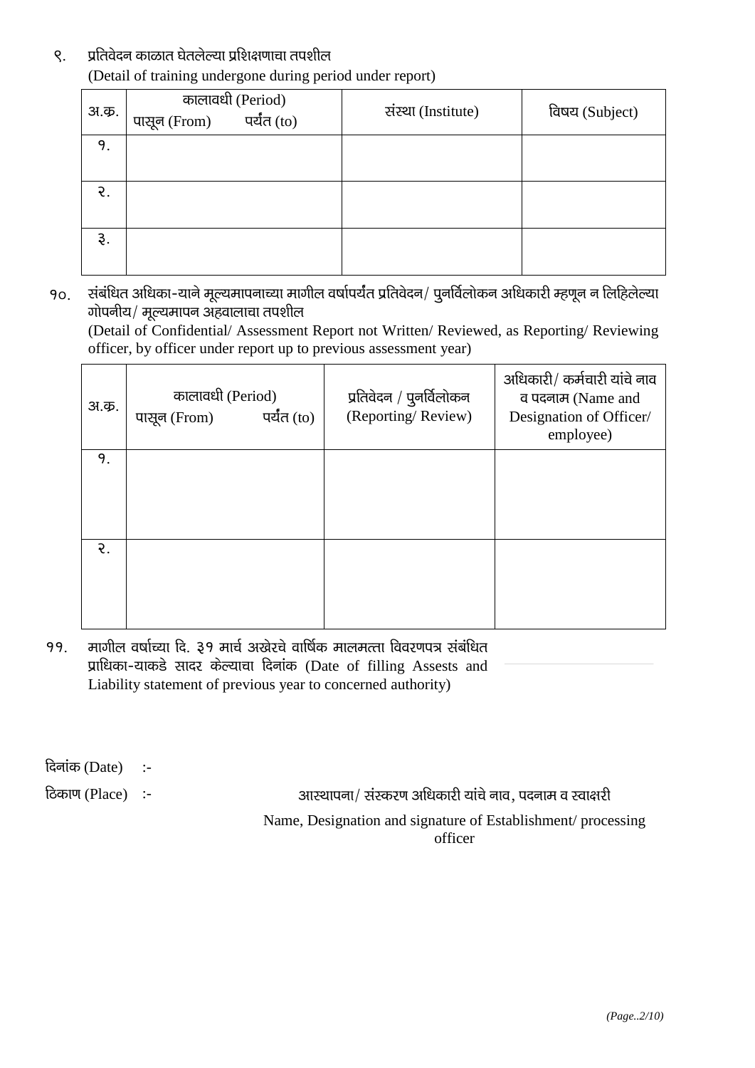९. प्रतिवेदन काळात घेतलेल्या प्रशिक्षणाचा तपशील
(Detail of training undergone during period under report)

| अ.क्र. | कालावधी (Period) पासून (From) पर्यंत (to) | संस्था (Institute) | विषय (Subject) |
|---|---|---|---|
| १. | | | |
| २. | | | |
| ३. | | | |

१०. संबंधित अधिका-याने मूल्यमापनाच्या मागील वर्षापर्यंत प्रतिवेदन/ पुनर्विलोकन अधिकारी म्हणून न लिहिलेल्या गोपनीय/ मूल्यमापन अहवालाचा तपशील
(Detail of Confidential/ Assessment Report not Written/ Reviewed, as Reporting/ Reviewing officer, by officer under report up to previous assessment year)

| अ.क्र. | कालावधी (Period) पासून (From) पर्यंत (to) | प्रतिवेदन / पुनर्विलोकन (Reporting/ Review) | अधिकारी/ कर्मचारी यांचे नाव व पदनाम (Name and Designation of Officer/ employee) |
|---|---|---|---|
| १. | | | |
| २. | | | |

११. मागील वर्षाच्या दि. ३१ मार्च अखेरचे वार्षिक मालमत्ता विवरणपत्र संबंधित प्राधिका-याकडे सादर केल्याचा दिनांक (Date of filling Assests and Liability statement of previous year to concerned authority)

दिनांक (Date) :-

ठिकाण (Place) :-

आस्थापना/ संस्करण अधिकारी यांचे नाव, पदनाम व स्वाक्षरी

Name, Designation and signature of Establishment/ processing officer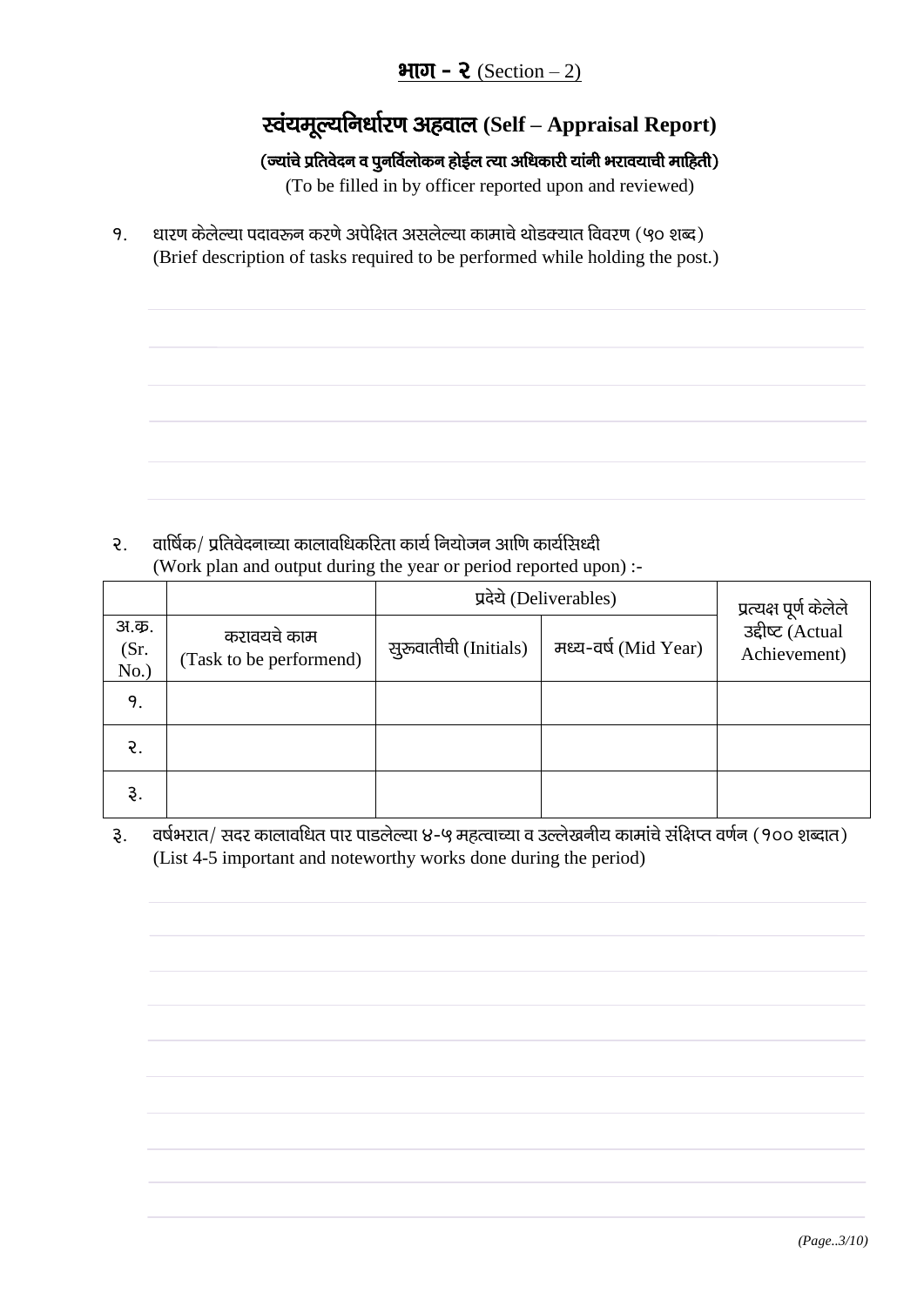## **भाग - २** (Section – 2)

# स्वंयमूल्यनिर्धारण अहवाल (Self – Appraisal Report)

**(ज्यांचे प्रतिवेदन व पुनर्विलोकन होईल त्या अधिकारी यांनी भरावयाची माहिती)**

(To be filled in by officer reported upon and reviewed)

१. धारण केलेल्या पदावरून करणे अपेक्षित असलेल्या कामाचे थोडक्यात विवरण (५० शब्द)
(Brief description of tasks required to be performed while holding the post.)

२. वार्षिक/ प्रतिवेदनाच्या कालावधिकरिता कार्य नियोजन आणि कार्यसिध्दी
(Work plan and output during the year or period reported upon) :-

| अ.क्र. (Sr. No.) | करावयचे काम (Task to be performend) | प्रदेये (Deliverables) | | प्रत्यक्ष पूर्ण केलेले उद्दीष्ट (Actual Achievement) |
|---|---|---|---|---|
| | | सुरुवातीची (Initials) | मध्य-वर्ष (Mid Year) | |
| १. | | | | |
| २. | | | | |
| ३. | | | | |

३. वर्षभरात/ सदर कालावधित पार पाडलेल्या ४-५ महत्वाच्या व उल्लेखनीय कामांचे संक्षिप्त वर्णन (१०० शब्दात)
(List 4-5 important and noteworthy works done during the period)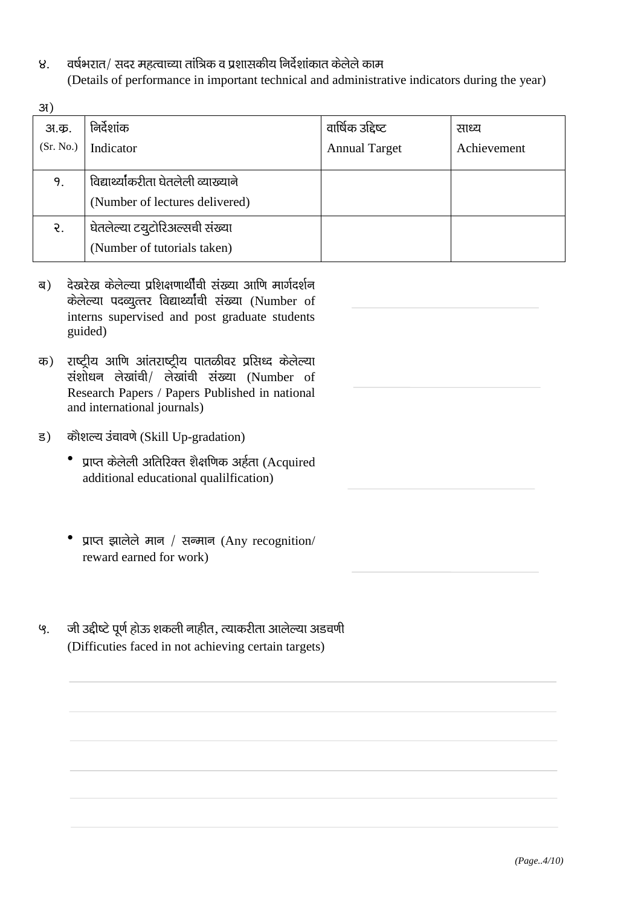४. वर्षभरात/ सदर महत्वाच्या तांत्रिक व प्रशासकीय निर्देशांकात केलेले काम
(Details of performance in important technical and administrative indicators during the year)

अ)

| अ.क्र. (Sr. No.) | निर्देशांक Indicator | वार्षिक उद्दिष्ट Annual Target | साध्य Achievement |
|---|---|---|---|
| १. | विद्यार्थ्यांकरीता घेतलेली व्याख्याने (Number of lectures delivered) | | |
| २. | घेतलेल्या टयुटोरिअल्सची संख्या (Number of tutorials taken) | | |

ब) देखरेख केलेल्या प्रशिक्षणार्थीची संख्या आणि मार्गदर्शन केलेल्या पदव्युत्तर विद्यार्थ्यांची संख्या (Number of interns supervised and post graduate students guided) ______________________

क) राष्ट्रीय आणि आंतराष्ट्रीय पातळीवर प्रसिध्द केलेल्या संशोधन लेखांची/ लेखांची संख्या (Number of Research Papers / Papers Published in national and international journals) ______________________

ड) कौशल्य उंचावणे (Skill Up-gradation)

- प्राप्त केलेली अतिरिक्त शैक्षणिक अर्हता (Acquired additional educational qualilfication) ______________________

- प्राप्त झालेले मान / सन्मान (Any recognition/ reward earned for work) ______________________

५. जी उद्दीष्टे पूर्ण होऊ शकली नाहीत, त्याकरीता आलेल्या अडचणी
(Difficuties faced in not achieving certain targets)

______________________________________________________________________

______________________________________________________________________

______________________________________________________________________

______________________________________________________________________

______________________________________________________________________

______________________________________________________________________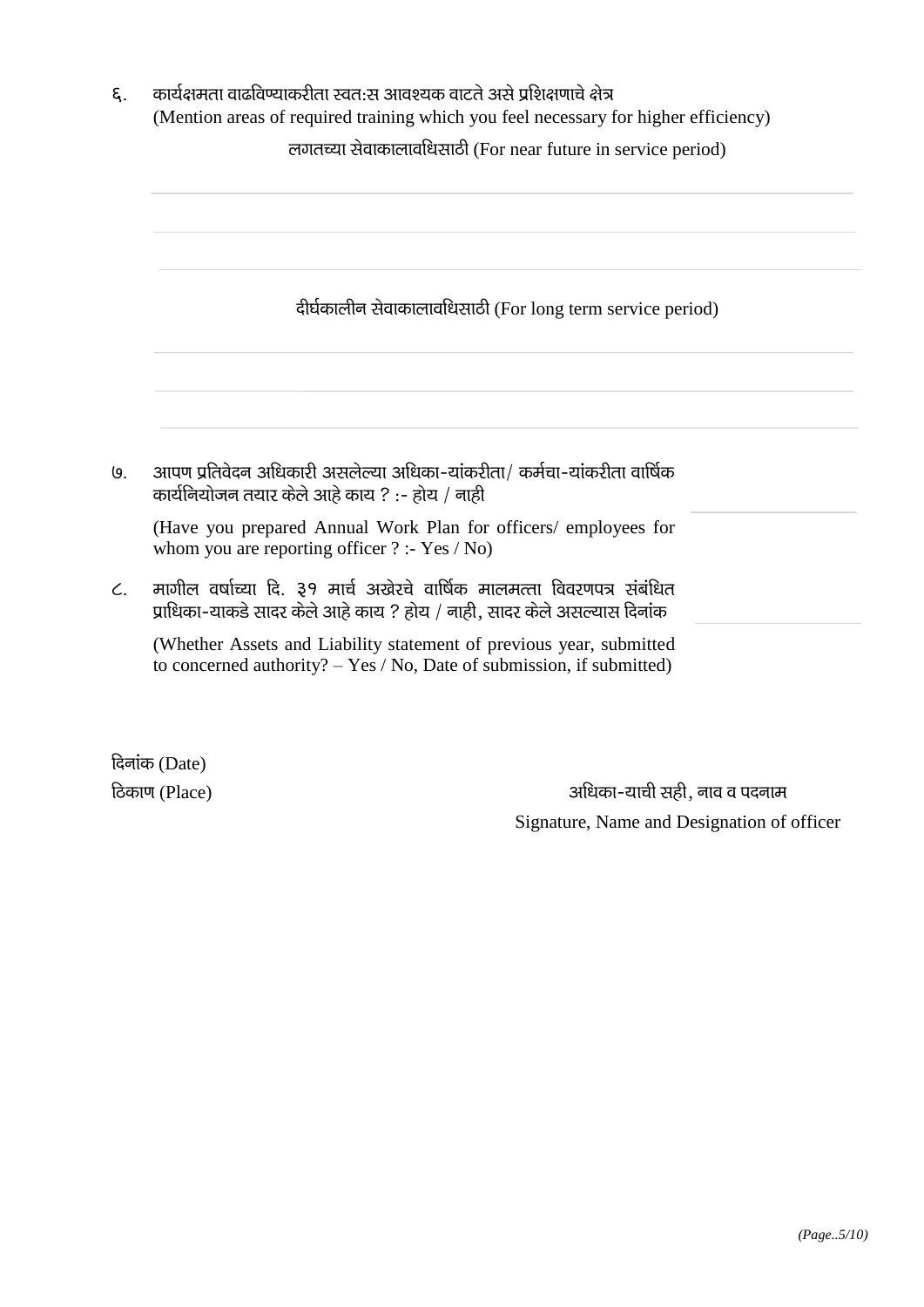६. कार्यक्षमता वाढविण्याकरीता स्वत:स आवश्यक वाटते असे प्रशिक्षणाचे क्षेत्र
(Mention areas of required training which you feel necessary for higher efficiency)

लगतच्या सेवाकालावधिसाठी (For near future in service period)

______________________________________________

______________________________________________

______________________________________________

दीर्घकालीन सेवाकालावधिसाठी (For long term service period)

______________________________________________

______________________________________________

______________________________________________

७. आपण प्रतिवेदन अधिकारी असलेल्या अधिका-यांकरीता/ कर्मचा-यांकरीता वार्षिक कार्यनियोजन तयार केले आहे काय ? :- होय / नाही ______________

(Have you prepared Annual Work Plan for officers/ employees for whom you are reporting officer ? :- Yes / No)

८. मागील वर्षाच्या दि. ३१ मार्च अखेरचे वार्षिक मालमत्ता विवरणपत्र संबंधित प्राधिका-याकडे सादर केले आहे काय ? होय / नाही, सादर केले असल्यास दिनांक ______________

(Whether Assets and Liability statement of previous year, submitted to concerned authority? – Yes / No, Date of submission, if submitted)

दिनांक (Date)

ठिकाण (Place)

अधिका-याची सही, नाव व पदनाम

Signature, Name and Designation of officer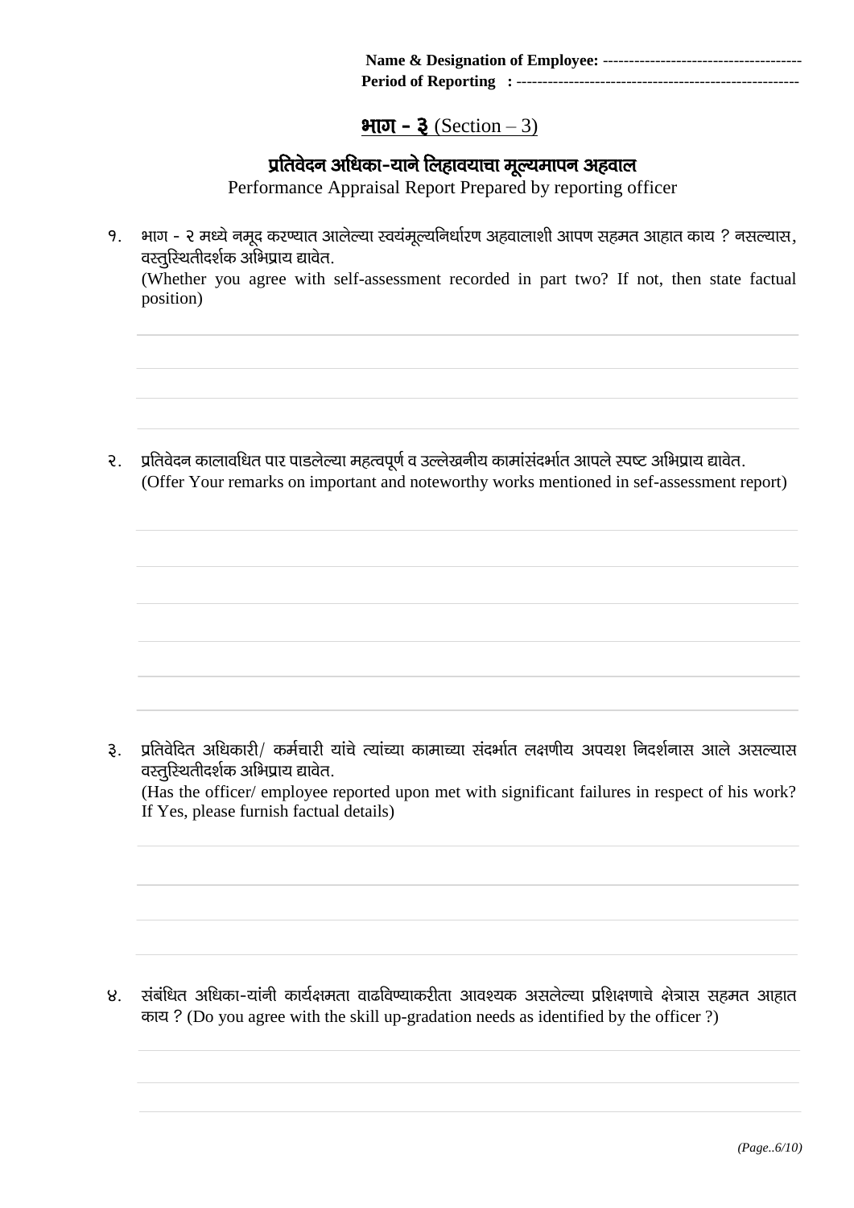**Name & Designation of Employee:** -------------------------------------
**Period of Reporting :** ----------------------------------------------------

## **भाग - ३** (Section – 3)

### **प्रतिवेदन अधिका-याने लिहावयाचा मूल्यमापन अहवाल**

Performance Appraisal Report Prepared by reporting officer

१. भाग - २ मध्ये नमूद करण्यात आलेल्या स्वयंमूल्यनिर्धारण अहवालाशी आपण सहमत आहात काय ? नसल्यास, वस्तुस्थितीदर्शक अभिप्राय द्यावेत.
(Whether you agree with self-assessment recorded in part two? If not, then state factual position)

२. प्रतिवेदन कालावधित पार पाडलेल्या महत्वपूर्ण व उल्लेखनीय कामांसंदर्भात आपले स्पष्ट अभिप्राय द्यावेत.
(Offer Your remarks on important and noteworthy works mentioned in sef-assessment report)

३. प्रतिवेदित अधिकारी/ कर्मचारी यांचे त्यांच्या कामाच्या संदर्भात लक्षणीय अपयश निदर्शनास आले असल्यास वस्तुस्थितीदर्शक अभिप्राय द्यावेत.
(Has the officer/ employee reported upon met with significant failures in respect of his work? If Yes, please furnish factual details)

४. संबंधित अधिका-यांनी कार्यक्षमता वाढविण्याकरीता आवश्यक असलेल्या प्रशिक्षणाचे क्षेत्रास सहमत आहात काय ? (Do you agree with the skill up-gradation needs as identified by the officer ?)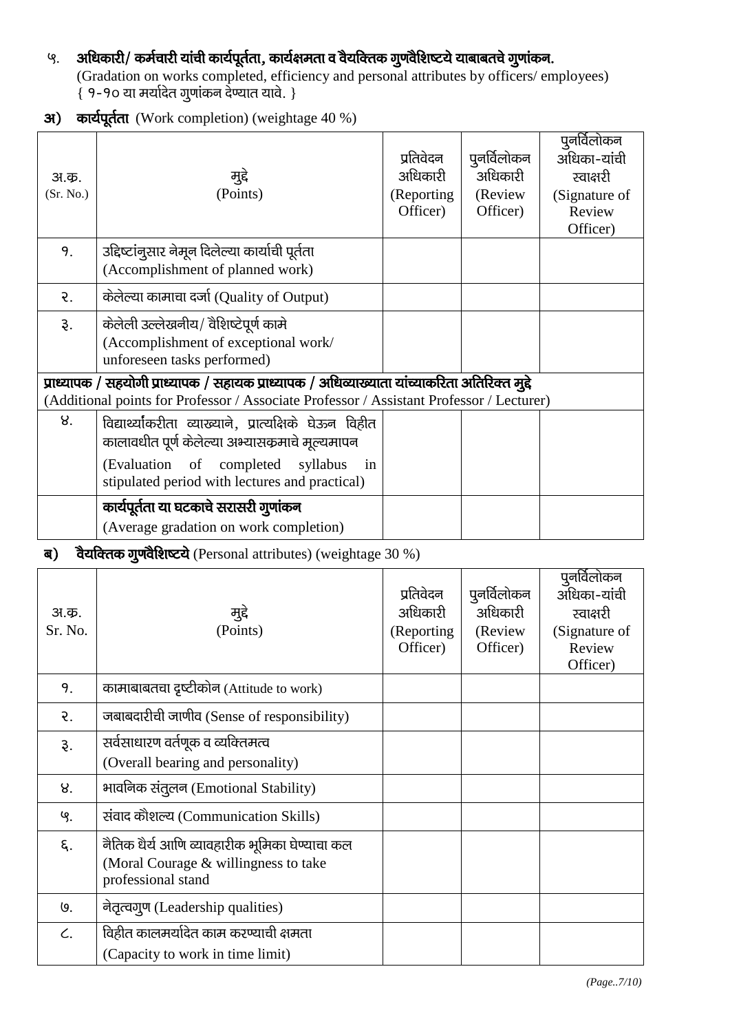## ५. अधिकारी/ कर्मचारी यांची कार्यपूर्तता, कार्यक्षमता व वैयक्तिक गुणवैशिष्टये याबाबतचे गुणांकन.

(Gradation on works completed, efficiency and personal attributes by officers/ employees)
{ १-१० या मर्यादेत गुणांकन देण्यात यावे. }

### अ) कार्यपूर्तता (Work completion) (weightage 40 %)

| अ.क्र. (Sr. No.) | मुद्दे (Points) | प्रतिवेदन अधिकारी (Reporting Officer) | पुनर्विलोकन अधिकारी (Review Officer) | पुनर्विलोकन अधिका-यांची स्वाक्षरी (Signature of Review Officer) |
|---|---|---|---|---|
| १. | उद्दिष्टांनुसार नेमून दिलेल्या कार्याची पूर्तता (Accomplishment of planned work) | | | |
| २. | केलेल्या कामाचा दर्जा (Quality of Output) | | | |
| ३. | केलेली उल्लेखनीय/ वैशिष्टेपूर्ण कामे (Accomplishment of exceptional work/ unforeseen tasks performed) | | | |
| **प्राध्यापक / सहयोगी प्राध्यापक / सहायक प्राध्यापक / अधिव्याख्याता यांच्याकरिता अतिरिक्त मुद्दे** (Additional points for Professor / Associate Professor / Assistant Professor / Lecturer) | | | | |
| ४. | विद्यार्थ्यांकरीता व्याख्याने, प्रात्यक्षिके घेऊन विहीत कालावधीत पूर्ण केलेल्या अभ्यासक्रमाचे मूल्यमापन (Evaluation of completed syllabus in stipulated period with lectures and practical) | | | |
| | **कार्यपूर्तता या घटकाचे सरासरी गुणांकन** (Average gradation on work completion) | | | |

### ब) वैयक्तिक गुणवैशिष्टये (Personal attributes) (weightage 30 %)

| अ.क्र. Sr. No. | मुद्दे (Points) | प्रतिवेदन अधिकारी (Reporting Officer) | पुनर्विलोकन अधिकारी (Review Officer) | पुनर्विलोकन अधिका-यांची स्वाक्षरी (Signature of Review Officer) |
|---|---|---|---|---|
| १. | कामाबाबतचा दृष्टीकोन (Attitude to work) | | | |
| २. | जबाबदारीची जाणीव (Sense of responsibility) | | | |
| ३. | सर्वसाधारण वर्तणूक व व्यक्तिमत्व (Overall bearing and personality) | | | |
| ४. | भावनिक संतुलन (Emotional Stability) | | | |
| ५. | संवाद कौशल्य (Communication Skills) | | | |
| ६. | नैतिक धैर्य आणि व्यावहारीक भूमिका घेण्याचा कल (Moral Courage & willingness to take professional stand | | | |
| ७. | नेतृत्वगुण (Leadership qualities) | | | |
| ८. | विहीत कालमर्यादेत काम करण्याची क्षमता (Capacity to work in time limit) | | | |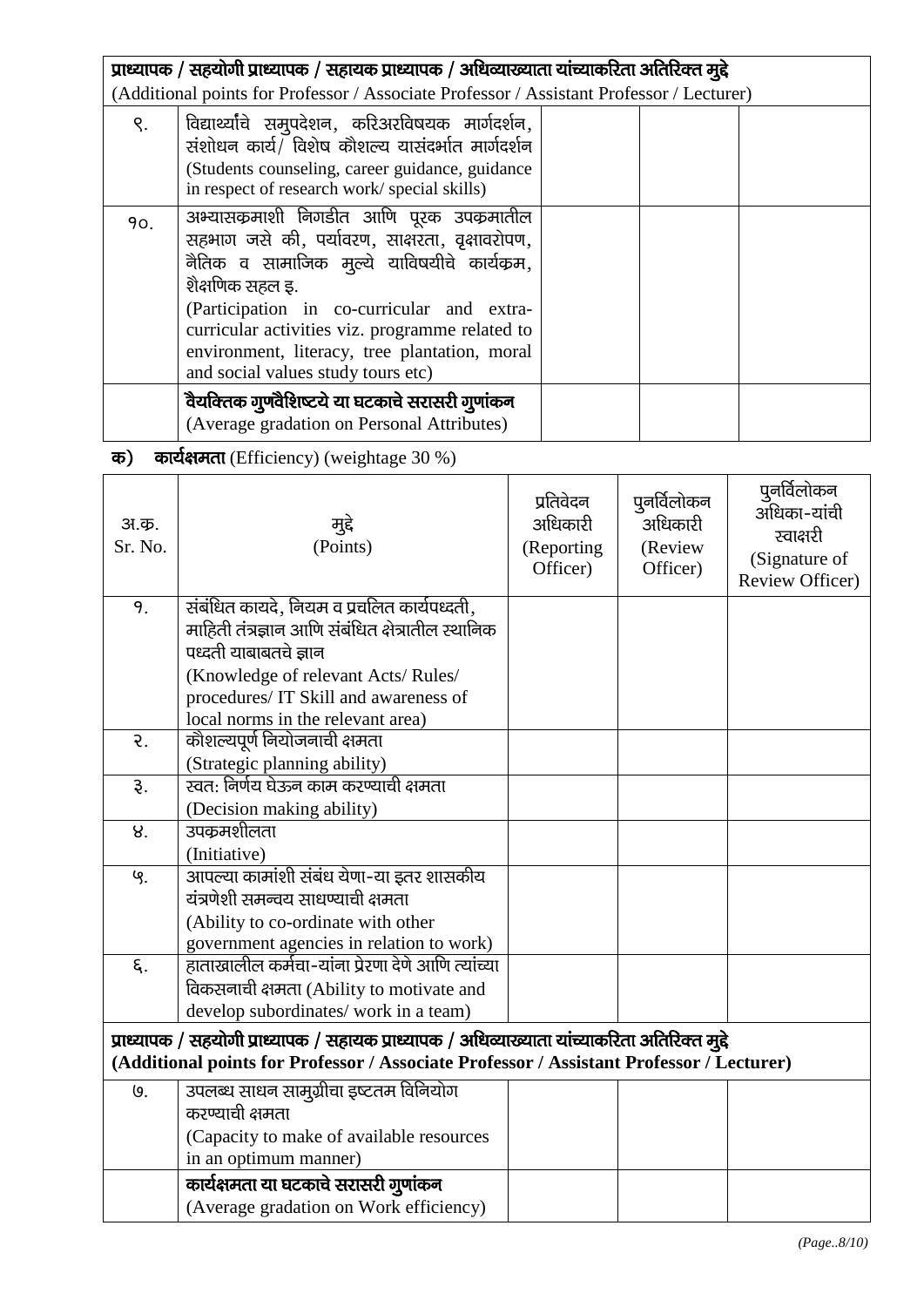| | | | | |
|---|---|---|---|---|
| **प्राध्यापक / सहयोगी प्राध्यापक / सहायक प्राध्यापक / अधिव्याख्याता यांच्याकरिता अतिरिक्त मुद्दे** (Additional points for Professor / Associate Professor / Assistant Professor / Lecturer) | | | | |
| ९. | विद्यार्थ्यांचे समुपदेशन, करिअरविषयक मार्गदर्शन, संशोधन कार्य/ विशेष कौशल्य यासंदर्भात मार्गदर्शन (Students counseling, career guidance, guidance in respect of research work/ special skills) | | | |
| १०. | अभ्यासक्रमाशी निगडीत आणि पूरक उपक्रमातील सहभाग जसे की, पर्यावरण, साक्षरता, वृक्षावरोपण, नैतिक व सामाजिक मुल्ये याविषयीचे कार्यक्रम, शैक्षणिक सहल इ. (Participation in co-curricular and extra-curricular activities viz. programme related to environment, literacy, tree plantation, moral and social values study tours etc) | | | |
| | **वैयक्तिक गुणवैशिष्टये या घटकाचे सरासरी गुणांकन** (Average gradation on Personal Attributes) | | | |

**क) कार्यक्षमता** (Efficiency) (weightage 30 %)

| अ.क्र. Sr. No. | मुद्दे (Points) | प्रतिवेदन अधिकारी (Reporting Officer) | पुनर्विलोकन अधिकारी (Review Officer) | पुनर्विलोकन अधिका-यांची स्वाक्षरी (Signature of Review Officer) |
|---|---|---|---|---|
| १. | संबंधित कायदे, नियम व प्रचलित कार्यपध्दती, माहिती तंत्रज्ञान आणि संबंधित क्षेत्रातील स्थानिक पध्दती याबाबतचे ज्ञान (Knowledge of relevant Acts/ Rules/ procedures/ IT Skill and awareness of local norms in the relevant area) | | | |
| २. | कौशल्यपूर्ण नियोजनाची क्षमता (Strategic planning ability) | | | |
| ३. | स्वत: निर्णय घेऊन काम करण्याची क्षमता (Decision making ability) | | | |
| ४. | उपक्रमशीलता (Initiative) | | | |
| ५. | आपल्या कामांशी संबंध येणा-या इतर शासकीय यंत्रणेशी समन्वय साधण्याची क्षमता (Ability to co-ordinate with other government agencies in relation to work) | | | |
| ६. | हाताखालील कर्मचा-यांना प्रेरणा देणे आणि त्यांच्या विकसनाची क्षमता (Ability to motivate and develop subordinates/ work in a team) | | | |
| **प्राध्यापक / सहयोगी प्राध्यापक / सहायक प्राध्यापक / अधिव्याख्याता यांच्याकरिता अतिरिक्त मुद्दे (Additional points for Professor / Associate Professor / Assistant Professor / Lecturer)** | | | | |
| ७. | उपलब्ध साधन सामुग्रीचा इष्टतम विनियोग करण्याची क्षमता (Capacity to make of available resources in an optimum manner) | | | |
| | **कार्यक्षमता या घटकाचे सरासरी गुणांकन** (Average gradation on Work efficiency) | | | |

*(Page..8/10)*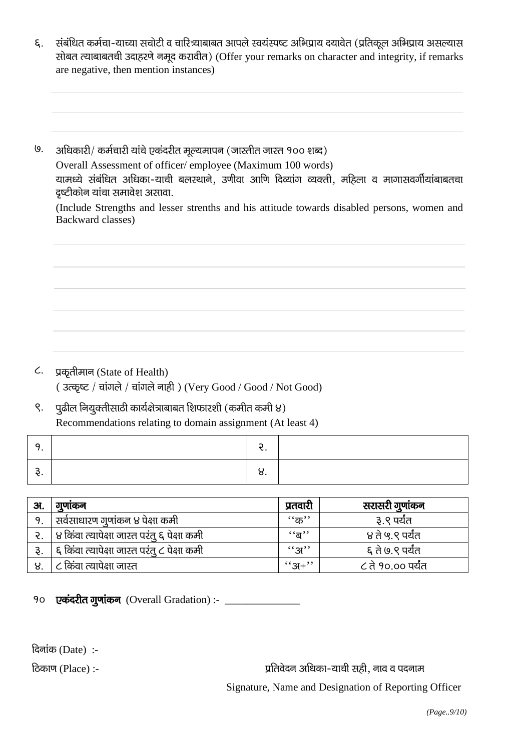६. संबंधित कर्मचा-याच्या सचोटी व चारित्र्याबाबत आपले स्वयंस्पष्ट अभिप्राय दयावेत (प्रतिकूल अभिप्राय असल्यास सोबत त्याबाबतची उदाहरणे नमूद करावीत) (Offer your remarks on character and integrity, if remarks are negative, then mention instances)

७. अधिकारी/ कर्मचारी यांचे एकंदरीत मूल्यमापन (जास्तीत जास्त १०० शब्द)
Overall Assessment of officer/ employee (Maximum 100 words)
यामध्ये संबंधित अधिका-याची बलस्थाने, उणीवा आणि दिव्यांग व्यक्ती, महिला व मागासवर्गीयांबाबतचा दृष्टीकोन यांचा समावेश असावा.
(Include Strengths and lesser strenths and his attitude towards disabled persons, women and Backward classes)

८. प्रकृतीमान (State of Health)
( उत्कृष्ट / चांगले / चांगले नाही ) (Very Good / Good / Not Good)

९. पुढील नियुक्तीसाठी कार्यक्षेत्राबाबत शिफारशी (कमीत कमी ४)
Recommendations relating to domain assignment (At least 4)

| १. | | २. | |
|---|---|---|---|
| ३. | | ४. | |

| अ. | गुणांकन | प्रतवारी | सरासरी गुणांकन |
|---|---|---|---|
| १. | सर्वसाधारण गुणांकन ४ पेक्षा कमी | ''क'' | ३.९ पर्यंत |
| २. | ४ किंवा त्यापेक्षा जास्त परंतु ६ पेक्षा कमी | ''ब'' | ४ ते ५.९ पर्यंत |
| ३. | ६ किंवा त्यापेक्षा जास्त परंतु ८ पेक्षा कमी | ''अ'' | ६ ते ७.९ पर्यंत |
| ४. | ८ किंवा त्यापेक्षा जास्त | ''अ+'' | ८ ते १०.०० पर्यंत |

१० **एकंदरीत गुणांकन** (Overall Gradation) :- ______________

दिनांक (Date) :-

ठिकाण (Place) :-

प्रतिवेदन अधिका-याची सही, नाव व पदनाम
Signature, Name and Designation of Reporting Officer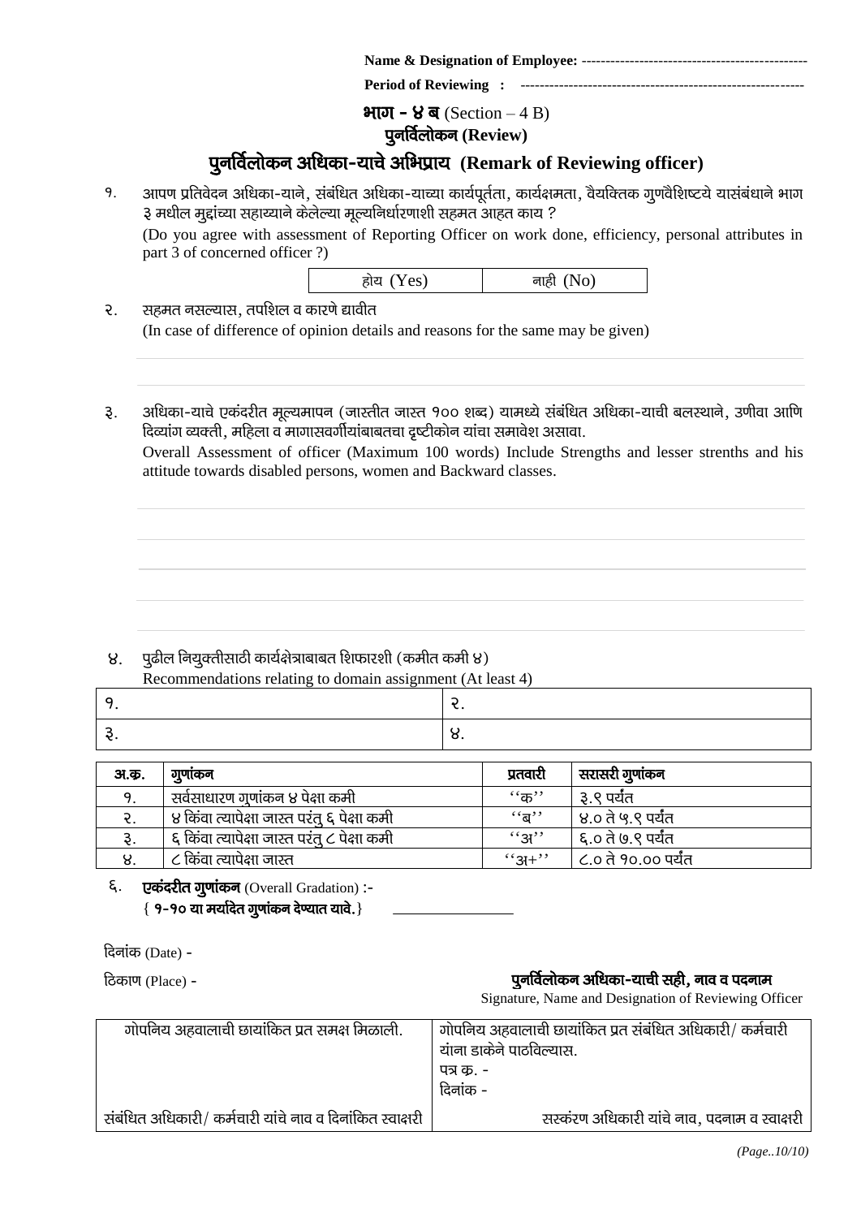**Name & Designation of Employee:** ----------------------------------------------

**Period of Reviewing :** ----------------------------------------------------------

## भाग - ४ ब (Section – 4 B)

## पुनर्विलोकन (Review)

# पुनर्विलोकन अधिका-याचे अभिप्राय (Remark of Reviewing officer)

१. आपण प्रतिवेदन अधिका-याने, संबंधित अधिका-याच्या कार्यपूर्तता, कार्यक्षमता, वैयक्तिक गुणवैशिष्टये यासंबंधाने भाग ३ मधील मुद्दांच्या सहाय्याने केलेल्या मूल्यनिर्धारणाशी सहमत आहत काय ?

(Do you agree with assessment of Reporting Officer on work done, efficiency, personal attributes in part 3 of concerned officer ?)

| होय (Yes) | नाही (No) |
|---|---|

२. सहमत नसल्यास, तपशिल व कारणे द्यावीत

(In case of difference of opinion details and reasons for the same may be given)

३. अधिका-याचे एकंदरीत मूल्यमापन (जास्तीत जास्त १०० शब्द) यामध्ये संबंधित अधिका-याची बलस्थाने, उणीवा आणि दिव्यांग व्यक्ती, महिला व मागासवर्गीयांबाबतचा दृष्टीकोन यांचा समावेश असावा.

Overall Assessment of officer (Maximum 100 words) Include Strengths and lesser strenths and his attitude towards disabled persons, women and Backward classes.

४. पुढील नियुक्तीसाठी कार्यक्षेत्राबाबत शिफारशी (कमीत कमी ४)

Recommendations relating to domain assignment (At least 4)

| १. | २. |
|---|---|
| ३. | ४. |

| अ.क्र. | गुणांकन | प्रतवारी | सरासरी गुणांकन |
|---|---|---|---|
| १. | सर्वसाधारण गुणांकन ४ पेक्षा कमी | ''क'' | ३.९ पर्यंत |
| २. | ४ किंवा त्यापेक्षा जास्त परंतु ६ पेक्षा कमी | ''ब'' | ४.० ते ५.९ पर्यंत |
| ३. | ६ किंवा त्यापेक्षा जास्त परंतु ८ पेक्षा कमी | ''अ'' | ६.० ते ७.९ पर्यंत |
| ४. | ८ किंवा त्यापेक्षा जास्त | ''अ+'' | ८.० ते १०.०० पर्यंत |

६. **एकंदरीत गुणांकन** (Overall Gradation) :-
**{ १-१० या मर्यादेत गुणांकन देण्यात यावे.}** _______________

दिनांक (Date) -

ठिकाण (Place) -

**पुनर्विलोकन अधिका-याची सही, नाव व पदनाम**
Signature, Name and Designation of Reviewing Officer

| गोपनिय अहवालाची छायांकित प्रत समक्ष मिळाली. | गोपनिय अहवालाची छायांकित प्रत संबंधित अधिकारी/ कर्मचारी यांना डाकेने पाठविल्यास.<br>पत्र क्र. -<br>दिनांक - |
|---|---|
| संबंधित अधिकारी/ कर्मचारी यांचे नाव व दिनांकित स्वाक्षरी | सस्करंण अधिकारी यांचे नाव, पदनाम व स्वाक्षरी |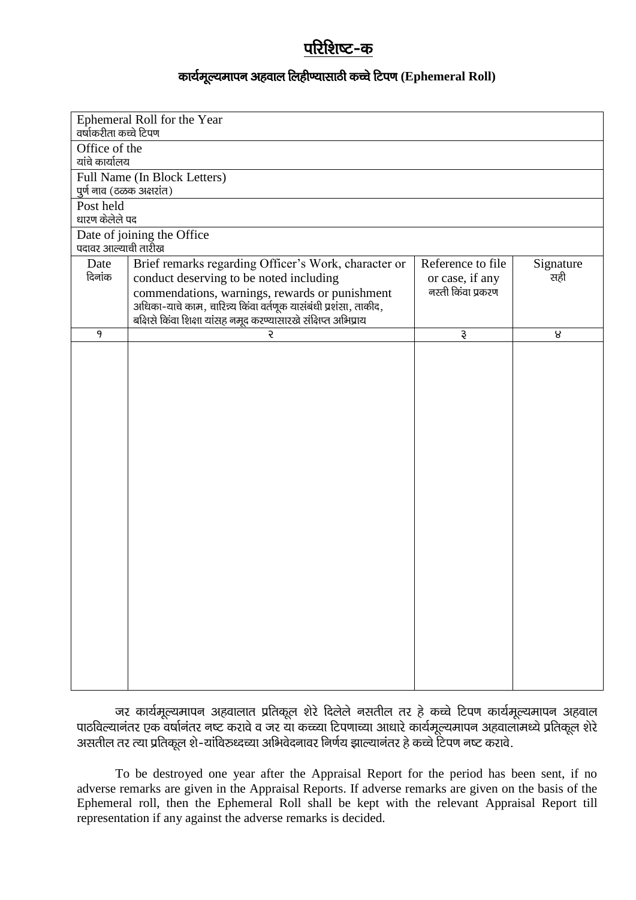# परिशिष्ट-क

## कार्यमूल्यमापन अहवाल लिहीण्यासाठी कच्चे टिपण (Ephemeral Roll)

| Ephemeral Roll for the Year<br>वर्षाकरीता कच्चे टिपण | | | |
|---|---|---|---|
| Office of the<br>यांचे कार्यालय | | | |
| Full Name (In Block Letters)<br>पुर्ण नाव (ठळक अक्षरांत) | | | |
| Post held<br>धारण केलेले पद | | | |
| Date of joining the Office<br>पदावर आल्याची तारीख | | | |
| Date<br>दिनांक | Brief remarks regarding Officer's Work, character or conduct deserving to be noted including commendations, warnings, rewards or punishment<br>अधिका-याचे काम, चारित्र्य किंवा वर्तणूक यासंबंधी प्रशंसा, ताकीद, बक्षिसे किंवा शिक्षा यांसह नमूद करण्यासारखे संक्षिप्त अभिप्राय | Reference to file or case, if any<br>नस्ती किंवा प्रकरण | Signature<br>सही |
| १ | २ | ३ | ४ |
| | | | |

जर कार्यमूल्यमापन अहवालात प्रतिकूल शेरे दिलेले नसतील तर हे कच्चे टिपण कार्यमूल्यमापन अहवाल पाठविल्यानंतर एक वर्षानंतर नष्ट करावे व जर या कच्च्या टिपणाच्या आधारे कार्यमूल्यमापन अहवालामध्ये प्रतिकूल शेरे असतील तर त्या प्रतिकूल शे-यांविरुध्दच्या अभिवेदनावर निर्णय झाल्यानंतर हे कच्चे टिपण नष्ट करावे.

To be destroyed one year after the Appraisal Report for the period has been sent, if no adverse remarks are given in the Appraisal Reports. If adverse remarks are given on the basis of the Ephemeral roll, then the Ephemeral Roll shall be kept with the relevant Appraisal Report till representation if any against the adverse remarks is decided.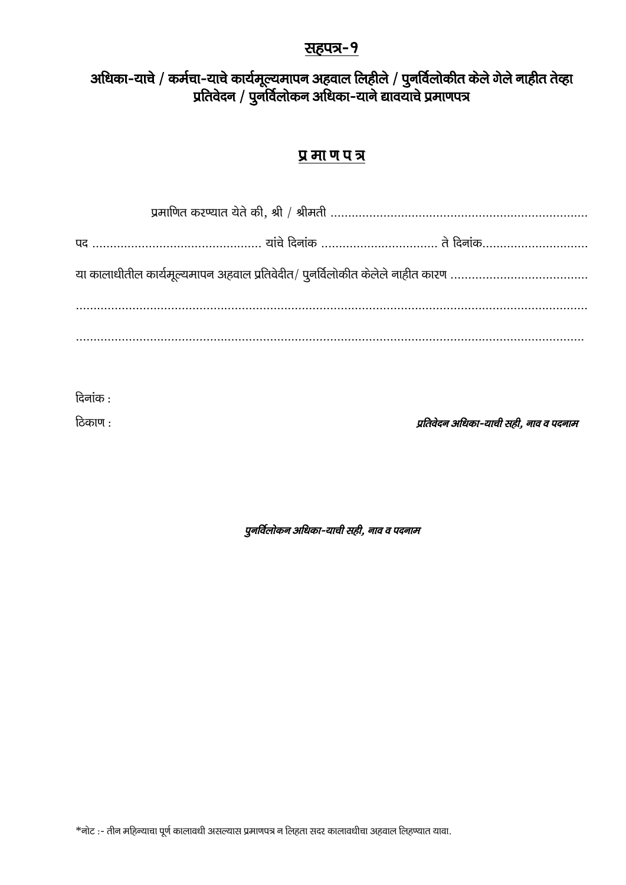## सहपत्र-१

### अधिका-याचे / कर्मचा-याचे कार्यमूल्यमापन अहवाल लिहीले / पुनर्विलोकीत केले गेले नाहीत तेव्हा प्रतिवेदन / पुनर्विलोकन अधिका-याने द्यावयाचे प्रमाणपत्र

## प्र मा ण प त्र

प्रमाणित करण्यात येते की, श्री / श्रीमती ..........................................................................

पद ................................................ यांचे दिनांक ................................ ते दिनांक.............................

या कालाधीतील कार्यमूल्यमापन अहवाल प्रतिवेदीत/ पुनर्विलोकीत केलेले नाहीत कारण .......................................

...................................................................................................................................................

..................................................................................................................................................

दिनांक :

ठिकाण :

***प्रतिवेदन अधिका-याची सही, नाव व पदनाम***

***पुनर्विलोकन अधिका-याची सही, नाव व पदनाम***

*नोट :- तीन महिन्याचा पूर्ण कालावधी असल्यास प्रमाणपत्र न लिहता सदर कालावधीचा अहवाल लिहण्यात यावा.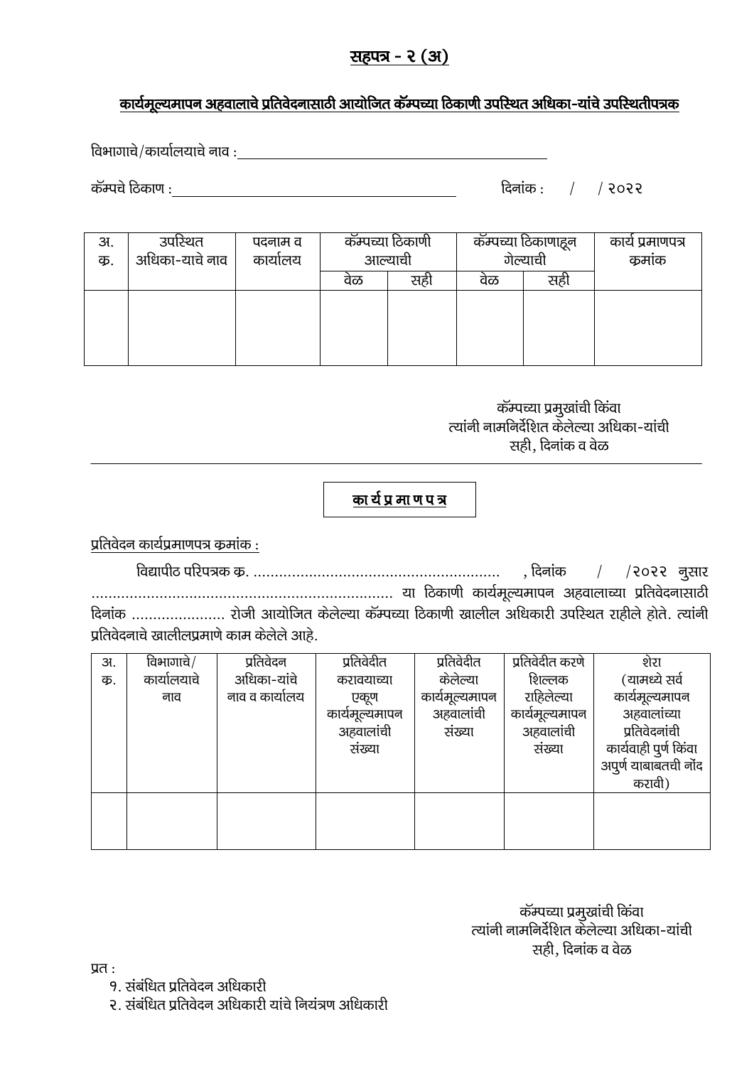## सहपत्र - २ (अ)

**कार्यमूल्यमापन अहवालाचे प्रतिवेदनासाठी आयोजित कॅम्पच्या ठिकाणी उपस्थित अधिका-यांचे उपस्थितीपत्रक**

विभागाचे/कार्यालयाचे नाव :

कॅम्पचे ठिकाण : दिनांक : / / २०२२

| अ. क्र. | उपस्थित अधिका-याचे नाव | पदनाम व कार्यालय | कॅम्पच्या ठिकाणी आल्याची | | कॅम्पच्या ठिकाणाहून गेल्याची | | कार्य प्रमाणपत्र क्रमांक |
|---|---|---|---|---|---|---|---|
| | | | वेळ | सही | वेळ | सही | |
| | | | | | | | |

कॅम्पच्या प्रमुखांची किंवा
त्यांनी नामनिर्देशित केलेल्या अधिका-यांची
सही, दिनांक व वेळ

---

**कार्य प्रमाणपत्र**

प्रतिवेदन कार्यप्रमाणपत्र क्रमांक :

विद्यापीठ परिपत्रक क्र. ......................................................... , दिनांक / /२०२२ नुसार ...................................................................... या ठिकाणी कार्यमूल्यमापन अहवालाच्या प्रतिवेदनासाठी दिनांक ...................... रोजी आयोजित केलेल्या कॅम्पच्या ठिकाणी खालील अधिकारी उपस्थित राहीले होते. त्यांनी प्रतिवेदनाचे खालीलप्रमाणे काम केलेले आहे.

| अ. क्र. | विभागाचे/ कार्यालयाचे नाव | प्रतिवेदन अधिका-यांचे नाव व कार्यालय | प्रतिवेदीत करावयाच्या एकूण कार्यमूल्यमापन अहवालांची संख्या | प्रतिवेदीत केलेल्या कार्यमूल्यमापन अहवालांची संख्या | प्रतिवेदीत करणे शिल्लक राहिलेल्या कार्यमूल्यमापन अहवालांची संख्या | शेरा (यामध्ये सर्व कार्यमूल्यमापन अहवालांच्या प्रतिवेदनांची कार्यवाही पुर्ण किंवा अपुर्ण याबाबतची नोंद करावी) |
|---|---|---|---|---|---|---|
| | | | | | | |

कॅम्पच्या प्रमुखांची किंवा
त्यांनी नामनिर्देशित केलेल्या अधिका-यांची
सही, दिनांक व वेळ

प्रत :

१. संबंधित प्रतिवेदन अधिकारी
२. संबंधित प्रतिवेदन अधिकारी यांचे नियंत्रण अधिकारी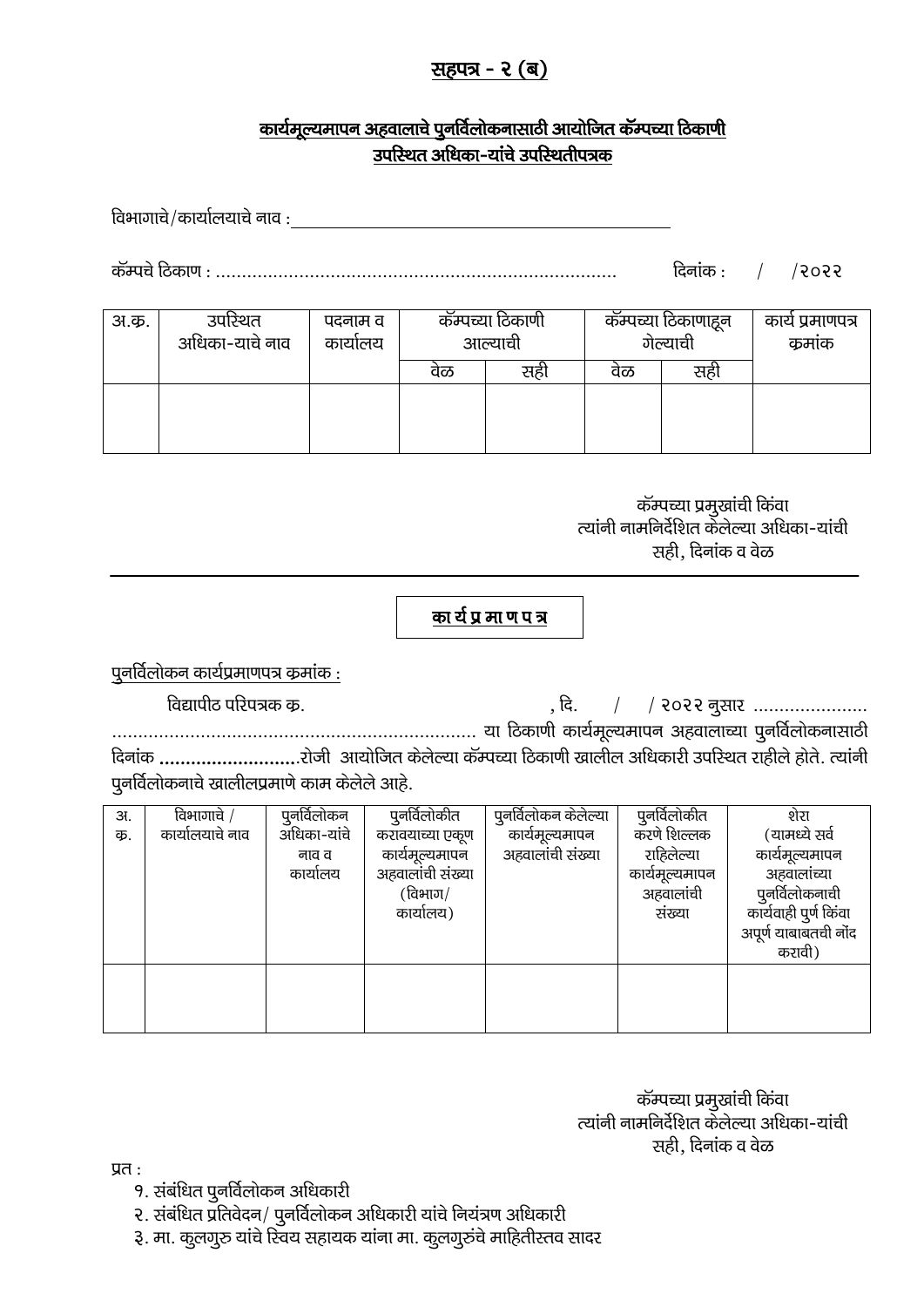## सहपत्र - २ (ब)

### कार्यमूल्यमापन अहवालाचे पुनर्विलोकनासाठी आयोजित कॅम्पच्या ठिकाणी उपस्थित अधिका-यांचे उपस्थितीपत्रक

विभागाचे/कार्यालयाचे नाव :\_\_\_\_\_\_\_\_\_\_\_\_\_\_\_\_\_\_\_\_\_\_\_\_\_\_\_\_\_\_\_\_\_\_\_\_\_\_\_\_

कॅम्पचे ठिकाण : ............................................................................ दिनांक : / /२०२२

| अ.क्र. | उपस्थित अधिका-याचे नाव | पदनाम व कार्यालय | कॅम्पच्या ठिकाणी आल्याची | | कॅम्पच्या ठिकाणाहून गेल्याची | | कार्य प्रमाणपत्र क्रमांक |
|---|---|---|---|---|---|---|---|
| | | | वेळ | सही | वेळ | सही | |
| | | | | | | | |

कॅम्पच्या प्रमुखांची किंवा
त्यांनी नामनिर्देशित केलेल्या अधिका-यांची
सही, दिनांक व वेळ

---

### का र्य प्र मा ण प त्र

पुनर्विलोकन कार्यप्रमाणपत्र क्रमांक :

विद्यापीठ परिपत्रक क्र. , दि. / / २०२२ नुसार ..................... ..................................................................... या ठिकाणी कार्यमूल्यमापन अहवालाच्या पुनर्विलोकनासाठी दिनांक **..........................**रोजी आयोजित केलेल्या कॅम्पच्या ठिकाणी खालील अधिकारी उपस्थित राहीले होते. त्यांनी पुनर्विलोकनाचे खालीलप्रमाणे काम केलेले आहे.

| अ. क्र. | विभागाचे / कार्यालयाचे नाव | पुनर्विलोकन अधिका-यांचे नाव व कार्यालय | पुनर्विलोकीत करावयाच्या एकूण कार्यमूल्यमापन अहवालांची संख्या (विभाग/ कार्यालय) | पुनर्विलोकन केलेल्या कार्यमूल्यमापन अहवालांची संख्या | पुनर्विलोकीत करणे शिल्लक राहिलेल्या कार्यमूल्यमापन अहवालांची संख्या | शेरा (यामध्ये सर्व कार्यमूल्यमापन अहवालांच्या पुनर्विलोकनाची कार्यवाही पुर्ण किंवा अपूर्ण याबाबतची नोंद करावी) |
|---|---|---|---|---|---|---|
| | | | | | | |

कॅम्पच्या प्रमुखांची किंवा
त्यांनी नामनिर्देशित केलेल्या अधिका-यांची
सही, दिनांक व वेळ

प्रत :

१. संबंधित पुनर्विलोकन अधिकारी
२. संबंधित प्रतिवेदन/ पुनर्विलोकन अधिकारी यांचे नियंत्रण अधिकारी
३. मा. कुलगुरु यांचे स्विय सहायक यांना मा. कुलगुरुंचे माहितीस्तव सादर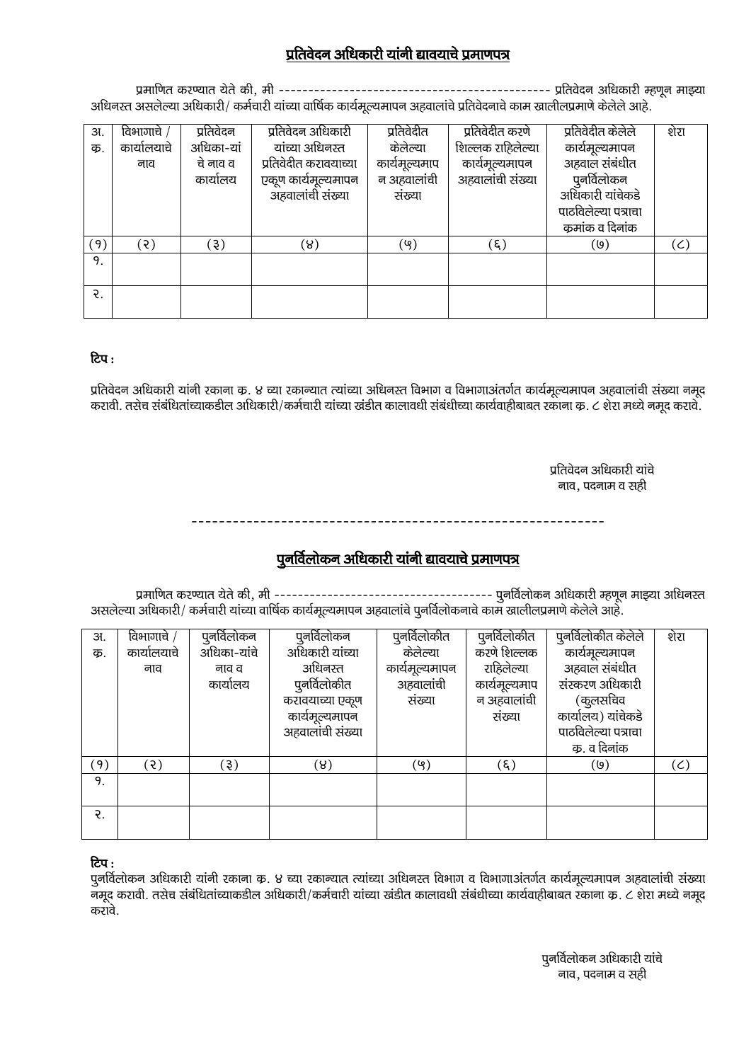## <u>प्रतिवेदन अधिकारी यांनी द्यावयाचे प्रमाणपत्र</u>

प्रमाणित करण्यात येते की, मी --------------------------------------------- प्रतिवेदन अधिकारी म्हणून माझ्या अधिनस्त असलेल्या अधिकारी/ कर्मचारी यांच्या वार्षिक कार्यमूल्यमापन अहवालांचे प्रतिवेदनाचे काम खालीलप्रमाणे केलेले आहे.

| अ. क्र. | विभागाचे / कार्यालयाचे नाव | प्रतिवेदन अधिका-यांचे नाव व कार्यालय | प्रतिवेदन अधिकारी यांच्या अधिनस्त प्रतिवेदीत करावयाच्या एकूण कार्यमूल्यमापन अहवालांची संख्या | प्रतिवेदीत केलेल्या कार्यमूल्यमापन अहवालांची संख्या | प्रतिवेदीत करणे शिल्लक राहिलेल्या कार्यमूल्यमापन अहवालांची संख्या | प्रतिवेदीत केलेले कार्यमूल्यमापन अहवाल संबंधीत पुनर्विलोकन अधिकारी यांचेकडे पाठविलेल्या पत्राचा क्रमांक व दिनांक | शेरा |
|---|---|---|---|---|---|---|---|
| (१) | (२) | (३) | (४) | (५) | (६) | (७) | (८) |
| १. | | | | | | | |
| २. | | | | | | | |

**टिप :**

प्रतिवेदन अधिकारी यांनी रकाना क्र. ४ च्या रकान्यात त्यांच्या अधिनस्त विभाग व विभागाअंतर्गत कार्यमूल्यमापन अहवालांची संख्या नमूद करावी. तसेच संबंधितांच्याकडील अधिकारी/कर्मचारी यांच्या खंडीत कालावधी संबंधीच्या कार्यवाहीबाबत रकाना क्र. ८ शेरा मध्ये नमूद करावे.

प्रतिवेदन अधिकारी यांचे
नाव, पदनाम व सही

-----------------------------------------------------------

## <u>पुनर्विलोकन अधिकारी यांनी द्यावयाचे प्रमाणपत्र</u>

प्रमाणित करण्यात येते की, मी ------------------------------------ पुनर्विलोकन अधिकारी म्हणून माझ्या अधिनस्त असलेल्या अधिकारी/ कर्मचारी यांच्या वार्षिक कार्यमूल्यमापन अहवालांचे पुनर्विलोकनाचे काम खालीलप्रमाणे केलेले आहे.

| अ. क्र. | विभागाचे / कार्यालयाचे नाव | पुनर्विलोकन अधिका-यांचे नाव व कार्यालय | पुनर्विलोकन अधिकारी यांच्या अधिनस्त पुनर्विलोकीत करावयाच्या एकूण कार्यमूल्यमापन अहवालांची संख्या | पुनर्विलोकीत केलेल्या कार्यमूल्यमापन अहवालांची संख्या | पुनर्विलोकीत करणे शिल्लक राहिलेल्या कार्यमूल्यमापन अहवालांची संख्या | पुनर्विलोकीत केलेले कार्यमूल्यमापन अहवाल संबंधीत संस्करण अधिकारी (कुलसचिव कार्यालय) यांचेकडे पाठविलेल्या पत्राचा क्र. व दिनांक | शेरा |
|---|---|---|---|---|---|---|---|
| (१) | (२) | (३) | (४) | (५) | (६) | (७) | (८) |
| १. | | | | | | | |
| २. | | | | | | | |

**टिप :**

पुनर्विलोकन अधिकारी यांनी रकाना क्र. ४ च्या रकान्यात त्यांच्या अधिनस्त विभाग व विभागाअंतर्गत कार्यमूल्यमापन अहवालांची संख्या नमूद करावी. तसेच संबंधितांच्याकडील अधिकारी/कर्मचारी यांच्या खंडीत कालावधी संबंधीच्या कार्यवाहीबाबत रकाना क्र. ८ शेरा मध्ये नमूद करावे.

पुनर्विलोकन अधिकारी यांचे
नाव, पदनाम व सही